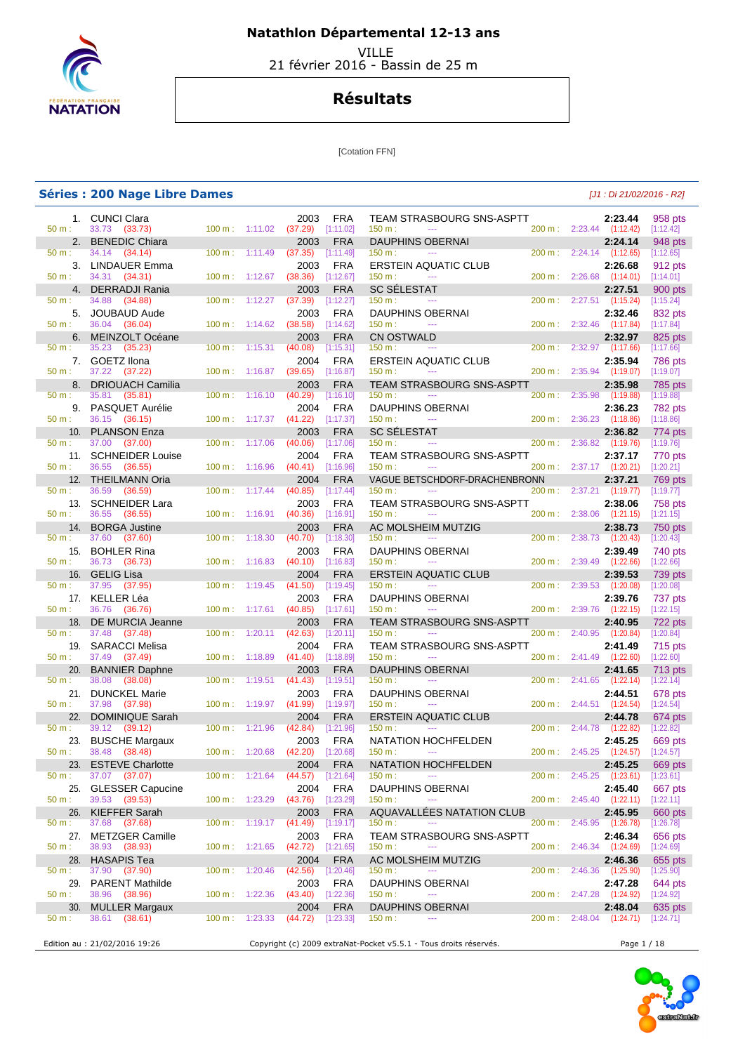# Natathlon Départemental 12-13 ans

VILLE
21 février 2016 - Bassin de 25 m

## Résultats

[Cotation FFN]

## Séries : 200 Nage Libre Dames

*[J1 : Di 21/02/2016 - R2]*

| Rang | Nom | Année | Nat. | Club | Temps | Points | 50 m | 100 m | 150 m | 200 m |
|---|---|---|---|---|---|---|---|---|---|---|
| 1. | CUNCI Clara | 2003 | FRA | TEAM STRASBOURG SNS-ASPTT | 2:23.44 | 958 pts | 33.73 (33.73) | 1:11.02 (37.29) [1:11.02] | --- | 2:23.44 (1:12.42) [1:12.42] |
| 2. | BENEDIC Chiara | 2003 | FRA | DAUPHINS OBERNAI | 2:24.14 | 948 pts | 34.14 (34.14) | 1:11.49 (37.35) [1:11.49] | --- | 2:24.14 (1:12.65) [1:12.65] |
| 3. | LINDAUER Emma | 2003 | FRA | ERSTEIN AQUATIC CLUB | 2:26.68 | 912 pts | 34.31 (34.31) | 1:12.67 (38.36) [1:12.67] | --- | 2:26.68 (1:14.01) [1:14.01] |
| 4. | DERRADJI Rania | 2003 | FRA | SC SÉLESTAT | 2:27.51 | 900 pts | 34.88 (34.88) | 1:12.27 (37.39) [1:12.27] | --- | 2:27.51 (1:15.24) [1:15.24] |
| 5. | JOUBAUD Aude | 2003 | FRA | DAUPHINS OBERNAI | 2:32.46 | 832 pts | 36.04 (36.04) | 1:14.62 (38.58) [1:14.62] | --- | 2:32.46 (1:17.84) [1:17.84] |
| 6. | MEINZOLT Océane | 2003 | FRA | CN OSTWALD | 2:32.97 | 825 pts | 35.23 (35.23) | 1:15.31 (40.08) [1:15.31] | --- | 2:32.97 (1:17.66) [1:17.66] |
| 7. | GOETZ Ilona | 2004 | FRA | ERSTEIN AQUATIC CLUB | 2:35.94 | 786 pts | 37.22 (37.22) | 1:16.87 (39.65) [1:16.87] | --- | 2:35.94 (1:19.07) [1:19.07] |
| 8. | DRIOUACH Camilia | 2003 | FRA | TEAM STRASBOURG SNS-ASPTT | 2:35.98 | 785 pts | 35.81 (35.81) | 1:16.10 (40.29) [1:16.10] | --- | 2:35.98 (1:19.88) [1:19.88] |
| 9. | PASQUET Aurélie | 2004 | FRA | DAUPHINS OBERNAI | 2:36.23 | 782 pts | 36.15 (36.15) | 1:17.37 (41.22) [1:17.37] | --- | 2:36.23 (1:18.86) [1:18.86] |
| 10. | PLANSON Enza | 2003 | FRA | SC SÉLESTAT | 2:36.82 | 774 pts | 37.00 (37.00) | 1:17.06 (40.06) [1:17.06] | --- | 2:36.82 (1:19.76) [1:19.76] |
| 11. | SCHNEIDER Louise | 2004 | FRA | TEAM STRASBOURG SNS-ASPTT | 2:37.17 | 770 pts | 36.55 (36.55) | 1:16.96 (40.41) [1:16.96] | --- | 2:37.17 (1:20.21) [1:20.21] |
| 12. | THEILMANN Oria | 2004 | FRA | VAGUE BETSCHDORF-DRACHENBRONN | 2:37.21 | 769 pts | 36.59 (36.59) | 1:17.44 (40.85) [1:17.44] | --- | 2:37.21 (1:19.77) [1:19.77] |
| 13. | SCHNEIDER Lara | 2003 | FRA | TEAM STRASBOURG SNS-ASPTT | 2:38.06 | 758 pts | 36.55 (36.55) | 1:16.91 (40.36) [1:16.91] | --- | 2:38.06 (1:21.15) [1:21.15] |
| 14. | BORGA Justine | 2003 | FRA | AC MOLSHEIM MUTZIG | 2:38.73 | 750 pts | 37.60 (37.60) | 1:18.30 (40.70) [1:18.30] | --- | 2:38.73 (1:20.43) [1:20.43] |
| 15. | BOHLER Rina | 2003 | FRA | DAUPHINS OBERNAI | 2:39.49 | 740 pts | 36.73 (36.73) | 1:16.83 (40.10) [1:16.83] | --- | 2:39.49 (1:22.66) [1:22.66] |
| 16. | GELIG Lisa | 2004 | FRA | ERSTEIN AQUATIC CLUB | 2:39.53 | 739 pts | 37.95 (37.95) | 1:19.45 (41.50) [1:19.45] | --- | 2:39.53 (1:20.08) [1:20.08] |
| 17. | KELLER Léa | 2003 | FRA | DAUPHINS OBERNAI | 2:39.76 | 737 pts | 36.76 (36.76) | 1:17.61 (40.85) [1:17.61] | --- | 2:39.76 (1:22.15) [1:22.15] |
| 18. | DE MURCIA Jeanne | 2003 | FRA | TEAM STRASBOURG SNS-ASPTT | 2:40.95 | 722 pts | 37.48 (37.48) | 1:20.11 (42.63) [1:20.11] | --- | 2:40.95 (1:20.84) [1:20.84] |
| 19. | SARACCI Melisa | 2004 | FRA | TEAM STRASBOURG SNS-ASPTT | 2:41.49 | 715 pts | 37.49 (37.49) | 1:18.89 (41.40) [1:18.89] | --- | 2:41.49 (1:22.60) [1:22.60] |
| 20. | BANNIER Daphne | 2003 | FRA | DAUPHINS OBERNAI | 2:41.65 | 713 pts | 38.08 (38.08) | 1:19.51 (41.43) [1:19.51] | --- | 2:41.65 (1:22.14) [1:22.14] |
| 21. | DUNCKEL Marie | 2003 | FRA | DAUPHINS OBERNAI | 2:44.51 | 678 pts | 37.98 (37.98) | 1:19.97 (41.99) [1:19.97] | --- | 2:44.51 (1:24.54) [1:24.54] |
| 22. | DOMINIQUE Sarah | 2004 | FRA | ERSTEIN AQUATIC CLUB | 2:44.78 | 674 pts | 39.12 (39.12) | 1:21.96 (42.84) [1:21.96] | --- | 2:44.78 (1:22.82) [1:22.82] |
| 23. | BUSCHE Margaux | 2003 | FRA | NATATION HOCHFELDEN | 2:45.25 | 669 pts | 38.48 (38.48) | 1:20.68 (42.20) [1:20.68] | --- | 2:45.25 (1:24.57) [1:24.57] |
| 23. | ESTEVE Charlotte | 2004 | FRA | NATATION HOCHFELDEN | 2:45.25 | 669 pts | 37.07 (37.07) | 1:21.64 (44.57) [1:21.64] | --- | 2:45.25 (1:23.61) [1:23.61] |
| 25. | GLESSER Capucine | 2004 | FRA | DAUPHINS OBERNAI | 2:45.40 | 667 pts | 39.53 (39.53) | 1:23.29 (43.76) [1:23.29] | --- | 2:45.40 (1:22.11) [1:22.11] |
| 26. | KIEFFER Sarah | 2003 | FRA | AQUAVALLÉES NATATION CLUB | 2:45.95 | 660 pts | 37.68 (37.68) | 1:19.17 (41.49) [1:19.17] | --- | 2:45.95 (1:26.78) [1:26.78] |
| 27. | METZGER Camille | 2003 | FRA | TEAM STRASBOURG SNS-ASPTT | 2:46.34 | 656 pts | 38.93 (38.93) | 1:21.65 (42.72) [1:21.65] | --- | 2:46.34 (1:24.69) [1:24.69] |
| 28. | HASAPIS Tea | 2004 | FRA | AC MOLSHEIM MUTZIG | 2:46.36 | 655 pts | 37.90 (37.90) | 1:20.46 (42.56) [1:20.46] | --- | 2:46.36 (1:25.90) [1:25.90] |
| 29. | PARENT Mathilde | 2003 | FRA | DAUPHINS OBERNAI | 2:47.28 | 644 pts | 38.96 (38.96) | 1:22.36 (43.40) [1:22.36] | --- | 2:47.28 (1:24.92) [1:24.92] |
| 30. | MULLER Margaux | 2004 | FRA | DAUPHINS OBERNAI | 2:48.04 | 635 pts | 38.61 (38.61) | 1:23.33 (44.72) [1:23.33] | --- | 2:48.04 (1:24.71) [1:24.71] |

Edition au : 21/02/2016 19:26 — Copyright (c) 2009 extraNat-Pocket v5.5.1 - Tous droits réservés.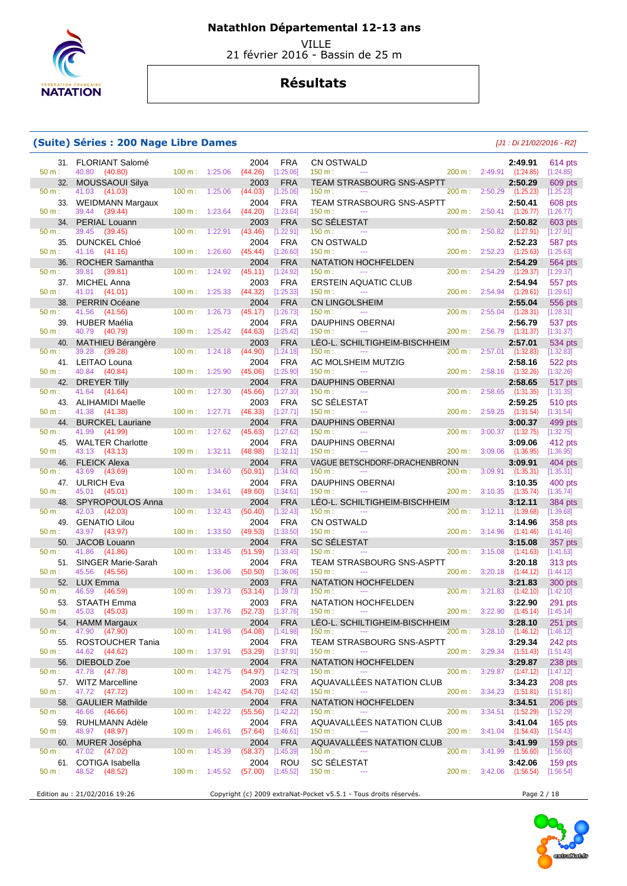# Natathlon Départemental 12-13 ans

VILLE
21 février 2016 - Bassin de 25 m

## Résultats

### (Suite) Séries : 200 Nage Libre Dames

*[J1 : Di 21/02/2016 - R2]*

| Rg | Nom | Année | Nat. | Club | Temps | Points |
|---|---|---|---|---|---|---|
| 31. | FLORIANT Salomé | 2004 | FRA | CN OSTWALD | 2:49.91 | 614 pts |
| | 50 m : 40.80 (40.80) — 100 m : 1:25.06 (44.26) [1:25.06] — 150 m : --- — 200 m : 2:49.91 (1:24.85) [1:24.85] | | | | | |
| 32. | MOUSSAOUI Silya | 2003 | FRA | TEAM STRASBOURG SNS-ASPTT | 2:50.29 | 609 pts |
| | 50 m : 41.03 (41.03) — 100 m : 1:25.06 (44.03) [1:25.06] — 150 m : --- — 200 m : 2:50.29 (1:25.23) [1:25.23] | | | | | |
| 33. | WEIDMANN Margaux | 2004 | FRA | TEAM STRASBOURG SNS-ASPTT | 2:50.41 | 608 pts |
| | 50 m : 39.44 (39.44) — 100 m : 1:23.64 (44.20) [1:23.64] — 150 m : --- — 200 m : 2:50.41 (1:26.77) [1:26.77] | | | | | |
| 34. | PERIAL Louann | 2003 | FRA | SC SÉLESTAT | 2:50.82 | 603 pts |
| | 50 m : 39.45 (39.45) — 100 m : 1:22.91 (43.46) [1:22.91] — 150 m : --- — 200 m : 2:50.82 (1:27.91) [1:27.91] | | | | | |
| 35. | DUNCKEL Chloé | 2004 | FRA | CN OSTWALD | 2:52.23 | 587 pts |
| | 50 m : 41.16 (41.16) — 100 m : 1:26.60 (45.44) [1:26.60] — 150 m : --- — 200 m : 2:52.23 (1:25.63) [1:25.63] | | | | | |
| 36. | ROCHER Samantha | 2004 | FRA | NATATION HOCHFELDEN | 2:54.29 | 564 pts |
| | 50 m : 39.81 (39.81) — 100 m : 1:24.92 (45.11) [1:24.92] — 150 m : --- — 200 m : 2:54.29 (1:29.37) [1:29.37] | | | | | |
| 37. | MICHEL Anna | 2003 | FRA | ERSTEIN AQUATIC CLUB | 2:54.94 | 557 pts |
| | 50 m : 41.01 (41.01) — 100 m : 1:25.33 (44.32) [1:25.33] — 150 m : --- — 200 m : 2:54.94 (1:29.61) [1:29.61] | | | | | |
| 38. | PERRIN Océane | 2004 | FRA | CN LINGOLSHEIM | 2:55.04 | 556 pts |
| | 50 m : 41.56 (41.56) — 100 m : 1:26.73 (45.17) [1:26.73] — 150 m : --- — 200 m : 2:55.04 (1:28.31) [1:28.31] | | | | | |
| 39. | HUBER Maélia | 2004 | FRA | DAUPHINS OBERNAI | 2:56.79 | 537 pts |
| | 50 m : 40.79 (40.79) — 100 m : 1:25.42 (44.63) [1:25.42] — 150 m : --- — 200 m : 2:56.79 (1:31.37) [1:31.37] | | | | | |
| 40. | MATHIEU Bérangère | 2003 | FRA | LÉO-L. SCHILTIGHEIM-BISCHHEIM | 2:57.01 | 534 pts |
| | 50 m : 39.28 (39.28) — 100 m : 1:24.18 (44.90) [1:24.18] — 150 m : --- — 200 m : 2:57.01 (1:32.83) [1:32.83] | | | | | |
| 41. | LEITAO Louna | 2004 | FRA | AC MOLSHEIM MUTZIG | 2:58.16 | 522 pts |
| | 50 m : 40.84 (40.84) — 100 m : 1:25.90 (45.06) [1:25.90] — 150 m : --- — 200 m : 2:58.16 (1:32.26) [1:32.26] | | | | | |
| 42. | DREYER Tilly | 2004 | FRA | DAUPHINS OBERNAI | 2:58.65 | 517 pts |
| | 50 m : 41.64 (41.64) — 100 m : 1:27.30 (45.66) [1:27.30] — 150 m : --- — 200 m : 2:58.65 (1:31.35) [1:31.35] | | | | | |
| 43. | ALIHAMIDI Maelle | 2003 | FRA | SC SÉLESTAT | 2:59.25 | 510 pts |
| | 50 m : 41.38 (41.38) — 100 m : 1:27.71 (46.33) [1:27.71] — 150 m : --- — 200 m : 2:59.25 (1:31.54) [1:31.54] | | | | | |
| 44. | BURCKEL Lauriane | 2004 | FRA | DAUPHINS OBERNAI | 3:00.37 | 499 pts |
| | 50 m : 41.99 (41.99) — 100 m : 1:27.62 (45.63) [1:27.62] — 150 m : --- — 200 m : 3:00.37 (1:32.75) [1:32.75] | | | | | |
| 45. | WALTER Charlotte | 2004 | FRA | DAUPHINS OBERNAI | 3:09.06 | 412 pts |
| | 50 m : 43.13 (43.13) — 100 m : 1:32.11 (48.98) [1:32.11] — 150 m : --- — 200 m : 3:09.06 (1:36.95) [1:36.95] | | | | | |
| 46. | FLEICK Alexa | 2004 | FRA | VAGUE BETSCHDORF-DRACHENBRONN | 3:09.91 | 404 pts |
| | 50 m : 43.69 (43.69) — 100 m : 1:34.60 (50.91) [1:34.60] — 150 m : --- — 200 m : 3:09.91 (1:35.31) [1:35.31] | | | | | |
| 47. | ULRICH Eva | 2004 | FRA | DAUPHINS OBERNAI | 3:10.35 | 400 pts |
| | 50 m : 45.01 (45.01) — 100 m : 1:34.61 (49.60) [1:34.61] — 150 m : --- — 200 m : 3:10.35 (1:35.74) [1:35.74] | | | | | |
| 48. | SPYROPOULOS Anna | 2004 | FRA | LÉO-L. SCHILTIGHEIM-BISCHHEIM | 3:12.11 | 384 pts |
| | 50 m : 42.03 (42.03) — 100 m : 1:32.43 (50.40) [1:32.43] — 150 m : --- — 200 m : 3:12.11 (1:39.68) [1:39.68] | | | | | |
| 49. | GENATIO Lilou | 2004 | FRA | CN OSTWALD | 3:14.96 | 358 pts |
| | 50 m : 43.97 (43.97) — 100 m : 1:33.50 (49.53) [1:33.50] — 150 m : --- — 200 m : 3:14.96 (1:41.46) [1:41.46] | | | | | |
| 50. | JACOB Louann | 2004 | FRA | SC SÉLESTAT | 3:15.08 | 357 pts |
| | 50 m : 41.86 (41.86) — 100 m : 1:33.45 (51.59) [1:33.45] — 150 m : --- — 200 m : 3:15.08 (1:41.63) [1:41.63] | | | | | |
| 51. | SINGER Marie-Sarah | 2004 | FRA | TEAM STRASBOURG SNS-ASPTT | 3:20.18 | 313 pts |
| | 50 m : 45.56 (45.56) — 100 m : 1:36.06 (50.50) [1:36.06] — 150 m : --- — 200 m : 3:20.18 (1:44.12) [1:44.12] | | | | | |
| 52. | LUX Emma | 2003 | FRA | NATATION HOCHFELDEN | 3:21.83 | 300 pts |
| | 50 m : 46.59 (46.59) — 100 m : 1:39.73 (53.14) [1:39.73] — 150 m : --- — 200 m : 3:21.83 (1:42.10) [1:42.10] | | | | | |
| 53. | STAATH Emma | 2003 | FRA | NATATION HOCHFELDEN | 3:22.90 | 291 pts |
| | 50 m : 45.03 (45.03) — 100 m : 1:37.76 (52.73) [1:37.76] — 150 m : --- — 200 m : 3:22.90 (1:45.14) [1:45.14] | | | | | |
| 54. | HAMM Margaux | 2004 | FRA | LÉO-L. SCHILTIGHEIM-BISCHHEIM | 3:28.10 | 251 pts |
| | 50 m : 47.90 (47.90) — 100 m : 1:41.98 (54.08) [1:41.98] — 150 m : --- — 200 m : 3:28.10 (1:46.12) [1:46.12] | | | | | |
| 55. | ROSTOUCHER Tania | 2004 | FRA | TEAM STRASBOURG SNS-ASPTT | 3:29.34 | 242 pts |
| | 50 m : 44.62 (44.62) — 100 m : 1:37.91 (53.29) [1:37.91] — 150 m : --- — 200 m : 3:29.34 (1:51.43) [1:51.43] | | | | | |
| 56. | DIEBOLD Zoe | 2004 | FRA | NATATION HOCHFELDEN | 3:29.87 | 238 pts |
| | 50 m : 47.78 (47.78) — 100 m : 1:42.75 (54.97) [1:42.75] — 150 m : --- — 200 m : 3:29.87 (1:47.12) [1:47.12] | | | | | |
| 57. | WITZ Marcelline | 2003 | FRA | AQUAVALLÉES NATATION CLUB | 3:34.23 | 208 pts |
| | 50 m : 47.72 (47.72) — 100 m : 1:42.42 (54.70) [1:42.42] — 150 m : --- — 200 m : 3:34.23 (1:51.81) [1:51.81] | | | | | |
| 58. | GAULIER Mathilde | 2004 | FRA | NATATION HOCHFELDEN | 3:34.51 | 206 pts |
| | 50 m : 46.66 (46.66) — 100 m : 1:42.22 (55.56) [1:42.22] — 150 m : --- — 200 m : 3:34.51 (1:52.29) [1:52.29] | | | | | |
| 59. | RUHLMANN Adèle | 2004 | FRA | AQUAVALLÉES NATATION CLUB | 3:41.04 | 165 pts |
| | 50 m : 48.97 (48.97) — 100 m : 1:46.61 (57.64) [1:46.61] — 150 m : --- — 200 m : 3:41.04 (1:54.43) [1:54.43] | | | | | |
| 60. | MURER Josépha | 2004 | FRA | AQUAVALLÉES NATATION CLUB | 3:41.99 | 159 pts |
| | 50 m : 47.02 (47.02) — 100 m : 1:45.39 (58.37) [1:45.39] — 150 m : --- — 200 m : 3:41.99 (1:56.60) [1:56.60] | | | | | |
| 61. | COTIGA Isabella | 2004 | ROU | SC SÉLESTAT | 3:42.06 | 159 pts |
| | 50 m : 48.52 (48.52) — 100 m : 1:45.52 (57.00) [1:45.52] — 150 m : --- — 200 m : 3:42.06 (1:56.54) [1:56.54] | | | | | |

Edition au : 21/02/2016 19:26 — Copyright (c) 2009 extraNat-Pocket v5.5.1 - Tous droits réservés.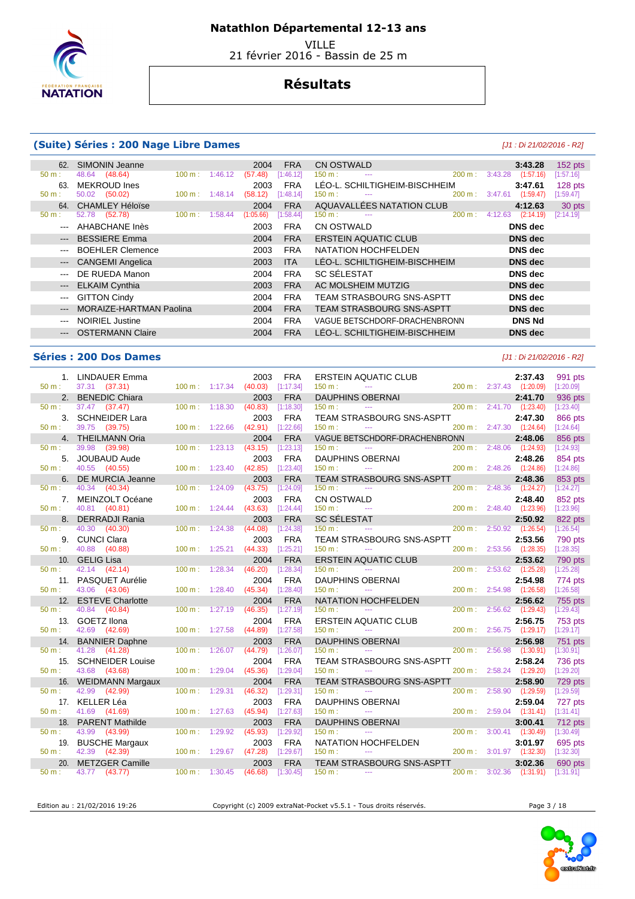# Natathlon Départemental 12-13 ans

VILLE
21 février 2016 - Bassin de 25 m

## Résultats

### (Suite) Séries : 200 Nage Libre Dames

*[J1 : Di 21/02/2016 - R2]*

| Rang | Nom | Année | Nat. | Club | Temps | Points |
|---|---|---|---|---|---|---|
| 62. | SIMONIN Jeanne | 2004 | FRA | CN OSTWALD | 3:43.28 | 152 pts |
| | 50 m : 48.64 (48.64) / 100 m : 1:46.12 (57.48) [1:46.12] / 150 m : --- / 200 m : 3:43.28 (1:57.16) [1:57.16] | | | | | |
| 63. | MEKROUD Ines | 2003 | FRA | LÉO-L. SCHILTIGHEIM-BISCHHEIM | 3:47.61 | 128 pts |
| | 50 m : 50.02 (50.02) / 100 m : 1:48.14 (58.12) [1:48.14] / 150 m : --- / 200 m : 3:47.61 (1:59.47) [1:59.47] | | | | | |
| 64. | CHAMLEY Héloïse | 2004 | FRA | AQUAVALLÉES NATATION CLUB | 4:12.63 | 30 pts |
| | 50 m : 52.78 (52.78) / 100 m : 1:58.44 (1:05.66) [1:58.44] / 150 m : --- / 200 m : 4:12.63 (2:14.19) [2:14.19] | | | | | |
| --- | AHABCHANE Inès | 2003 | FRA | CN OSTWALD | DNS dec | |
| --- | BESSIERE Emma | 2004 | FRA | ERSTEIN AQUATIC CLUB | DNS dec | |
| --- | BOEHLER Clemence | 2003 | FRA | NATATION HOCHFELDEN | DNS dec | |
| --- | CANGEMI Angelica | 2003 | ITA | LÉO-L. SCHILTIGHEIM-BISCHHEIM | DNS dec | |
| --- | DE RUEDA Manon | 2004 | FRA | SC SÉLESTAT | DNS dec | |
| --- | ELKAIM Cynthia | 2003 | FRA | AC MOLSHEIM MUTZIG | DNS dec | |
| --- | GITTON Cindy | 2004 | FRA | TEAM STRASBOURG SNS-ASPTT | DNS dec | |
| --- | MORAIZE-HARTMAN Paolina | 2004 | FRA | TEAM STRASBOURG SNS-ASPTT | DNS dec | |
| --- | NOIRIEL Justine | 2004 | FRA | VAGUE BETSCHDORF-DRACHENBRONN | DNS Nd | |
| --- | OSTERMANN Claire | 2004 | FRA | LÉO-L. SCHILTIGHEIM-BISCHHEIM | DNS dec | |

### Séries : 200 Dos Dames

*[J1 : Di 21/02/2016 - R2]*

| Rang | Nom | Année | Nat. | Club | Temps | Points |
|---|---|---|---|---|---|---|
| 1. | LINDAUER Emma | 2003 | FRA | ERSTEIN AQUATIC CLUB | 2:37.43 | 991 pts |
| | 50 m : 37.31 (37.31) / 100 m : 1:17.34 (40.03) [1:17.34] / 150 m : --- / 200 m : 2:37.43 (1:20.09) [1:20.09] | | | | | |
| 2. | BENEDIC Chiara | 2003 | FRA | DAUPHINS OBERNAI | 2:41.70 | 936 pts |
| | 50 m : 37.47 (37.47) / 100 m : 1:18.30 (40.83) [1:18.30] / 150 m : --- / 200 m : 2:41.70 (1:23.40) [1:23.40] | | | | | |
| 3. | SCHNEIDER Lara | 2003 | FRA | TEAM STRASBOURG SNS-ASPTT | 2:47.30 | 866 pts |
| | 50 m : 39.75 (39.75) / 100 m : 1:22.66 (42.91) [1:22.66] / 150 m : --- / 200 m : 2:47.30 (1:24.64) [1:24.64] | | | | | |
| 4. | THEILMANN Oria | 2004 | FRA | VAGUE BETSCHDORF-DRACHENBRONN | 2:48.06 | 856 pts |
| | 50 m : 39.98 (39.98) / 100 m : 1:23.13 (43.15) [1:23.13] / 150 m : --- / 200 m : 2:48.06 (1:24.93) [1:24.93] | | | | | |
| 5. | JOUBAUD Aude | 2003 | FRA | DAUPHINS OBERNAI | 2:48.26 | 854 pts |
| | 50 m : 40.55 (40.55) / 100 m : 1:23.40 (42.85) [1:23.40] / 150 m : --- / 200 m : 2:48.26 (1:24.86) [1:24.86] | | | | | |
| 6. | DE MURCIA Jeanne | 2003 | FRA | TEAM STRASBOURG SNS-ASPTT | 2:48.36 | 853 pts |
| | 50 m : 40.34 (40.34) / 100 m : 1:24.09 (43.75) [1:24.09] / 150 m : --- / 200 m : 2:48.36 (1:24.27) [1:24.27] | | | | | |
| 7. | MEINZOLT Océane | 2003 | FRA | CN OSTWALD | 2:48.40 | 852 pts |
| | 50 m : 40.81 (40.81) / 100 m : 1:24.44 (43.63) [1:24.44] / 150 m : --- / 200 m : 2:48.40 (1:23.96) [1:23.96] | | | | | |
| 8. | DERRADJI Rania | 2003 | FRA | SC SÉLESTAT | 2:50.92 | 822 pts |
| | 50 m : 40.30 (40.30) / 100 m : 1:24.38 (44.08) [1:24.38] / 150 m : --- / 200 m : 2:50.92 (1:26.54) [1:26.54] | | | | | |
| 9. | CUNCI Clara | 2003 | FRA | TEAM STRASBOURG SNS-ASPTT | 2:53.56 | 790 pts |
| | 50 m : 40.88 (40.88) / 100 m : 1:25.21 (44.33) [1:25.21] / 150 m : --- / 200 m : 2:53.56 (1:28.35) [1:28.35] | | | | | |
| 10. | GELIG Lisa | 2004 | FRA | ERSTEIN AQUATIC CLUB | 2:53.62 | 790 pts |
| | 50 m : 42.14 (42.14) / 100 m : 1:28.34 (46.20) [1:28.34] / 150 m : --- / 200 m : 2:53.62 (1:25.28) [1:25.28] | | | | | |
| 11. | PASQUET Aurélie | 2004 | FRA | DAUPHINS OBERNAI | 2:54.98 | 774 pts |
| | 50 m : 43.06 (43.06) / 100 m : 1:28.40 (45.34) [1:28.40] / 150 m : --- / 200 m : 2:54.98 (1:26.58) [1:26.58] | | | | | |
| 12. | ESTEVE Charlotte | 2004 | FRA | NATATION HOCHFELDEN | 2:56.62 | 755 pts |
| | 50 m : 40.84 (40.84) / 100 m : 1:27.19 (46.35) [1:27.19] / 150 m : --- / 200 m : 2:56.62 (1:29.43) [1:29.43] | | | | | |
| 13. | GOETZ Ilona | 2004 | FRA | ERSTEIN AQUATIC CLUB | 2:56.75 | 753 pts |
| | 50 m : 42.69 (42.69) / 100 m : 1:27.58 (44.89) [1:27.58] / 150 m : --- / 200 m : 2:56.75 (1:29.17) [1:29.17] | | | | | |
| 14. | BANNIER Daphne | 2003 | FRA | DAUPHINS OBERNAI | 2:56.98 | 751 pts |
| | 50 m : 41.28 (41.28) / 100 m : 1:26.07 (44.79) [1:26.07] / 150 m : --- / 200 m : 2:56.98 (1:30.91) [1:30.91] | | | | | |
| 15. | SCHNEIDER Louise | 2004 | FRA | TEAM STRASBOURG SNS-ASPTT | 2:58.24 | 736 pts |
| | 50 m : 43.68 (43.68) / 100 m : 1:29.04 (45.36) [1:29.04] / 150 m : --- / 200 m : 2:58.24 (1:29.20) [1:29.20] | | | | | |
| 16. | WEIDMANN Margaux | 2004 | FRA | TEAM STRASBOURG SNS-ASPTT | 2:58.90 | 729 pts |
| | 50 m : 42.99 (42.99) / 100 m : 1:29.31 (46.32) [1:29.31] / 150 m : --- / 200 m : 2:58.90 (1:29.59) [1:29.59] | | | | | |
| 17. | KELLER Léa | 2003 | FRA | DAUPHINS OBERNAI | 2:59.04 | 727 pts |
| | 50 m : 41.69 (41.69) / 100 m : 1:27.63 (45.94) [1:27.63] / 150 m : --- / 200 m : 2:59.04 (1:31.41) [1:31.41] | | | | | |
| 18. | PARENT Mathilde | 2003 | FRA | DAUPHINS OBERNAI | 3:00.41 | 712 pts |
| | 50 m : 43.99 (43.99) / 100 m : 1:29.92 (45.93) [1:29.92] / 150 m : --- / 200 m : 3:00.41 (1:30.49) [1:30.49] | | | | | |
| 19. | BUSCHE Margaux | 2003 | FRA | NATATION HOCHFELDEN | 3:01.97 | 695 pts |
| | 50 m : 42.39 (42.39) / 100 m : 1:29.67 (47.28) [1:29.67] / 150 m : --- / 200 m : 3:01.97 (1:32.30) [1:32.30] | | | | | |
| 20. | METZGER Camille | 2003 | FRA | TEAM STRASBOURG SNS-ASPTT | 3:02.36 | 690 pts |
| | 50 m : 43.77 (43.77) / 100 m : 1:30.45 (46.68) [1:30.45] / 150 m : --- / 200 m : 3:02.36 (1:31.91) [1:31.91] | | | | | |

Edition au : 21/02/2016 19:26 — Copyright (c) 2009 extraNat-Pocket v5.5.1 - Tous droits réservés.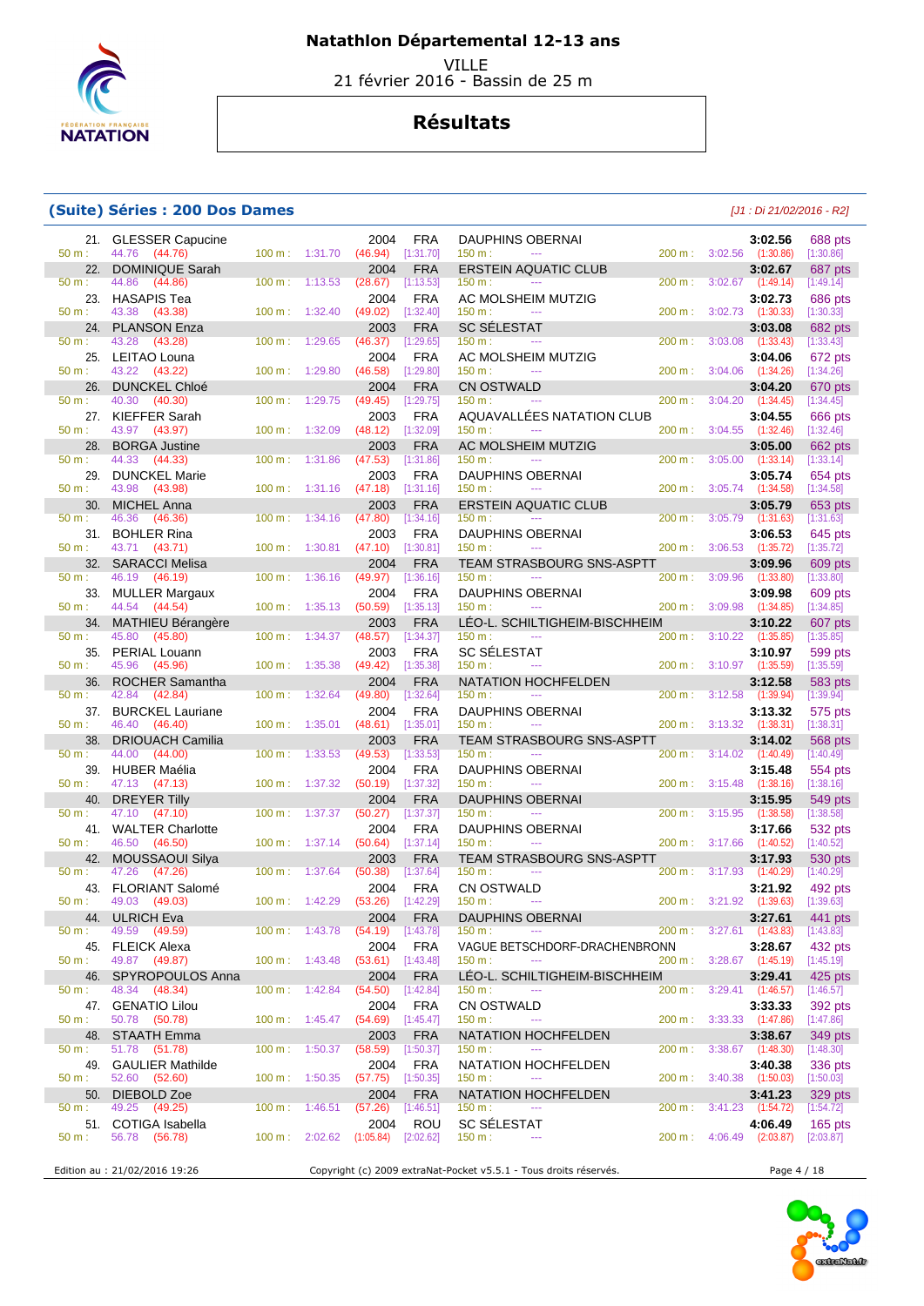# Natathlon Départemental 12-13 ans

VILLE
21 février 2016 - Bassin de 25 m

## Résultats

### (Suite) Séries : 200 Dos Dames

*[J1 : Di 21/02/2016 - R2]*

| Rang | Nom | Année | Nat. | Club | Temps | Points | 50 m | 100 m | 150 m | 200 m |
|---|---|---|---|---|---|---|---|---|---|---|
| 21. | GLESSER Capucine | 2004 | FRA | DAUPHINS OBERNAI | 3:02.56 | 688 pts | 44.76 (44.76) | 1:31.70 (46.94) [1:31.70] | --- | 3:02.56 (1:30.86) [1:30.86] |
| 22. | DOMINIQUE Sarah | 2004 | FRA | ERSTEIN AQUATIC CLUB | 3:02.67 | 687 pts | 44.86 (44.86) | 1:13.53 (28.67) [1:13.53] | --- | 3:02.67 (1:49.14) [1:49.14] |
| 23. | HASAPIS Tea | 2004 | FRA | AC MOLSHEIM MUTZIG | 3:02.73 | 686 pts | 43.38 (43.38) | 1:32.40 (49.02) [1:32.40] | --- | 3:02.73 (1:30.33) [1:30.33] |
| 24. | PLANSON Enza | 2003 | FRA | SC SÉLESTAT | 3:03.08 | 682 pts | 43.28 (43.28) | 1:29.65 (46.37) [1:29.65] | --- | 3:03.08 (1:33.43) [1:33.43] |
| 25. | LEITAO Louna | 2004 | FRA | AC MOLSHEIM MUTZIG | 3:04.06 | 672 pts | 43.22 (43.22) | 1:29.80 (46.58) [1:29.80] | --- | 3:04.06 (1:34.26) [1:34.26] |
| 26. | DUNCKEL Chloé | 2004 | FRA | CN OSTWALD | 3:04.20 | 670 pts | 40.30 (40.30) | 1:29.75 (49.45) [1:29.75] | --- | 3:04.20 (1:34.45) [1:34.45] |
| 27. | KIEFFER Sarah | 2003 | FRA | AQUAVALLÉES NATATION CLUB | 3:04.55 | 666 pts | 43.97 (43.97) | 1:32.09 (48.12) [1:32.09] | --- | 3:04.55 (1:32.46) [1:32.46] |
| 28. | BORGA Justine | 2003 | FRA | AC MOLSHEIM MUTZIG | 3:05.00 | 662 pts | 44.33 (44.33) | 1:31.86 (47.53) [1:31.86] | --- | 3:05.00 (1:33.14) [1:33.14] |
| 29. | DUNCKEL Marie | 2003 | FRA | DAUPHINS OBERNAI | 3:05.74 | 654 pts | 43.98 (43.98) | 1:31.16 (47.18) [1:31.16] | --- | 3:05.74 (1:34.58) [1:34.58] |
| 30. | MICHEL Anna | 2003 | FRA | ERSTEIN AQUATIC CLUB | 3:05.79 | 653 pts | 46.36 (46.36) | 1:34.16 (47.80) [1:34.16] | --- | 3:05.79 (1:31.63) [1:31.63] |
| 31. | BOHLER Rina | 2003 | FRA | DAUPHINS OBERNAI | 3:06.53 | 645 pts | 43.71 (43.71) | 1:30.81 (47.10) [1:30.81] | --- | 3:06.53 (1:35.72) [1:35.72] |
| 32. | SARACCI Melisa | 2004 | FRA | TEAM STRASBOURG SNS-ASPTT | 3:09.96 | 609 pts | 46.19 (46.19) | 1:36.16 (49.97) [1:36.16] | --- | 3:09.96 (1:33.80) [1:33.80] |
| 33. | MULLER Margaux | 2004 | FRA | DAUPHINS OBERNAI | 3:09.98 | 609 pts | 44.54 (44.54) | 1:35.13 (50.59) [1:35.13] | --- | 3:09.98 (1:34.85) [1:34.85] |
| 34. | MATHIEU Bérangère | 2003 | FRA | LÉO-L. SCHILTIGHEIM-BISCHHEIM | 3:10.22 | 607 pts | 45.80 (45.80) | 1:34.37 (48.57) [1:34.37] | --- | 3:10.22 (1:35.85) [1:35.85] |
| 35. | PERIAL Louann | 2003 | FRA | SC SÉLESTAT | 3:10.97 | 599 pts | 45.96 (45.96) | 1:35.38 (49.42) [1:35.38] | --- | 3:10.97 (1:35.59) [1:35.59] |
| 36. | ROCHER Samantha | 2004 | FRA | NATATION HOCHFELDEN | 3:12.58 | 583 pts | 42.84 (42.84) | 1:32.64 (49.80) [1:32.64] | --- | 3:12.58 (1:39.94) [1:39.94] |
| 37. | BURCKEL Lauriane | 2004 | FRA | DAUPHINS OBERNAI | 3:13.32 | 575 pts | 46.40 (46.40) | 1:35.01 (48.61) [1:35.01] | --- | 3:13.32 (1:38.31) [1:38.31] |
| 38. | DRIOUACH Camilia | 2003 | FRA | TEAM STRASBOURG SNS-ASPTT | 3:14.02 | 568 pts | 44.00 (44.00) | 1:33.53 (49.53) [1:33.53] | --- | 3:14.02 (1:40.49) [1:40.49] |
| 39. | HUBER Maélia | 2004 | FRA | DAUPHINS OBERNAI | 3:15.48 | 554 pts | 47.13 (47.13) | 1:37.32 (50.19) [1:37.32] | --- | 3:15.48 (1:38.16) [1:38.16] |
| 40. | DREYER Tilly | 2004 | FRA | DAUPHINS OBERNAI | 3:15.95 | 549 pts | 47.10 (47.10) | 1:37.37 (50.27) [1:37.37] | --- | 3:15.95 (1:38.58) [1:38.58] |
| 41. | WALTER Charlotte | 2004 | FRA | DAUPHINS OBERNAI | 3:17.66 | 532 pts | 46.50 (46.50) | 1:37.14 (50.64) [1:37.14] | --- | 3:17.66 (1:40.52) [1:40.52] |
| 42. | MOUSSAOUI Silya | 2003 | FRA | TEAM STRASBOURG SNS-ASPTT | 3:17.93 | 530 pts | 47.26 (47.26) | 1:37.64 (50.38) [1:37.64] | --- | 3:17.93 (1:40.29) [1:40.29] |
| 43. | FLORIANT Salomé | 2004 | FRA | CN OSTWALD | 3:21.92 | 492 pts | 49.03 (49.03) | 1:42.29 (53.26) [1:42.29] | --- | 3:21.92 (1:39.63) [1:39.63] |
| 44. | ULRICH Eva | 2004 | FRA | DAUPHINS OBERNAI | 3:27.61 | 441 pts | 49.59 (49.59) | 1:43.78 (54.19) [1:43.78] | --- | 3:27.61 (1:43.83) [1:43.83] |
| 45. | FLEICK Alexa | 2004 | FRA | VAGUE BETSCHDORF-DRACHENBRONN | 3:28.67 | 432 pts | 49.87 (49.87) | 1:43.48 (53.61) [1:43.48] | --- | 3:28.67 (1:45.19) [1:45.19] |
| 46. | SPYROPOULOS Anna | 2004 | FRA | LÉO-L. SCHILTIGHEIM-BISCHHEIM | 3:29.41 | 425 pts | 48.34 (48.34) | 1:42.84 (54.50) [1:42.84] | --- | 3:29.41 (1:46.57) [1:46.57] |
| 47. | GENATIO Lilou | 2004 | FRA | CN OSTWALD | 3:33.33 | 392 pts | 50.78 (50.78) | 1:45.47 (54.69) [1:45.47] | --- | 3:33.33 (1:47.86) [1:47.86] |
| 48. | STAATH Emma | 2003 | FRA | NATATION HOCHFELDEN | 3:38.67 | 349 pts | 51.78 (51.78) | 1:50.37 (58.59) [1:50.37] | --- | 3:38.67 (1:48.30) [1:48.30] |
| 49. | GAULIER Mathilde | 2004 | FRA | NATATION HOCHFELDEN | 3:40.38 | 336 pts | 52.60 (52.60) | 1:50.35 (57.75) [1:50.35] | --- | 3:40.38 (1:50.03) [1:50.03] |
| 50. | DIEBOLD Zoe | 2004 | FRA | NATATION HOCHFELDEN | 3:41.23 | 329 pts | 49.25 (49.25) | 1:46.51 (57.26) [1:46.51] | --- | 3:41.23 (1:54.72) [1:54.72] |
| 51. | COTIGA Isabella | 2004 | ROU | SC SÉLESTAT | 4:06.49 | 165 pts | 56.78 (56.78) | 2:02.62 (1:05.84) [2:02.62] | --- | 4:06.49 (2:03.87) [2:03.87] |

Edition au : 21/02/2016 19:26

Copyright (c) 2009 extraNat-Pocket v5.5.1 - Tous droits réservés.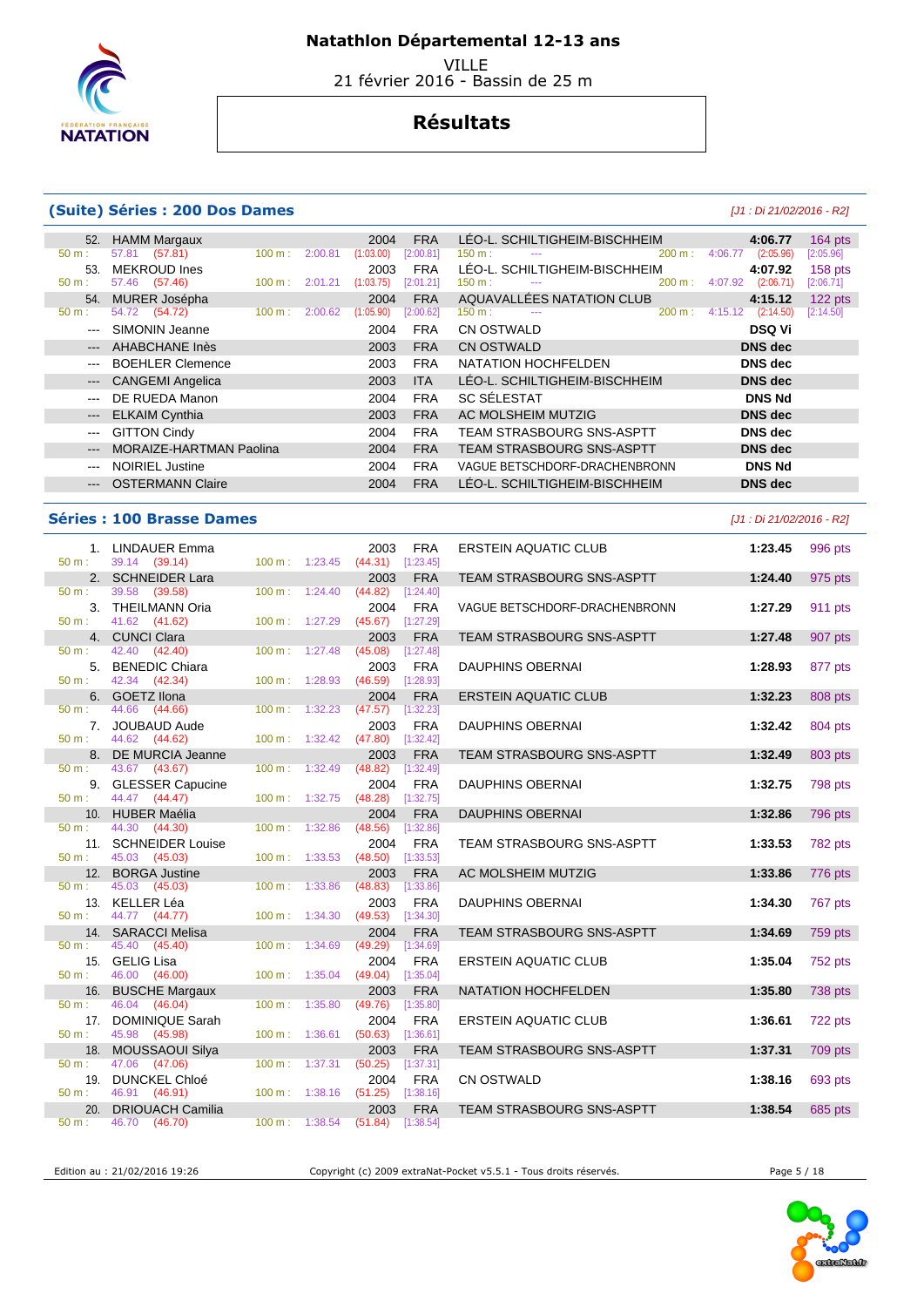# Natathlon Départemental 12-13 ans

VILLE
21 février 2016 - Bassin de 25 m

## Résultats

### (Suite) Séries : 200 Dos Dames

[J1 : Di 21/02/2016 - R2]

| Rang | Nom | Année | Nat. | Club | Temps | Points |
|---|---|---|---|---|---|---|
| 52. | HAMM Margaux | 2004 | FRA | LÉO-L. SCHILTIGHEIM-BISCHHEIM | 4:06.77 | 164 pts |
| | 50 m : 57.81 (57.81) 100 m : 2:00.81 (1:03.00) [2:00.81] 150 m : --- 200 m : 4:06.77 (2:05.96) [2:05.96] | | | | | |
| 53. | MEKROUD Ines | 2003 | FRA | LÉO-L. SCHILTIGHEIM-BISCHHEIM | 4:07.92 | 158 pts |
| | 50 m : 57.46 (57.46) 100 m : 2:01.21 (1:03.75) [2:01.21] 150 m : --- 200 m : 4:07.92 (2:06.71) [2:06.71] | | | | | |
| 54. | MURER Joséphа | 2004 | FRA | AQUAVALLÉES NATATION CLUB | 4:15.12 | 122 pts |
| | 50 m : 54.72 (54.72) 100 m : 2:00.62 (1:05.90) [2:00.62] 150 m : --- 200 m : 4:15.12 (2:14.50) [2:14.50] | | | | | |
| --- | SIMONIN Jeanne | 2004 | FRA | CN OSTWALD | DSQ Vi | |
| --- | AHABCHANE Inès | 2003 | FRA | CN OSTWALD | DNS dec | |
| --- | BOEHLER Clemence | 2003 | FRA | NATATION HOCHFELDEN | DNS dec | |
| --- | CANGEMI Angelica | 2003 | ITA | LÉO-L. SCHILTIGHEIM-BISCHHEIM | DNS dec | |
| --- | DE RUEDA Manon | 2004 | FRA | SC SÉLESTAT | DNS Nd | |
| --- | ELKAIM Cynthia | 2003 | FRA | AC MOLSHEIM MUTZIG | DNS dec | |
| --- | GITTON Cindy | 2004 | FRA | TEAM STRASBOURG SNS-ASPTT | DNS dec | |
| --- | MORAIZE-HARTMAN Paolina | 2004 | FRA | TEAM STRASBOURG SNS-ASPTT | DNS dec | |
| --- | NOIRIEL Justine | 2004 | FRA | VAGUE BETSCHDORF-DRACHENBRONN | DNS Nd | |
| --- | OSTERMANN Claire | 2004 | FRA | LÉO-L. SCHILTIGHEIM-BISCHHEIM | DNS dec | |

### Séries : 100 Brasse Dames

[J1 : Di 21/02/2016 - R2]

| Rang | Nom | Année | Nat. | Club | Temps | Points |
|---|---|---|---|---|---|---|
| 1. | LINDAUER Emma | 2003 | FRA | ERSTEIN AQUATIC CLUB | 1:23.45 | 996 pts |
| | 50 m : 39.14 (39.14) 100 m : 1:23.45 (44.31) [1:23.45] | | | | | |
| 2. | SCHNEIDER Lara | 2003 | FRA | TEAM STRASBOURG SNS-ASPTT | 1:24.40 | 975 pts |
| | 50 m : 39.58 (39.58) 100 m : 1:24.40 (44.82) [1:24.40] | | | | | |
| 3. | THEILMANN Oria | 2004 | FRA | VAGUE BETSCHDORF-DRACHENBRONN | 1:27.29 | 911 pts |
| | 50 m : 41.62 (41.62) 100 m : 1:27.29 (45.67) [1:27.29] | | | | | |
| 4. | CUNCI Clara | 2003 | FRA | TEAM STRASBOURG SNS-ASPTT | 1:27.48 | 907 pts |
| | 50 m : 42.40 (42.40) 100 m : 1:27.48 (45.08) [1:27.48] | | | | | |
| 5. | BENEDIC Chiara | 2003 | FRA | DAUPHINS OBERNAI | 1:28.93 | 877 pts |
| | 50 m : 42.34 (42.34) 100 m : 1:28.93 (46.59) [1:28.93] | | | | | |
| 6. | GOETZ Ilona | 2004 | FRA | ERSTEIN AQUATIC CLUB | 1:32.23 | 808 pts |
| | 50 m : 44.66 (44.66) 100 m : 1:32.23 (47.57) [1:32.23] | | | | | |
| 7. | JOUBAUD Aude | 2003 | FRA | DAUPHINS OBERNAI | 1:32.42 | 804 pts |
| | 50 m : 44.62 (44.62) 100 m : 1:32.42 (47.80) [1:32.42] | | | | | |
| 8. | DE MURCIA Jeanne | 2003 | FRA | TEAM STRASBOURG SNS-ASPTT | 1:32.49 | 803 pts |
| | 50 m : 43.67 (43.67) 100 m : 1:32.49 (48.82) [1:32.49] | | | | | |
| 9. | GLESSER Capucine | 2004 | FRA | DAUPHINS OBERNAI | 1:32.75 | 798 pts |
| | 50 m : 44.47 (44.47) 100 m : 1:32.75 (48.28) [1:32.75] | | | | | |
| 10. | HUBER Maélia | 2004 | FRA | DAUPHINS OBERNAI | 1:32.86 | 796 pts |
| | 50 m : 44.30 (44.30) 100 m : 1:32.86 (48.56) [1:32.86] | | | | | |
| 11. | SCHNEIDER Louise | 2004 | FRA | TEAM STRASBOURG SNS-ASPTT | 1:33.53 | 782 pts |
| | 50 m : 45.03 (45.03) 100 m : 1:33.53 (48.50) [1:33.53] | | | | | |
| 12. | BORGA Justine | 2003 | FRA | AC MOLSHEIM MUTZIG | 1:33.86 | 776 pts |
| | 50 m : 45.03 (45.03) 100 m : 1:33.86 (48.83) [1:33.86] | | | | | |
| 13. | KELLER Léa | 2003 | FRA | DAUPHINS OBERNAI | 1:34.30 | 767 pts |
| | 50 m : 44.77 (44.77) 100 m : 1:34.30 (49.53) [1:34.30] | | | | | |
| 14. | SARACCI Melisa | 2004 | FRA | TEAM STRASBOURG SNS-ASPTT | 1:34.69 | 759 pts |
| | 50 m : 45.40 (45.40) 100 m : 1:34.69 (49.29) [1:34.69] | | | | | |
| 15. | GELIG Lisa | 2004 | FRA | ERSTEIN AQUATIC CLUB | 1:35.04 | 752 pts |
| | 50 m : 46.00 (46.00) 100 m : 1:35.04 (49.04) [1:35.04] | | | | | |
| 16. | BUSCHE Margaux | 2003 | FRA | NATATION HOCHFELDEN | 1:35.80 | 738 pts |
| | 50 m : 46.04 (46.04) 100 m : 1:35.80 (49.76) [1:35.80] | | | | | |
| 17. | DOMINIQUE Sarah | 2004 | FRA | ERSTEIN AQUATIC CLUB | 1:36.61 | 722 pts |
| | 50 m : 45.98 (45.98) 100 m : 1:36.61 (50.63) [1:36.61] | | | | | |
| 18. | MOUSSAOUI Silya | 2003 | FRA | TEAM STRASBOURG SNS-ASPTT | 1:37.31 | 709 pts |
| | 50 m : 47.06 (47.06) 100 m : 1:37.31 (50.25) [1:37.31] | | | | | |
| 19. | DUNCKEL Chloé | 2004 | FRA | CN OSTWALD | 1:38.16 | 693 pts |
| | 50 m : 46.91 (46.91) 100 m : 1:38.16 (51.25) [1:38.16] | | | | | |
| 20. | DRIOUACH Camilia | 2003 | FRA | TEAM STRASBOURG SNS-ASPTT | 1:38.54 | 685 pts |
| | 50 m : 46.70 (46.70) 100 m : 1:38.54 (51.84) [1:38.54] | | | | | |

Edition au : 21/02/2016 19:26 — Copyright (c) 2009 extraNat-Pocket v5.5.1 - Tous droits réservés.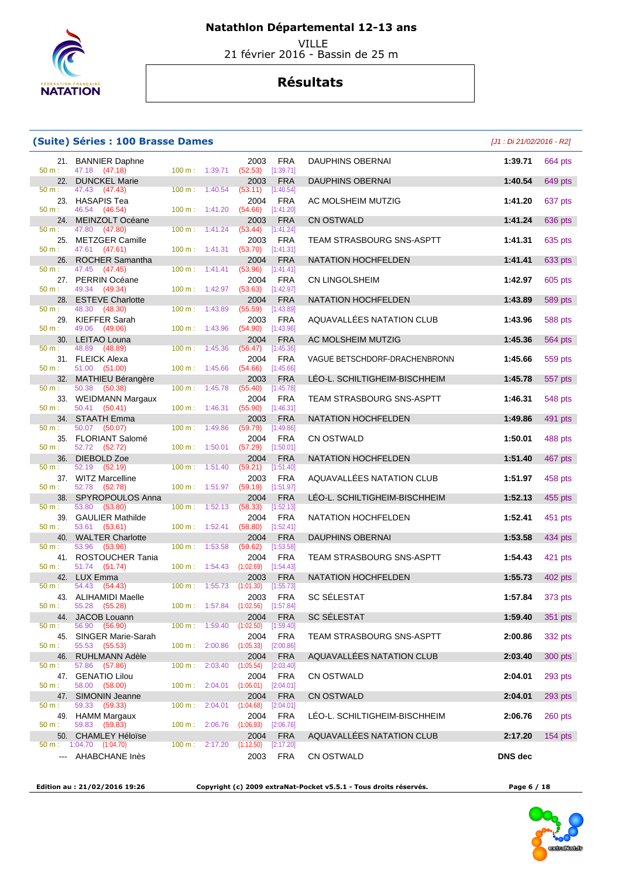# Natathlon Départemental 12-13 ans

VILLE
21 février 2016 - Bassin de 25 m

## Résultats

### (Suite) Séries : 100 Brasse Dames

*[J1 : Di 21/02/2016 - R2]*

| Rang | Nom | Année | Nat. | Club | Temps | Points | 50 m | 100 m |
|---|---|---|---|---|---|---|---|---|
| 21. | BANNIER Daphne | 2003 | FRA | DAUPHINS OBERNAI | 1:39.71 | 664 pts | 47.18 (47.18) | 1:39.71 (52.53) [1:39.71] |
| 22. | DUNCKEL Marie | 2003 | FRA | DAUPHINS OBERNAI | 1:40.54 | 649 pts | 47.43 (47.43) | 1:40.54 (53.11) [1:40.54] |
| 23. | HASAPIS Tea | 2004 | FRA | AC MOLSHEIM MUTZIG | 1:41.20 | 637 pts | 46.54 (46.54) | 1:41.20 (54.66) [1:41.20] |
| 24. | MEINZOLT Océane | 2003 | FRA | CN OSTWALD | 1:41.24 | 636 pts | 47.80 (47.80) | 1:41.24 (53.44) [1:41.24] |
| 25. | METZGER Camille | 2003 | FRA | TEAM STRASBOURG SNS-ASPTT | 1:41.31 | 635 pts | 47.61 (47.61) | 1:41.31 (53.70) [1:41.31] |
| 26. | ROCHER Samantha | 2004 | FRA | NATATION HOCHFELDEN | 1:41.41 | 633 pts | 47.45 (47.45) | 1:41.41 (53.96) [1:41.41] |
| 27. | PERRIN Océane | 2004 | FRA | CN LINGOLSHEIM | 1:42.97 | 605 pts | 49.34 (49.34) | 1:42.97 (53.63) [1:42.97] |
| 28. | ESTEVE Charlotte | 2004 | FRA | NATATION HOCHFELDEN | 1:43.89 | 589 pts | 48.30 (48.30) | 1:43.89 (55.59) [1:43.89] |
| 29. | KIEFFER Sarah | 2003 | FRA | AQUAVALLÉES NATATION CLUB | 1:43.96 | 588 pts | 49.06 (49.06) | 1:43.96 (54.90) [1:43.96] |
| 30. | LEITAO Louna | 2004 | FRA | AC MOLSHEIM MUTZIG | 1:45.36 | 564 pts | 48.89 (48.89) | 1:45.36 (56.47) [1:45.36] |
| 31. | FLEICK Alexa | 2004 | FRA | VAGUE BETSCHDORF-DRACHENBRONN | 1:45.66 | 559 pts | 51.00 (51.00) | 1:45.66 (54.66) [1:45.66] |
| 32. | MATHIEU Bérangère | 2003 | FRA | LÉO-L. SCHILTIGHEIM-BISCHHEIM | 1:45.78 | 557 pts | 50.38 (50.38) | 1:45.78 (55.40) [1:45.78] |
| 33. | WEIDMANN Margaux | 2004 | FRA | TEAM STRASBOURG SNS-ASPTT | 1:46.31 | 548 pts | 50.41 (50.41) | 1:46.31 (55.90) [1:46.31] |
| 34. | STAATH Emma | 2003 | FRA | NATATION HOCHFELDEN | 1:49.86 | 491 pts | 50.07 (50.07) | 1:49.86 (59.79) [1:49.86] |
| 35. | FLORIANT Salomé | 2004 | FRA | CN OSTWALD | 1:50.01 | 488 pts | 52.72 (52.72) | 1:50.01 (57.29) [1:50.01] |
| 36. | DIEBOLD Zoe | 2004 | FRA | NATATION HOCHFELDEN | 1:51.40 | 467 pts | 52.19 (52.19) | 1:51.40 (59.21) [1:51.40] |
| 37. | WITZ Marcelline | 2003 | FRA | AQUAVALLÉES NATATION CLUB | 1:51.97 | 458 pts | 52.78 (52.78) | 1:51.97 (59.19) [1:51.97] |
| 38. | SPYROPOULOS Anna | 2004 | FRA | LÉO-L. SCHILTIGHEIM-BISCHHEIM | 1:52.13 | 455 pts | 53.80 (53.80) | 1:52.13 (58.33) [1:52.13] |
| 39. | GAULIER Mathilde | 2004 | FRA | NATATION HOCHFELDEN | 1:52.41 | 451 pts | 53.61 (53.61) | 1:52.41 (58.80) [1:52.41] |
| 40. | WALTER Charlotte | 2004 | FRA | DAUPHINS OBERNAI | 1:53.58 | 434 pts | 53.96 (53.96) | 1:53.58 (59.62) [1:53.58] |
| 41. | ROSTOUCHER Tania | 2004 | FRA | TEAM STRASBOURG SNS-ASPTT | 1:54.43 | 421 pts | 51.74 (51.74) | 1:54.43 (1:02.69) [1:54.43] |
| 42. | LUX Emma | 2003 | FRA | NATATION HOCHFELDEN | 1:55.73 | 402 pts | 54.43 (54.43) | 1:55.73 (1:01.30) [1:55.73] |
| 43. | ALIHAMIDI Maelle | 2003 | FRA | SC SÉLESTAT | 1:57.84 | 373 pts | 55.28 (55.28) | 1:57.84 (1:02.56) [1:57.84] |
| 44. | JACOB Louann | 2004 | FRA | SC SÉLESTAT | 1:59.40 | 351 pts | 56.90 (56.90) | 1:59.40 (1:02.50) [1:59.40] |
| 45. | SINGER Marie-Sarah | 2004 | FRA | TEAM STRASBOURG SNS-ASPTT | 2:00.86 | 332 pts | 55.53 (55.53) | 2:00.86 (1:05.33) [2:00.86] |
| 46. | RUHLMANN Adèle | 2004 | FRA | AQUAVALLÉES NATATION CLUB | 2:03.40 | 300 pts | 57.86 (57.86) | 2:03.40 (1:05.54) [2:03.40] |
| 47. | GENATIO Lilou | 2004 | FRA | CN OSTWALD | 2:04.01 | 293 pts | 58.00 (58.00) | 2:04.01 (1:06.01) [2:04.01] |
| 47. | SIMONIN Jeanne | 2004 | FRA | CN OSTWALD | 2:04.01 | 293 pts | 59.33 (59.33) | 2:04.01 (1:04.68) [2:04.01] |
| 49. | HAMM Margaux | 2004 | FRA | LÉO-L. SCHILTIGHEIM-BISCHHEIM | 2:06.76 | 260 pts | 59.83 (59.83) | 2:06.76 (1:06.93) [2:06.76] |
| 50. | CHAMLEY Héloïse | 2004 | FRA | AQUAVALLÉES NATATION CLUB | 2:17.20 | 154 pts | 1:04.70 (1:04.70) | 2:17.20 (1:12.50) [2:17.20] |
| --- | AHABCHANE Inès | 2003 | FRA | CN OSTWALD | DNS dec | | | |

Edition au : 21/02/2016 19:26 — Copyright (c) 2009 extraNat-Pocket v5.5.1 - Tous droits réservés.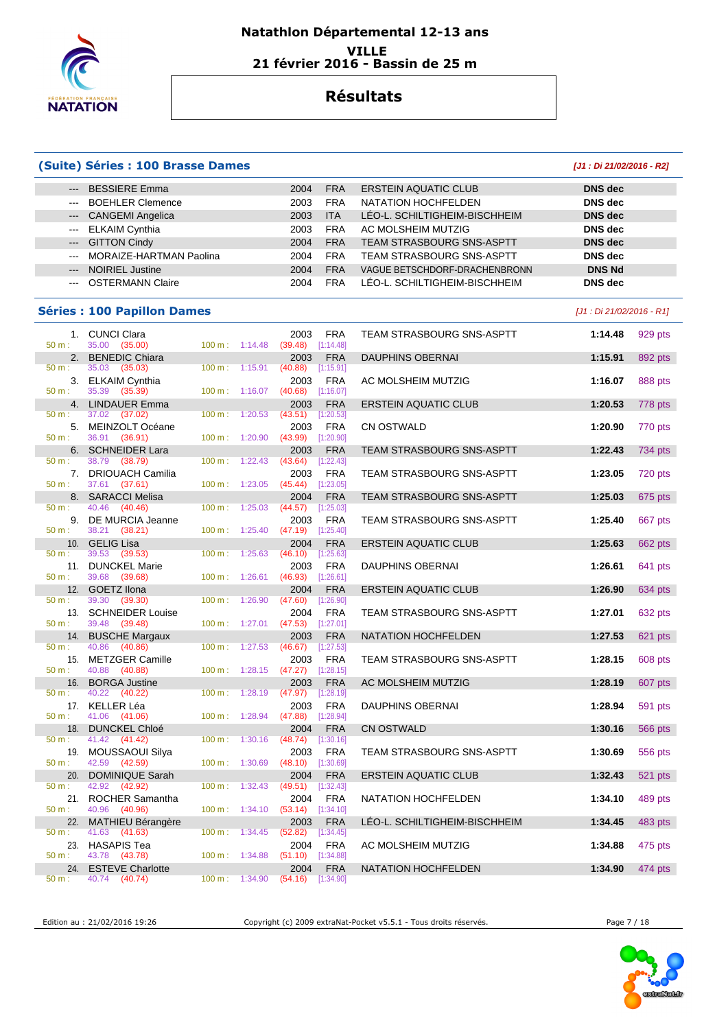# Natathlon Départemental 12-13 ans

**VILLE**
**21 février 2016 - Bassin de 25 m**

## Résultats

### (Suite) Séries : 100 Brasse Dames

*[J1 : Di 21/02/2016 - R2]*

| | Nom | Année | Nat | Club | Temps |
|---|---|---|---|---|---|
| --- | BESSIERE Emma | 2004 | FRA | ERSTEIN AQUATIC CLUB | **DNS dec** |
| --- | BOEHLER Clemence | 2003 | FRA | NATATION HOCHFELDEN | **DNS dec** |
| --- | CANGEMI Angelica | 2003 | ITA | LÉO-L. SCHILTIGHEIM-BISCHHEIM | **DNS dec** |
| --- | ELKAIM Cynthia | 2003 | FRA | AC MOLSHEIM MUTZIG | **DNS dec** |
| --- | GITTON Cindy | 2004 | FRA | TEAM STRASBOURG SNS-ASPTT | **DNS dec** |
| --- | MORAIZE-HARTMAN Paolina | 2004 | FRA | TEAM STRASBOURG SNS-ASPTT | **DNS dec** |
| --- | NOIRIEL Justine | 2004 | FRA | VAGUE BETSCHDORF-DRACHENBRONN | **DNS Nd** |
| --- | OSTERMANN Claire | 2004 | FRA | LÉO-L. SCHILTIGHEIM-BISCHHEIM | **DNS dec** |

### Séries : 100 Papillon Dames

*[J1 : Di 21/02/2016 - R1]*

| Pl. | Nom | 50 m | 100 m | Année | Nat | Club | Temps | Points |
|---|---|---|---|---|---|---|---|---|
| 1. | CUNCI Clara | 35.00 (35.00) | 1:14.48 (39.48) [1:14.48] | 2003 | FRA | TEAM STRASBOURG SNS-ASPTT | **1:14.48** | 929 pts |
| 2. | BENEDIC Chiara | 35.03 (35.03) | 1:15.91 (40.88) [1:15.91] | 2003 | FRA | DAUPHINS OBERNAI | **1:15.91** | 892 pts |
| 3. | ELKAIM Cynthia | 35.39 (35.39) | 1:16.07 (40.68) [1:16.07] | 2003 | FRA | AC MOLSHEIM MUTZIG | **1:16.07** | 888 pts |
| 4. | LINDAUER Emma | 37.02 (37.02) | 1:20.53 (43.51) [1:20.53] | 2003 | FRA | ERSTEIN AQUATIC CLUB | **1:20.53** | 778 pts |
| 5. | MEINZOLT Océane | 36.91 (36.91) | 1:20.90 (43.99) [1:20.90] | 2003 | FRA | CN OSTWALD | **1:20.90** | 770 pts |
| 6. | SCHNEIDER Lara | 38.79 (38.79) | 1:22.43 (43.64) [1:22.43] | 2003 | FRA | TEAM STRASBOURG SNS-ASPTT | **1:22.43** | 734 pts |
| 7. | DRIOUACH Camilia | 37.61 (37.61) | 1:23.05 (45.44) [1:23.05] | 2003 | FRA | TEAM STRASBOURG SNS-ASPTT | **1:23.05** | 720 pts |
| 8. | SARACCI Melisa | 40.46 (40.46) | 1:25.03 (44.57) [1:25.03] | 2004 | FRA | TEAM STRASBOURG SNS-ASPTT | **1:25.03** | 675 pts |
| 9. | DE MURCIA Jeanne | 38.21 (38.21) | 1:25.40 (47.19) [1:25.40] | 2003 | FRA | TEAM STRASBOURG SNS-ASPTT | **1:25.40** | 667 pts |
| 10. | GELIG Lisa | 39.53 (39.53) | 1:25.63 (46.10) [1:25.63] | 2004 | FRA | ERSTEIN AQUATIC CLUB | **1:25.63** | 662 pts |
| 11. | DUNCKEL Marie | 39.68 (39.68) | 1:26.61 (46.93) [1:26.61] | 2003 | FRA | DAUPHINS OBERNAI | **1:26.61** | 641 pts |
| 12. | GOETZ Ilona | 39.30 (39.30) | 1:26.90 (47.60) [1:26.90] | 2004 | FRA | ERSTEIN AQUATIC CLUB | **1:26.90** | 634 pts |
| 13. | SCHNEIDER Louise | 39.48 (39.48) | 1:27.01 (47.53) [1:27.01] | 2004 | FRA | TEAM STRASBOURG SNS-ASPTT | **1:27.01** | 632 pts |
| 14. | BUSCHE Margaux | 40.86 (40.86) | 1:27.53 (46.67) [1:27.53] | 2003 | FRA | NATATION HOCHFELDEN | **1:27.53** | 621 pts |
| 15. | METZGER Camille | 40.88 (40.88) | 1:28.15 (47.27) [1:28.15] | 2003 | FRA | TEAM STRASBOURG SNS-ASPTT | **1:28.15** | 608 pts |
| 16. | BORGA Justine | 40.22 (40.22) | 1:28.19 (47.97) [1:28.19] | 2003 | FRA | AC MOLSHEIM MUTZIG | **1:28.19** | 607 pts |
| 17. | KELLER Léa | 41.06 (41.06) | 1:28.94 (47.88) [1:28.94] | 2003 | FRA | DAUPHINS OBERNAI | **1:28.94** | 591 pts |
| 18. | DUNCKEL Chloé | 41.42 (41.42) | 1:30.16 (48.74) [1:30.16] | 2004 | FRA | CN OSTWALD | **1:30.16** | 566 pts |
| 19. | MOUSSAOUI Silya | 42.59 (42.59) | 1:30.69 (48.10) [1:30.69] | 2003 | FRA | TEAM STRASBOURG SNS-ASPTT | **1:30.69** | 556 pts |
| 20. | DOMINIQUE Sarah | 42.92 (42.92) | 1:32.43 (49.51) [1:32.43] | 2004 | FRA | ERSTEIN AQUATIC CLUB | **1:32.43** | 521 pts |
| 21. | ROCHER Samantha | 40.96 (40.96) | 1:34.10 (53.14) [1:34.10] | 2004 | FRA | NATATION HOCHFELDEN | **1:34.10** | 489 pts |
| 22. | MATHIEU Bérangère | 41.63 (41.63) | 1:34.45 (52.82) [1:34.45] | 2003 | FRA | LÉO-L. SCHILTIGHEIM-BISCHHEIM | **1:34.45** | 483 pts |
| 23. | HASAPIS Tea | 43.78 (43.78) | 1:34.88 (51.10) [1:34.88] | 2004 | FRA | AC MOLSHEIM MUTZIG | **1:34.88** | 475 pts |
| 24. | ESTEVE Charlotte | 40.74 (40.74) | 1:34.90 (54.16) [1:34.90] | 2004 | FRA | NATATION HOCHFELDEN | **1:34.90** | 474 pts |

Edition au : 21/02/2016 19:26 — Copyright (c) 2009 extraNat-Pocket v5.5.1 - Tous droits réservés.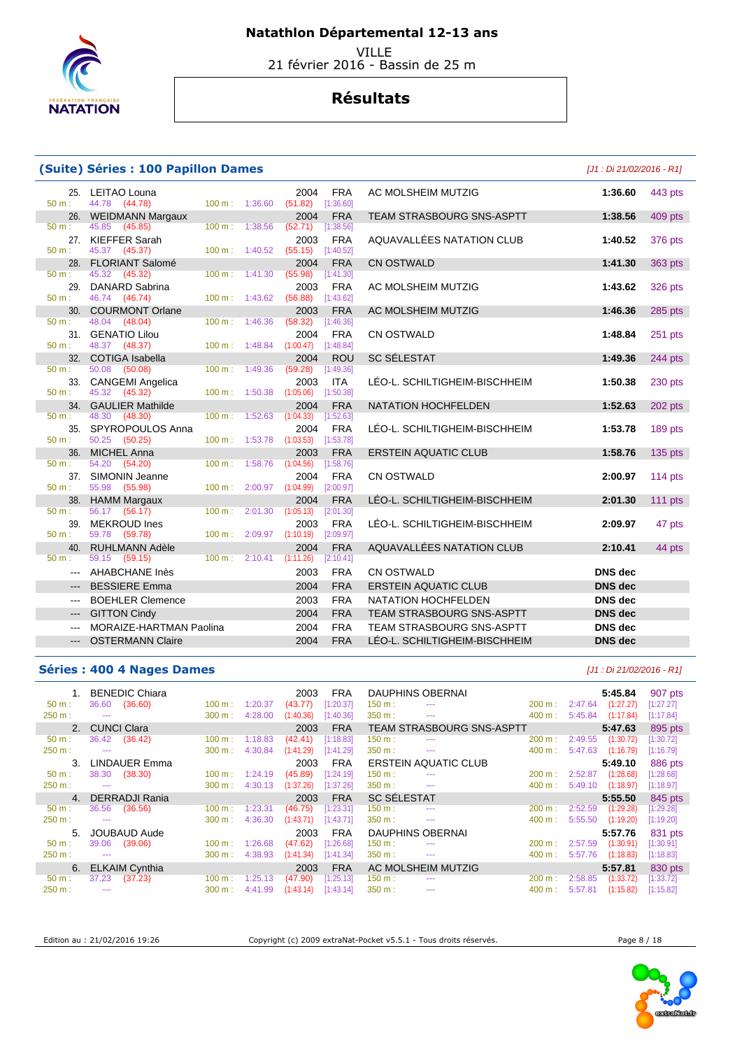# Natathlon Départemental 12-13 ans

VILLE
21 février 2016 - Bassin de 25 m

## Résultats

### (Suite) Séries : 100 Papillon Dames

*[J1 : Di 21/02/2016 - R1]*

| Rang | Nom | Année | Nat. | Club | Temps | Points |
|---|---|---|---|---|---|---|
| 25. | LEITAO Louna | 2004 | FRA | AC MOLSHEIM MUTZIG | 1:36.60 | 443 pts |
| | 50 m : 44.78 (44.78) 100 m : 1:36.60 (51.82) [1:36.60] | | | | | |
| 26. | WEIDMANN Margaux | 2004 | FRA | TEAM STRASBOURG SNS-ASPTT | 1:38.56 | 409 pts |
| | 50 m : 45.85 (45.85) 100 m : 1:38.56 (52.71) [1:38.56] | | | | | |
| 27. | KIEFFER Sarah | 2003 | FRA | AQUAVALLÉES NATATION CLUB | 1:40.52 | 376 pts |
| | 50 m : 45.37 (45.37) 100 m : 1:40.52 (55.15) [1:40.52] | | | | | |
| 28. | FLORIANT Salomé | 2004 | FRA | CN OSTWALD | 1:41.30 | 363 pts |
| | 50 m : 45.32 (45.32) 100 m : 1:41.30 (55.98) [1:41.30] | | | | | |
| 29. | DANARD Sabrina | 2003 | FRA | AC MOLSHEIM MUTZIG | 1:43.62 | 326 pts |
| | 50 m : 46.74 (46.74) 100 m : 1:43.62 (56.88) [1:43.62] | | | | | |
| 30. | COURMONT Orlane | 2003 | FRA | AC MOLSHEIM MUTZIG | 1:46.36 | 285 pts |
| | 50 m : 48.04 (48.04) 100 m : 1:46.36 (58.32) [1:46.36] | | | | | |
| 31. | GENATIO Lilou | 2004 | FRA | CN OSTWALD | 1:48.84 | 251 pts |
| | 50 m : 48.37 (48.37) 100 m : 1:48.84 (1:00.47) [1:48.84] | | | | | |
| 32. | COTIGA Isabella | 2004 | ROU | SC SÉLESTAT | 1:49.36 | 244 pts |
| | 50 m : 50.08 (50.08) 100 m : 1:49.36 (59.28) [1:49.36] | | | | | |
| 33. | CANGEMI Angelica | 2003 | ITA | LÉO-L. SCHILTIGHEIM-BISCHHEIM | 1:50.38 | 230 pts |
| | 50 m : 45.32 (45.32) 100 m : 1:50.38 (1:05.06) [1:50.38] | | | | | |
| 34. | GAULIER Mathilde | 2004 | FRA | NATATION HOCHFELDEN | 1:52.63 | 202 pts |
| | 50 m : 48.30 (48.30) 100 m : 1:52.63 (1:04.33) [1:52.63] | | | | | |
| 35. | SPYROPOULOS Anna | 2004 | FRA | LÉO-L. SCHILTIGHEIM-BISCHHEIM | 1:53.78 | 189 pts |
| | 50 m : 50.25 (50.25) 100 m : 1:53.78 (1:03.53) [1:53.78] | | | | | |
| 36. | MICHEL Anna | 2003 | FRA | ERSTEIN AQUATIC CLUB | 1:58.76 | 135 pts |
| | 50 m : 54.20 (54.20) 100 m : 1:58.76 (1:04.56) [1:58.76] | | | | | |
| 37. | SIMONIN Jeanne | 2004 | FRA | CN OSTWALD | 2:00.97 | 114 pts |
| | 50 m : 55.98 (55.98) 100 m : 2:00.97 (1:04.99) [2:00.97] | | | | | |
| 38. | HAMM Margaux | 2004 | FRA | LÉO-L. SCHILTIGHEIM-BISCHHEIM | 2:01.30 | 111 pts |
| | 50 m : 56.17 (56.17) 100 m : 2:01.30 (1:05.13) [2:01.30] | | | | | |
| 39. | MEKROUD Ines | 2003 | FRA | LÉO-L. SCHILTIGHEIM-BISCHHEIM | 2:09.97 | 47 pts |
| | 50 m : 59.78 (59.78) 100 m : 2:09.97 (1:10.19) [2:09.97] | | | | | |
| 40. | RUHLMANN Adèle | 2004 | FRA | AQUAVALLÉES NATATION CLUB | 2:10.41 | 44 pts |
| | 50 m : 59.15 (59.15) 100 m : 2:10.41 (1:11.26) [2:10.41] | | | | | |
| --- | AHABCHANE Inès | 2003 | FRA | CN OSTWALD | DNS dec | |
| --- | BESSIERE Emma | 2004 | FRA | ERSTEIN AQUATIC CLUB | DNS dec | |
| --- | BOEHLER Clemence | 2003 | FRA | NATATION HOCHFELDEN | DNS dec | |
| --- | GITTON Cindy | 2004 | FRA | TEAM STRASBOURG SNS-ASPTT | DNS dec | |
| --- | MORAIZE-HARTMAN Paolina | 2004 | FRA | TEAM STRASBOURG SNS-ASPTT | DNS dec | |
| --- | OSTERMANN Claire | 2004 | FRA | LÉO-L. SCHILTIGHEIM-BISCHHEIM | DNS dec | |

### Séries : 400 4 Nages Dames

*[J1 : Di 21/02/2016 - R1]*

| Rang | Nom | Année | Nat. | Club | Temps | Points |
|---|---|---|---|---|---|---|
| 1. | BENEDIC Chiara | 2003 | FRA | DAUPHINS OBERNAI | 5:45.84 | 907 pts |
| | 50 m : 36.60 (36.60) 100 m : 1:20.37 (43.77) [1:20.37] 150 m : --- 200 m : 2:47.64 (1:27.27) [1:27.27] | | | | | |
| | 250 m : --- 300 m : 4:28.00 (1:40.36) [1:40.36] 350 m : --- 400 m : 5:45.84 (1:17.84) [1:17.84] | | | | | |
| 2. | CUNCI Clara | 2003 | FRA | TEAM STRASBOURG SNS-ASPTT | 5:47.63 | 895 pts |
| | 50 m : 36.42 (36.42) 100 m : 1:18.83 (42.41) [1:18.83] 150 m : --- 200 m : 2:49.55 (1:30.72) [1:30.72] | | | | | |
| | 250 m : --- 300 m : 4:30.84 (1:41.29) [1:41.29] 350 m : --- 400 m : 5:47.63 (1:16.79) [1:16.79] | | | | | |
| 3. | LINDAUER Emma | 2003 | FRA | ERSTEIN AQUATIC CLUB | 5:49.10 | 886 pts |
| | 50 m : 38.30 (38.30) 100 m : 1:24.19 (45.89) [1:24.19] 150 m : --- 200 m : 2:52.87 (1:28.68) [1:28.68] | | | | | |
| | 250 m : --- 300 m : 4:30.13 (1:37.26) [1:37.26] 350 m : --- 400 m : 5:49.10 (1:18.97) [1:18.97] | | | | | |
| 4. | DERRADJI Rania | 2003 | FRA | SC SÉLESTAT | 5:55.50 | 845 pts |
| | 50 m : 36.56 (36.56) 100 m : 1:23.31 (46.75) [1:23.31] 150 m : --- 200 m : 2:52.59 (1:29.28) [1:29.28] | | | | | |
| | 250 m : --- 300 m : 4:36.30 (1:43.71) [1:43.71] 350 m : --- 400 m : 5:55.50 (1:19.20) [1:19.20] | | | | | |
| 5. | JOUBAUD Aude | 2003 | FRA | DAUPHINS OBERNAI | 5:57.76 | 831 pts |
| | 50 m : 39.06 (39.06) 100 m : 1:26.68 (47.62) [1:26.68] 150 m : --- 200 m : 2:57.59 (1:30.91) [1:30.91] | | | | | |
| | 250 m : --- 300 m : 4:38.93 (1:41.34) [1:41.34] 350 m : --- 400 m : 5:57.76 (1:18.83) [1:18.83] | | | | | |
| 6. | ELKAIM Cynthia | 2003 | FRA | AC MOLSHEIM MUTZIG | 5:57.81 | 830 pts |
| | 50 m : 37.23 (37.23) 100 m : 1:25.13 (47.90) [1:25.13] 150 m : --- 200 m : 2:58.85 (1:33.72) [1:33.72] | | | | | |
| | 250 m : --- 300 m : 4:41.99 (1:43.14) [1:43.14] 350 m : --- 400 m : 5:57.81 (1:15.82) [1:15.82] | | | | | |

Edition au : 21/02/2016 19:26 — Copyright (c) 2009 extraNat-Pocket v5.5.1 - Tous droits réservés.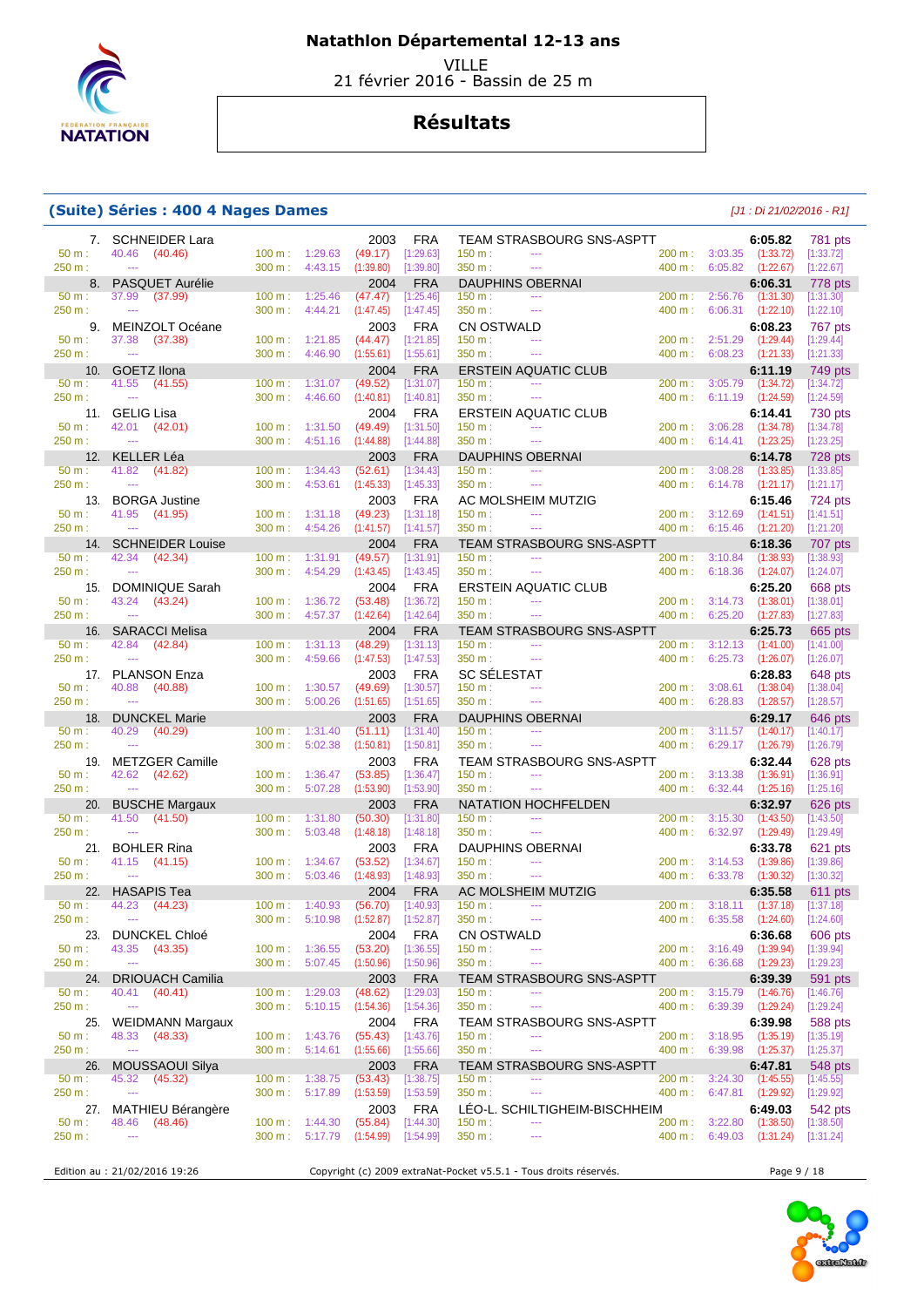# Natathlon Départemental 12-13 ans

VILLE
21 février 2016 - Bassin de 25 m

## Résultats

### (Suite) Séries : 400 4 Nages Dames

*[J1 : Di 21/02/2016 - R1]*

| Rang | Nom | Année | Nat. | Club | Temps | Points |
|---|---|---|---|---|---|---|
| 7. | SCHNEIDER Lara | 2003 | FRA | TEAM STRASBOURG SNS-ASPTT | 6:05.82 | 781 pts |
| | 50 m : 40.46 (40.46) / 100 m : 1:29.63 (49.17) [1:29.63] / 150 m : --- / 200 m : 3:03.35 (1:33.72) [1:33.72] / 250 m : --- / 300 m : 4:43.15 (1:39.80) [1:39.80] / 350 m : --- / 400 m : 6:05.82 (1:22.67) [1:22.67] | | | | | |
| 8. | PASQUET Aurélie | 2004 | FRA | DAUPHINS OBERNAI | 6:06.31 | 778 pts |
| | 50 m : 37.99 (37.99) / 100 m : 1:25.46 (47.47) [1:25.46] / 150 m : --- / 200 m : 2:56.76 (1:31.30) [1:31.30] / 250 m : --- / 300 m : 4:44.21 (1:47.45) [1:47.45] / 350 m : --- / 400 m : 6:06.31 (1:22.10) [1:22.10] | | | | | |
| 9. | MEINZOLT Océane | 2003 | FRA | CN OSTWALD | 6:08.23 | 767 pts |
| | 50 m : 37.38 (37.38) / 100 m : 1:21.85 (44.47) [1:21.85] / 150 m : --- / 200 m : 2:51.29 (1:29.44) [1:29.44] / 250 m : --- / 300 m : 4:46.90 (1:55.61) [1:55.61] / 350 m : --- / 400 m : 6:08.23 (1:21.33) [1:21.33] | | | | | |
| 10. | GOETZ Ilona | 2004 | FRA | ERSTEIN AQUATIC CLUB | 6:11.19 | 749 pts |
| | 50 m : 41.55 (41.55) / 100 m : 1:31.07 (49.52) [1:31.07] / 150 m : --- / 200 m : 3:05.79 (1:34.72) [1:34.72] / 250 m : --- / 300 m : 4:46.60 (1:40.81) [1:40.81] / 350 m : --- / 400 m : 6:11.19 (1:24.59) [1:24.59] | | | | | |
| 11. | GELIG Lisa | 2004 | FRA | ERSTEIN AQUATIC CLUB | 6:14.41 | 730 pts |
| | 50 m : 42.01 (42.01) / 100 m : 1:31.50 (49.49) [1:31.50] / 150 m : --- / 200 m : 3:06.28 (1:34.78) [1:34.78] / 250 m : --- / 300 m : 4:51.16 (1:44.88) [1:44.88] / 350 m : --- / 400 m : 6:14.41 (1:23.25) [1:23.25] | | | | | |
| 12. | KELLER Léa | 2003 | FRA | DAUPHINS OBERNAI | 6:14.78 | 728 pts |
| | 50 m : 41.82 (41.82) / 100 m : 1:34.43 (52.61) [1:34.43] / 150 m : --- / 200 m : 3:08.28 (1:33.85) [1:33.85] / 250 m : --- / 300 m : 4:53.61 (1:45.33) [1:45.33] / 350 m : --- / 400 m : 6:14.78 (1:21.17) [1:21.17] | | | | | |
| 13. | BORGA Justine | 2003 | FRA | AC MOLSHEIM MUTZIG | 6:15.46 | 724 pts |
| | 50 m : 41.95 (41.95) / 100 m : 1:31.18 (49.23) [1:31.18] / 150 m : --- / 200 m : 3:12.69 (1:41.51) [1:41.51] / 250 m : --- / 300 m : 4:54.26 (1:41.57) [1:41.57] / 350 m : --- / 400 m : 6:15.46 (1:21.20) [1:21.20] | | | | | |
| 14. | SCHNEIDER Louise | 2004 | FRA | TEAM STRASBOURG SNS-ASPTT | 6:18.36 | 707 pts |
| | 50 m : 42.34 (42.34) / 100 m : 1:31.91 (49.57) [1:31.91] / 150 m : --- / 200 m : 3:10.84 (1:38.93) [1:38.93] / 250 m : --- / 300 m : 4:54.29 (1:43.45) [1:43.45] / 350 m : --- / 400 m : 6:18.36 (1:24.07) [1:24.07] | | | | | |
| 15. | DOMINIQUE Sarah | 2004 | FRA | ERSTEIN AQUATIC CLUB | 6:25.20 | 668 pts |
| | 50 m : 43.24 (43.24) / 100 m : 1:36.72 (53.48) [1:36.72] / 150 m : --- / 200 m : 3:14.73 (1:38.01) [1:38.01] / 250 m : --- / 300 m : 4:57.37 (1:42.64) [1:42.64] / 350 m : --- / 400 m : 6:25.20 (1:27.83) [1:27.83] | | | | | |
| 16. | SARACCI Melisa | 2004 | FRA | TEAM STRASBOURG SNS-ASPTT | 6:25.73 | 665 pts |
| | 50 m : 42.84 (42.84) / 100 m : 1:31.13 (48.29) [1:31.13] / 150 m : --- / 200 m : 3:12.13 (1:41.00) [1:41.00] / 250 m : --- / 300 m : 4:59.66 (1:47.53) [1:47.53] / 350 m : --- / 400 m : 6:25.73 (1:26.07) [1:26.07] | | | | | |
| 17. | PLANSON Enza | 2003 | FRA | SC SÉLESTAT | 6:28.83 | 648 pts |
| | 50 m : 40.88 (40.88) / 100 m : 1:30.57 (49.69) [1:30.57] / 150 m : --- / 200 m : 3:08.61 (1:38.04) [1:38.04] / 250 m : --- / 300 m : 5:00.26 (1:51.65) [1:51.65] / 350 m : --- / 400 m : 6:28.83 (1:28.57) [1:28.57] | | | | | |
| 18. | DUNCKEL Marie | 2003 | FRA | DAUPHINS OBERNAI | 6:29.17 | 646 pts |
| | 50 m : 40.29 (40.29) / 100 m : 1:31.40 (51.11) [1:31.40] / 150 m : --- / 200 m : 3:11.57 (1:40.17) [1:40.17] / 250 m : --- / 300 m : 5:02.38 (1:50.81) [1:50.81] / 350 m : --- / 400 m : 6:29.17 (1:26.79) [1:26.79] | | | | | |
| 19. | METZGER Camille | 2003 | FRA | TEAM STRASBOURG SNS-ASPTT | 6:32.44 | 628 pts |
| | 50 m : 42.62 (42.62) / 100 m : 1:36.47 (53.85) [1:36.47] / 150 m : --- / 200 m : 3:13.38 (1:36.91) [1:36.91] / 250 m : --- / 300 m : 5:07.28 (1:53.90) [1:53.90] / 350 m : --- / 400 m : 6:32.44 (1:25.16) [1:25.16] | | | | | |
| 20. | BUSCHE Margaux | 2003 | FRA | NATATION HOCHFELDEN | 6:32.97 | 626 pts |
| | 50 m : 41.50 (41.50) / 100 m : 1:31.80 (50.30) [1:31.80] / 150 m : --- / 200 m : 3:15.30 (1:43.50) [1:43.50] / 250 m : --- / 300 m : 5:03.48 (1:48.18) [1:48.18] / 350 m : --- / 400 m : 6:32.97 (1:29.49) [1:29.49] | | | | | |
| 21. | BOHLER Rina | 2003 | FRA | DAUPHINS OBERNAI | 6:33.78 | 621 pts |
| | 50 m : 41.15 (41.15) / 100 m : 1:34.67 (53.52) [1:34.67] / 150 m : --- / 200 m : 3:14.53 (1:39.86) [1:39.86] / 250 m : --- / 300 m : 5:03.46 (1:48.93) [1:48.93] / 350 m : --- / 400 m : 6:33.78 (1:30.32) [1:30.32] | | | | | |
| 22. | HASAPIS Tea | 2004 | FRA | AC MOLSHEIM MUTZIG | 6:35.58 | 611 pts |
| | 50 m : 44.23 (44.23) / 100 m : 1:40.93 (56.70) [1:40.93] / 150 m : --- / 200 m : 3:18.11 (1:37.18) [1:37.18] / 250 m : --- / 300 m : 5:10.98 (1:52.87) [1:52.87] / 350 m : --- / 400 m : 6:35.58 (1:24.60) [1:24.60] | | | | | |
| 23. | DUNCKEL Chloé | 2004 | FRA | CN OSTWALD | 6:36.68 | 606 pts |
| | 50 m : 43.35 (43.35) / 100 m : 1:36.55 (53.20) [1:36.55] / 150 m : --- / 200 m : 3:16.49 (1:39.94) [1:39.94] / 250 m : --- / 300 m : 5:07.45 (1:50.96) [1:50.96] / 350 m : --- / 400 m : 6:36.68 (1:29.23) [1:29.23] | | | | | |
| 24. | DRIOUACH Camilia | 2003 | FRA | TEAM STRASBOURG SNS-ASPTT | 6:39.39 | 591 pts |
| | 50 m : 40.41 (40.41) / 100 m : 1:29.03 (48.62) [1:29.03] / 150 m : --- / 200 m : 3:15.79 (1:46.76) [1:46.76] / 250 m : --- / 300 m : 5:10.15 (1:54.36) [1:54.36] / 350 m : --- / 400 m : 6:39.39 (1:29.24) [1:29.24] | | | | | |
| 25. | WEIDMANN Margaux | 2004 | FRA | TEAM STRASBOURG SNS-ASPTT | 6:39.98 | 588 pts |
| | 50 m : 48.33 (48.33) / 100 m : 1:43.76 (55.43) [1:43.76] / 150 m : --- / 200 m : 3:18.95 (1:35.19) [1:35.19] / 250 m : --- / 300 m : 5:14.61 (1:55.66) [1:55.66] / 350 m : --- / 400 m : 6:39.98 (1:25.37) [1:25.37] | | | | | |
| 26. | MOUSSAOUI Silya | 2003 | FRA | TEAM STRASBOURG SNS-ASPTT | 6:47.81 | 548 pts |
| | 50 m : 45.32 (45.32) / 100 m : 1:38.75 (53.43) [1:38.75] / 150 m : --- / 200 m : 3:24.30 (1:45.55) [1:45.55] / 250 m : --- / 300 m : 5:17.89 (1:53.59) [1:53.59] / 350 m : --- / 400 m : 6:47.81 (1:29.92) [1:29.92] | | | | | |
| 27. | MATHIEU Bérangère | 2003 | FRA | LÉO-L. SCHILTIGHEIM-BISCHHEIM | 6:49.03 | 542 pts |
| | 50 m : 48.46 (48.46) / 100 m : 1:44.30 (55.84) [1:44.30] / 150 m : --- / 200 m : 3:22.80 (1:38.50) [1:38.50] / 250 m : --- / 300 m : 5:17.79 (1:54.99) [1:54.99] / 350 m : --- / 400 m : 6:49.03 (1:31.24) [1:31.24] | | | | | |

Edition au : 21/02/2016 19:26 — Copyright (c) 2009 extraNat-Pocket v5.5.1 - Tous droits réservés.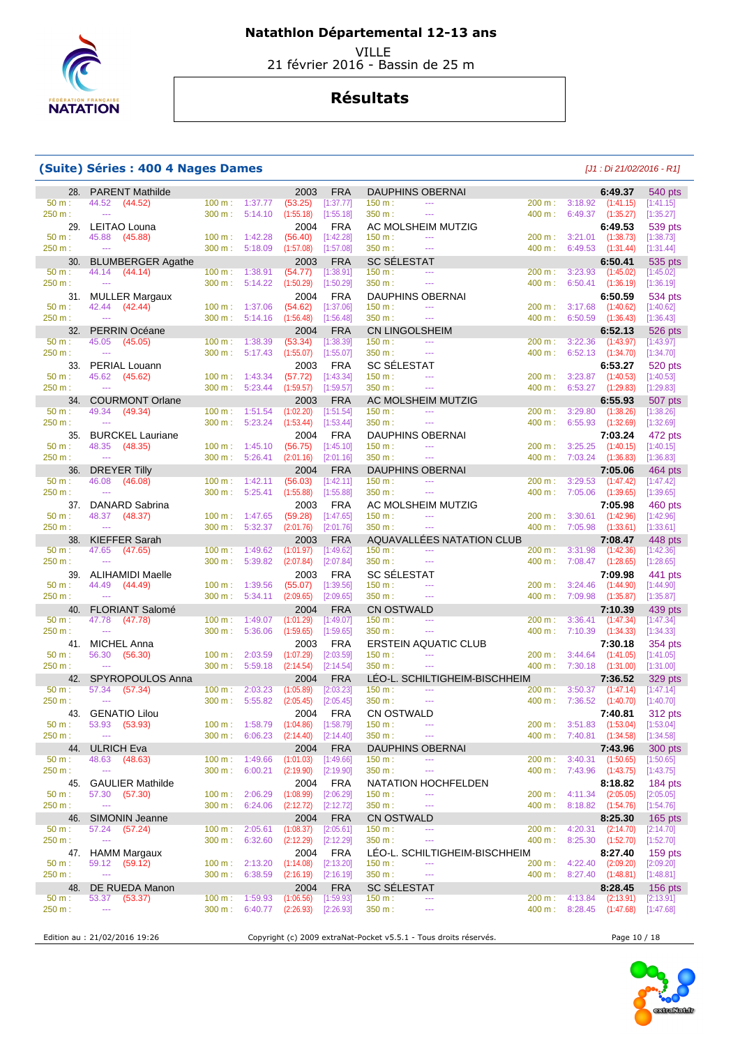# Natathlon Départemental 12-13 ans

VILLE
21 février 2016 - Bassin de 25 m

## Résultats

### (Suite) Séries : 400 4 Nages Dames

*[J1 : Di 21/02/2016 - R1]*

| Rang | Nom | Année | Nat. | Club | Temps | Points |
|---|---|---|---|---|---|---|
| 28. | PARENT Mathilde | 2003 | FRA | DAUPHINS OBERNAI | 6:49.37 | 540 pts |
| | 50 m : 44.52 (44.52) — 100 m : 1:37.77 (53.25) [1:37.77] — 150 m : --- — 200 m : 3:18.92 (1:41.15) [1:41.15] — 250 m : --- — 300 m : 5:14.10 (1:55.18) [1:55.18] — 350 m : --- — 400 m : 6:49.37 (1:35.27) [1:35.27] | | | | | |
| 29. | LEITAO Louna | 2004 | FRA | AC MOLSHEIM MUTZIG | 6:49.53 | 539 pts |
| | 50 m : 45.88 (45.88) — 100 m : 1:42.28 (56.40) [1:42.28] — 150 m : --- — 200 m : 3:21.01 (1:38.73) [1:38.73] — 250 m : --- — 300 m : 5:18.09 (1:57.08) [1:57.08] — 350 m : --- — 400 m : 6:49.53 (1:31.44) [1:31.44] | | | | | |
| 30. | BLUMBERGER Agathe | 2003 | FRA | SC SÉLESTAT | 6:50.41 | 535 pts |
| | 50 m : 44.14 (44.14) — 100 m : 1:38.91 (54.77) [1:38.91] — 150 m : --- — 200 m : 3:23.93 (1:45.02) [1:45.02] — 250 m : --- — 300 m : 5:14.22 (1:50.29) [1:50.29] — 350 m : --- — 400 m : 6:50.41 (1:36.19) [1:36.19] | | | | | |
| 31. | MULLER Margaux | 2004 | FRA | DAUPHINS OBERNAI | 6:50.59 | 534 pts |
| | 50 m : 42.44 (42.44) — 100 m : 1:37.06 (54.62) [1:37.06] — 150 m : --- — 200 m : 3:17.68 (1:40.62) [1:40.62] — 250 m : --- — 300 m : 5:14.16 (1:56.48) [1:56.48] — 350 m : --- — 400 m : 6:50.59 (1:36.43) [1:36.43] | | | | | |
| 32. | PERRIN Océane | 2004 | FRA | CN LINGOLSHEIM | 6:52.13 | 526 pts |
| | 50 m : 45.05 (45.05) — 100 m : 1:38.39 (53.34) [1:38.39] — 150 m : --- — 200 m : 3:22.36 (1:43.97) [1:43.97] — 250 m : --- — 300 m : 5:17.43 (1:55.07) [1:55.07] — 350 m : --- — 400 m : 6:52.13 (1:34.70) [1:34.70] | | | | | |
| 33. | PERIAL Louann | 2003 | FRA | SC SÉLESTAT | 6:53.27 | 520 pts |
| | 50 m : 45.62 (45.62) — 100 m : 1:43.34 (57.72) [1:43.34] — 150 m : --- — 200 m : 3:23.87 (1:40.53) [1:40.53] — 250 m : --- — 300 m : 5:23.44 (1:59.57) [1:59.57] — 350 m : --- — 400 m : 6:53.27 (1:29.83) [1:29.83] | | | | | |
| 34. | COURMONT Orlane | 2003 | FRA | AC MOLSHEIM MUTZIG | 6:55.93 | 507 pts |
| | 50 m : 49.34 (49.34) — 100 m : 1:51.54 (1:02.20) [1:51.54] — 150 m : --- — 200 m : 3:29.80 (1:38.26) [1:38.26] — 250 m : --- — 300 m : 5:23.24 (1:53.44) [1:53.44] — 350 m : --- — 400 m : 6:55.93 (1:32.69) [1:32.69] | | | | | |
| 35. | BURCKEL Lauriane | 2004 | FRA | DAUPHINS OBERNAI | 7:03.24 | 472 pts |
| | 50 m : 48.35 (48.35) — 100 m : 1:45.10 (56.75) [1:45.10] — 150 m : --- — 200 m : 3:25.25 (1:40.15) [1:40.15] — 250 m : --- — 300 m : 5:26.41 (2:01.16) [2:01.16] — 350 m : --- — 400 m : 7:03.24 (1:36.83) [1:36.83] | | | | | |
| 36. | DREYER Tilly | 2004 | FRA | DAUPHINS OBERNAI | 7:05.06 | 464 pts |
| | 50 m : 46.08 (46.08) — 100 m : 1:42.11 (56.03) [1:42.11] — 150 m : --- — 200 m : 3:29.53 (1:47.42) [1:47.42] — 250 m : --- — 300 m : 5:25.41 (1:55.88) [1:55.88] — 350 m : --- — 400 m : 7:05.06 (1:39.65) [1:39.65] | | | | | |
| 37. | DANARD Sabrina | 2003 | FRA | AC MOLSHEIM MUTZIG | 7:05.98 | 460 pts |
| | 50 m : 48.37 (48.37) — 100 m : 1:47.65 (59.28) [1:47.65] — 150 m : --- — 200 m : 3:30.61 (1:42.96) [1:42.96] — 250 m : --- — 300 m : 5:32.37 (2:01.76) [2:01.76] — 350 m : --- — 400 m : 7:05.98 (1:33.61) [1:33.61] | | | | | |
| 38. | KIEFFER Sarah | 2003 | FRA | AQUAVALLÉES NATATION CLUB | 7:08.47 | 448 pts |
| | 50 m : 47.65 (47.65) — 100 m : 1:49.62 (1:01.97) [1:49.62] — 150 m : --- — 200 m : 3:31.98 (1:42.36) [1:42.36] — 250 m : --- — 300 m : 5:39.82 (2:07.84) [2:07.84] — 350 m : --- — 400 m : 7:08.47 (1:28.65) [1:28.65] | | | | | |
| 39. | ALIHAMIDI Maelle | 2003 | FRA | SC SÉLESTAT | 7:09.98 | 441 pts |
| | 50 m : 44.49 (44.49) — 100 m : 1:39.56 (55.07) [1:39.56] — 150 m : --- — 200 m : 3:24.46 (1:44.90) [1:44.90] — 250 m : --- — 300 m : 5:34.11 (2:09.65) [2:09.65] — 350 m : --- — 400 m : 7:09.98 (1:35.87) [1:35.87] | | | | | |
| 40. | FLORIANT Salomé | 2004 | FRA | CN OSTWALD | 7:10.39 | 439 pts |
| | 50 m : 47.78 (47.78) — 100 m : 1:49.07 (1:01.29) [1:49.07] — 150 m : --- — 200 m : 3:36.41 (1:47.34) [1:47.34] — 250 m : --- — 300 m : 5:36.06 (1:59.65) [1:59.65] — 350 m : --- — 400 m : 7:10.39 (1:34.33) [1:34.33] | | | | | |
| 41. | MICHEL Anna | 2003 | FRA | ERSTEIN AQUATIC CLUB | 7:30.18 | 354 pts |
| | 50 m : 56.30 (56.30) — 100 m : 2:03.59 (1:07.29) [2:03.59] — 150 m : --- — 200 m : 3:44.64 (1:41.05) [1:41.05] — 250 m : --- — 300 m : 5:59.18 (2:14.54) [2:14.54] — 350 m : --- — 400 m : 7:30.18 (1:31.00) [1:31.00] | | | | | |
| 42. | SPYROPOULOS Anna | 2004 | FRA | LÉO-L. SCHILTIGHEIM-BISCHHEIM | 7:36.52 | 329 pts |
| | 50 m : 57.34 (57.34) — 100 m : 2:03.23 (1:05.89) [2:03.23] — 150 m : --- — 200 m : 3:50.37 (1:47.14) [1:47.14] — 250 m : --- — 300 m : 5:55.82 (2:05.45) [2:05.45] — 350 m : --- — 400 m : 7:36.52 (1:40.70) [1:40.70] | | | | | |
| 43. | GENATIO Lilou | 2004 | FRA | CN OSTWALD | 7:40.81 | 312 pts |
| | 50 m : 53.93 (53.93) — 100 m : 1:58.79 (1:04.86) [1:58.79] — 150 m : --- — 200 m : 3:51.83 (1:53.04) [1:53.04] — 250 m : --- — 300 m : 6:06.23 (2:14.40) [2:14.40] — 350 m : --- — 400 m : 7:40.81 (1:34.58) [1:34.58] | | | | | |
| 44. | ULRICH Eva | 2004 | FRA | DAUPHINS OBERNAI | 7:43.96 | 300 pts |
| | 50 m : 48.63 (48.63) — 100 m : 1:49.66 (1:01.03) [1:49.66] — 150 m : --- — 200 m : 3:40.31 (1:50.65) [1:50.65] — 250 m : --- — 300 m : 6:00.21 (2:19.90) [2:19.90] — 350 m : --- — 400 m : 7:43.96 (1:43.75) [1:43.75] | | | | | |
| 45. | GAULIER Mathilde | 2004 | FRA | NATATION HOCHFELDEN | 8:18.82 | 184 pts |
| | 50 m : 57.30 (57.30) — 100 m : 2:06.29 (1:08.99) [2:06.29] — 150 m : --- — 200 m : 4:11.34 (2:05.05) [2:05.05] — 250 m : --- — 300 m : 6:24.06 (2:12.72) [2:12.72] — 350 m : --- — 400 m : 8:18.82 (1:54.76) [1:54.76] | | | | | |
| 46. | SIMONIN Jeanne | 2004 | FRA | CN OSTWALD | 8:25.30 | 165 pts |
| | 50 m : 57.24 (57.24) — 100 m : 2:05.61 (1:08.37) [2:05.61] — 150 m : --- — 200 m : 4:20.31 (2:14.70) [2:14.70] — 250 m : --- — 300 m : 6:32.60 (2:12.29) [2:12.29] — 350 m : --- — 400 m : 8:25.30 (1:52.70) [1:52.70] | | | | | |
| 47. | HAMM Margaux | 2004 | FRA | LÉO-L. SCHILTIGHEIM-BISCHHEIM | 8:27.40 | 159 pts |
| | 50 m : 59.12 (59.12) — 100 m : 2:13.20 (1:14.08) [2:13.20] — 150 m : --- — 200 m : 4:22.40 (2:09.20) [2:09.20] — 250 m : --- — 300 m : 6:38.59 (2:16.19) [2:16.19] — 350 m : --- — 400 m : 8:27.40 (1:48.81) [1:48.81] | | | | | |
| 48. | DE RUEDA Manon | 2004 | FRA | SC SÉLESTAT | 8:28.45 | 156 pts |
| | 50 m : 53.37 (53.37) — 100 m : 1:59.93 (1:06.56) [1:59.93] — 150 m : --- — 200 m : 4:13.84 (2:13.91) [2:13.91] — 250 m : --- — 300 m : 6:40.77 (2:26.93) [2:26.93] — 350 m : --- — 400 m : 8:28.45 (1:47.68) [1:47.68] | | | | | |

Edition au : 21/02/2016 19:26 — Copyright (c) 2009 extraNat-Pocket v5.5.1 - Tous droits réservés.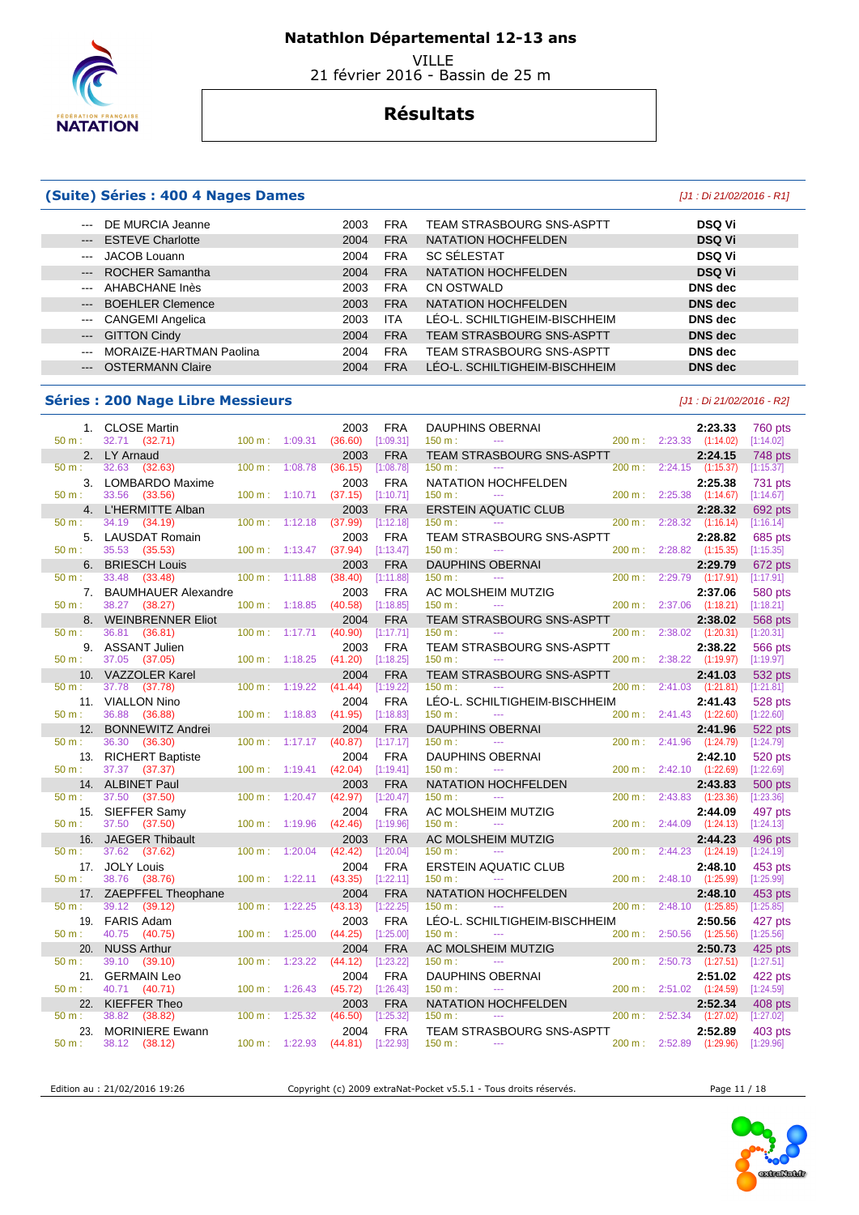# Natathlon Départemental 12-13 ans

VILLE
21 février 2016 - Bassin de 25 m

## Résultats

### (Suite) Séries : 400 4 Nages Dames

*[J1 : Di 21/02/2016 - R1]*

| | Nom | Année | Nat. | Club | Résultat |
|---|---|---|---|---|---|
| --- | DE MURCIA Jeanne | 2003 | FRA | TEAM STRASBOURG SNS-ASPTT | **DSQ Vi** |
| --- | ESTEVE Charlotte | 2004 | FRA | NATATION HOCHFELDEN | **DSQ Vi** |
| --- | JACOB Louann | 2004 | FRA | SC SÉLESTAT | **DSQ Vi** |
| --- | ROCHER Samantha | 2004 | FRA | NATATION HOCHFELDEN | **DSQ Vi** |
| --- | AHABCHANE Inès | 2003 | FRA | CN OSTWALD | **DNS dec** |
| --- | BOEHLER Clemence | 2003 | FRA | NATATION HOCHFELDEN | **DNS dec** |
| --- | CANGEMI Angelica | 2003 | ITA | LÉO-L. SCHILTIGHEIM-BISCHHEIM | **DNS dec** |
| --- | GITTON Cindy | 2004 | FRA | TEAM STRASBOURG SNS-ASPTT | **DNS dec** |
| --- | MORAIZE-HARTMAN Paolina | 2004 | FRA | TEAM STRASBOURG SNS-ASPTT | **DNS dec** |
| --- | OSTERMANN Claire | 2004 | FRA | LÉO-L. SCHILTIGHEIM-BISCHHEIM | **DNS dec** |

### Séries : 200 Nage Libre Messieurs

*[J1 : Di 21/02/2016 - R2]*

| Rang | Nom | Année | Nat. | Club | Temps | Points | 50 m | 100 m | 150 m | 200 m |
|---|---|---|---|---|---|---|---|---|---|---|
| 1. | CLOSE Martin | 2003 | FRA | DAUPHINS OBERNAI | **2:23.33** | 760 pts | 32.71 (32.71) | 1:09.31 (36.60) [1:09.31] | --- | 2:23.33 (1:14.02) [1:14.02] |
| 2. | LY Arnaud | 2003 | FRA | TEAM STRASBOURG SNS-ASPTT | **2:24.15** | 748 pts | 32.63 (32.63) | 1:08.78 (36.15) [1:08.78] | --- | 2:24.15 (1:15.37) [1:15.37] |
| 3. | LOMBARDO Maxime | 2003 | FRA | NATATION HOCHFELDEN | **2:25.38** | 731 pts | 33.56 (33.56) | 1:10.71 (37.15) [1:10.71] | --- | 2:25.38 (1:14.67) [1:14.67] |
| 4. | L'HERMITTE Alban | 2003 | FRA | ERSTEIN AQUATIC CLUB | **2:28.32** | 692 pts | 34.19 (34.19) | 1:12.18 (37.99) [1:12.18] | --- | 2:28.32 (1:16.14) [1:16.14] |
| 5. | LAUSDAT Romain | 2003 | FRA | TEAM STRASBOURG SNS-ASPTT | **2:28.82** | 685 pts | 35.53 (35.53) | 1:13.47 (37.94) [1:13.47] | --- | 2:28.82 (1:15.35) [1:15.35] |
| 6. | BRIESCH Louis | 2003 | FRA | DAUPHINS OBERNAI | **2:29.79** | 672 pts | 33.48 (33.48) | 1:11.88 (38.40) [1:11.88] | --- | 2:29.79 (1:17.91) [1:17.91] |
| 7. | BAUMHAUER Alexandre | 2003 | FRA | AC MOLSHEIM MUTZIG | **2:37.06** | 580 pts | 38.27 (38.27) | 1:18.85 (40.58) [1:18.85] | --- | 2:37.06 (1:18.21) [1:18.21] |
| 8. | WEINBRENNER Eliot | 2004 | FRA | TEAM STRASBOURG SNS-ASPTT | **2:38.02** | 568 pts | 36.81 (36.81) | 1:17.71 (40.90) [1:17.71] | --- | 2:38.02 (1:20.31) [1:20.31] |
| 9. | ASSANT Julien | 2003 | FRA | TEAM STRASBOURG SNS-ASPTT | **2:38.22** | 566 pts | 37.05 (37.05) | 1:18.25 (41.20) [1:18.25] | --- | 2:38.22 (1:19.97) [1:19.97] |
| 10. | VAZZOLER Karel | 2004 | FRA | TEAM STRASBOURG SNS-ASPTT | **2:41.03** | 532 pts | 37.78 (37.78) | 1:19.22 (41.44) [1:19.22] | --- | 2:41.03 (1:21.81) [1:21.81] |
| 11. | VIALLON Nino | 2004 | FRA | LÉO-L. SCHILTIGHEIM-BISCHHEIM | **2:41.43** | 528 pts | 36.88 (36.88) | 1:18.83 (41.95) [1:18.83] | --- | 2:41.43 (1:22.60) [1:22.60] |
| 12. | BONNEWITZ Andrei | 2004 | FRA | DAUPHINS OBERNAI | **2:41.96** | 522 pts | 36.30 (36.30) | 1:17.17 (40.87) [1:17.17] | --- | 2:41.96 (1:24.79) [1:24.79] |
| 13. | RICHERT Baptiste | 2004 | FRA | DAUPHINS OBERNAI | **2:42.10** | 520 pts | 37.37 (37.37) | 1:19.41 (42.04) [1:19.41] | --- | 2:42.10 (1:22.69) [1:22.69] |
| 14. | ALBINET Paul | 2003 | FRA | NATATION HOCHFELDEN | **2:43.83** | 500 pts | 37.50 (37.50) | 1:20.47 (42.97) [1:20.47] | --- | 2:43.83 (1:23.36) [1:23.36] |
| 15. | SIEFFER Samy | 2004 | FRA | AC MOLSHEIM MUTZIG | **2:44.09** | 497 pts | 37.50 (37.50) | 1:19.96 (42.46) [1:19.96] | --- | 2:44.09 (1:24.13) [1:24.13] |
| 16. | JAEGER Thibault | 2003 | FRA | AC MOLSHEIM MUTZIG | **2:44.23** | 496 pts | 37.62 (37.62) | 1:20.04 (42.42) [1:20.04] | --- | 2:44.23 (1:24.19) [1:24.19] |
| 17. | JOLY Louis | 2004 | FRA | ERSTEIN AQUATIC CLUB | **2:48.10** | 453 pts | 38.76 (38.76) | 1:22.11 (43.35) [1:22.11] | --- | 2:48.10 (1:25.99) [1:25.99] |
| 17. | ZAEPFFEL Theophane | 2004 | FRA | NATATION HOCHFELDEN | **2:48.10** | 453 pts | 39.12 (39.12) | 1:22.25 (43.13) [1:22.25] | --- | 2:48.10 (1:25.85) [1:25.85] |
| 19. | FARIS Adam | 2003 | FRA | LÉO-L. SCHILTIGHEIM-BISCHHEIM | **2:50.56** | 427 pts | 40.75 (40.75) | 1:25.00 (44.25) [1:25.00] | --- | 2:50.56 (1:25.56) [1:25.56] |
| 20. | NUSS Arthur | 2004 | FRA | AC MOLSHEIM MUTZIG | **2:50.73** | 425 pts | 39.10 (39.10) | 1:23.22 (44.12) [1:23.22] | --- | 2:50.73 (1:27.51) [1:27.51] |
| 21. | GERMAIN Leo | 2004 | FRA | DAUPHINS OBERNAI | **2:51.02** | 422 pts | 40.71 (40.71) | 1:26.43 (45.72) [1:26.43] | --- | 2:51.02 (1:24.59) [1:24.59] |
| 22. | KIEFFER Theo | 2003 | FRA | NATATION HOCHFELDEN | **2:52.34** | 408 pts | 38.82 (38.82) | 1:25.32 (46.50) [1:25.32] | --- | 2:52.34 (1:27.02) [1:27.02] |
| 23. | MORINIERE Ewann | 2004 | FRA | TEAM STRASBOURG SNS-ASPTT | **2:52.89** | 403 pts | 38.12 (38.12) | 1:22.93 (44.81) [1:22.93] | --- | 2:52.89 (1:29.96) [1:29.96] |

Edition au : 21/02/2016 19:26 — Copyright (c) 2009 extraNat-Pocket v5.5.1 - Tous droits réservés.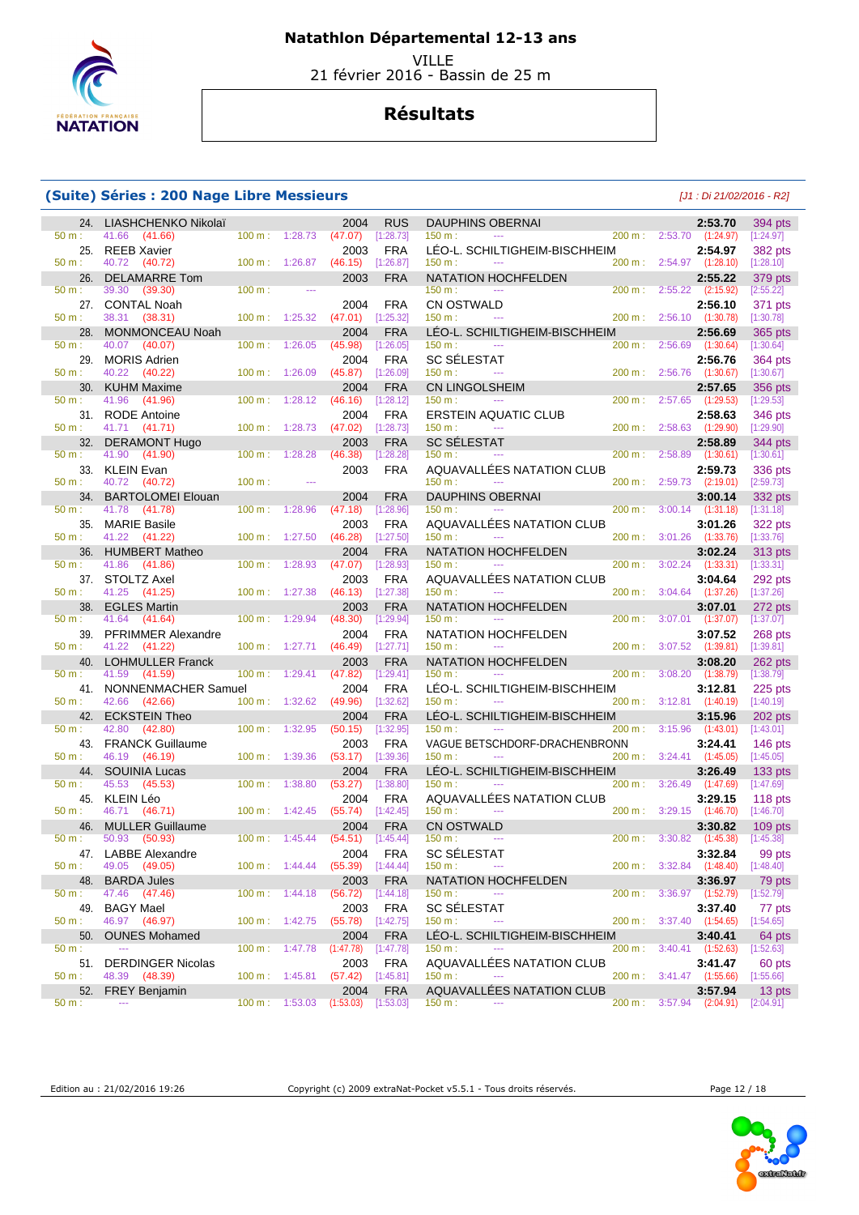# Natathlon Départemental 12-13 ans

VILLE
21 février 2016 - Bassin de 25 m

## Résultats

### (Suite) Séries : 200 Nage Libre Messieurs

*[J1 : Di 21/02/2016 - R2]*

| Rang | Nom | Année | Nat. | Club | Temps | Points |
|---|---|---|---|---|---|---|
| 24. | LIASHCHENKO Nikolaï | 2004 | RUS | DAUPHINS OBERNAI | 2:53.70 | 394 pts |
| | 50 m : 41.66 (41.66) – 100 m : 1:28.73 (47.07) [1:28.73] – 150 m : --- – 200 m : 2:53.70 (1:24.97) [1:24.97] | | | | | |
| 25. | REEB Xavier | 2003 | FRA | LÉO-L. SCHILTIGHEIM-BISCHHEIM | 2:54.97 | 382 pts |
| | 50 m : 40.72 (40.72) – 100 m : 1:26.87 (46.15) [1:26.87] – 150 m : --- – 200 m : 2:54.97 (1:28.10) [1:28.10] | | | | | |
| 26. | DELAMARRE Tom | 2003 | FRA | NATATION HOCHFELDEN | 2:55.22 | 379 pts |
| | 50 m : 39.30 (39.30) – 100 m : --- – 150 m : --- – 200 m : 2:55.22 (2:15.92) [2:55.22] | | | | | |
| 27. | CONTAL Noah | 2004 | FRA | CN OSTWALD | 2:56.10 | 371 pts |
| | 50 m : 38.31 (38.31) – 100 m : 1:25.32 (47.01) [1:25.32] – 150 m : --- – 200 m : 2:56.10 (1:30.78) [1:30.78] | | | | | |
| 28. | MONMONCEAU Noah | 2004 | FRA | LÉO-L. SCHILTIGHEIM-BISCHHEIM | 2:56.69 | 365 pts |
| | 50 m : 40.07 (40.07) – 100 m : 1:26.05 (45.98) [1:26.05] – 150 m : --- – 200 m : 2:56.69 (1:30.64) [1:30.64] | | | | | |
| 29. | MORIS Adrien | 2004 | FRA | SC SÉLESTAT | 2:56.76 | 364 pts |
| | 50 m : 40.22 (40.22) – 100 m : 1:26.09 (45.87) [1:26.09] – 150 m : --- – 200 m : 2:56.76 (1:30.67) [1:30.67] | | | | | |
| 30. | KUHM Maxime | 2004 | FRA | CN LINGOLSHEIM | 2:57.65 | 356 pts |
| | 50 m : 41.96 (41.96) – 100 m : 1:28.12 (46.16) [1:28.12] – 150 m : --- – 200 m : 2:57.65 (1:29.53) [1:29.53] | | | | | |
| 31. | RODE Antoine | 2004 | FRA | ERSTEIN AQUATIC CLUB | 2:58.63 | 346 pts |
| | 50 m : 41.71 (41.71) – 100 m : 1:28.73 (47.02) [1:28.73] – 150 m : --- – 200 m : 2:58.63 (1:29.90) [1:29.90] | | | | | |
| 32. | DERAMONT Hugo | 2003 | FRA | SC SÉLESTAT | 2:58.89 | 344 pts |
| | 50 m : 41.90 (41.90) – 100 m : 1:28.28 (46.38) [1:28.28] – 150 m : --- – 200 m : 2:58.89 (1:30.61) [1:30.61] | | | | | |
| 33. | KLEIN Evan | 2003 | FRA | AQUAVALLÉES NATATION CLUB | 2:59.73 | 336 pts |
| | 50 m : 40.72 (40.72) – 100 m : --- – 150 m : --- – 200 m : 2:59.73 (2:19.01) [2:59.73] | | | | | |
| 34. | BARTOLOMEI Elouan | 2004 | FRA | DAUPHINS OBERNAI | 3:00.14 | 332 pts |
| | 50 m : 41.78 (41.78) – 100 m : 1:28.96 (47.18) [1:28.96] – 150 m : --- – 200 m : 3:00.14 (1:31.18) [1:31.18] | | | | | |
| 35. | MARIE Basile | 2003 | FRA | AQUAVALLÉES NATATION CLUB | 3:01.26 | 322 pts |
| | 50 m : 41.22 (41.22) – 100 m : 1:27.50 (46.28) [1:27.50] – 150 m : --- – 200 m : 3:01.26 (1:33.76) [1:33.76] | | | | | |
| 36. | HUMBERT Matheo | 2004 | FRA | NATATION HOCHFELDEN | 3:02.24 | 313 pts |
| | 50 m : 41.86 (41.86) – 100 m : 1:28.93 (47.07) [1:28.93] – 150 m : --- – 200 m : 3:02.24 (1:33.31) [1:33.31] | | | | | |
| 37. | STOLTZ Axel | 2003 | FRA | AQUAVALLÉES NATATION CLUB | 3:04.64 | 292 pts |
| | 50 m : 41.25 (41.25) – 100 m : 1:27.38 (46.13) [1:27.38] – 150 m : --- – 200 m : 3:04.64 (1:37.26) [1:37.26] | | | | | |
| 38. | EGLES Martin | 2003 | FRA | NATATION HOCHFELDEN | 3:07.01 | 272 pts |
| | 50 m : 41.64 (41.64) – 100 m : 1:29.94 (48.30) [1:29.94] – 150 m : --- – 200 m : 3:07.01 (1:37.07) [1:37.07] | | | | | |
| 39. | PFRIMMER Alexandre | 2004 | FRA | NATATION HOCHFELDEN | 3:07.52 | 268 pts |
| | 50 m : 41.22 (41.22) – 100 m : 1:27.71 (46.49) [1:27.71] – 150 m : --- – 200 m : 3:07.52 (1:39.81) [1:39.81] | | | | | |
| 40. | LOHMULLER Franck | 2003 | FRA | NATATION HOCHFELDEN | 3:08.20 | 262 pts |
| | 50 m : 41.59 (41.59) – 100 m : 1:29.41 (47.82) [1:29.41] – 150 m : --- – 200 m : 3:08.20 (1:38.79) [1:38.79] | | | | | |
| 41. | NONNENMACHER Samuel | 2004 | FRA | LÉO-L. SCHILTIGHEIM-BISCHHEIM | 3:12.81 | 225 pts |
| | 50 m : 42.66 (42.66) – 100 m : 1:32.62 (49.96) [1:32.62] – 150 m : --- – 200 m : 3:12.81 (1:40.19) [1:40.19] | | | | | |
| 42. | ECKSTEIN Theo | 2004 | FRA | LÉO-L. SCHILTIGHEIM-BISCHHEIM | 3:15.96 | 202 pts |
| | 50 m : 42.80 (42.80) – 100 m : 1:32.95 (50.15) [1:32.95] – 150 m : --- – 200 m : 3:15.96 (1:43.01) [1:43.01] | | | | | |
| 43. | FRANCK Guillaume | 2003 | FRA | VAGUE BETSCHDORF-DRACHENBRONN | 3:24.41 | 146 pts |
| | 50 m : 46.19 (46.19) – 100 m : 1:39.36 (53.17) [1:39.36] – 150 m : --- – 200 m : 3:24.41 (1:45.05) [1:45.05] | | | | | |
| 44. | SOUINIA Lucas | 2004 | FRA | LÉO-L. SCHILTIGHEIM-BISCHHEIM | 3:26.49 | 133 pts |
| | 50 m : 45.53 (45.53) – 100 m : 1:38.80 (53.27) [1:38.80] – 150 m : --- – 200 m : 3:26.49 (1:47.69) [1:47.69] | | | | | |
| 45. | KLEIN Léo | 2004 | FRA | AQUAVALLÉES NATATION CLUB | 3:29.15 | 118 pts |
| | 50 m : 46.71 (46.71) – 100 m : 1:42.45 (55.74) [1:42.45] – 150 m : --- – 200 m : 3:29.15 (1:46.70) [1:46.70] | | | | | |
| 46. | MULLER Guillaume | 2004 | FRA | CN OSTWALD | 3:30.82 | 109 pts |
| | 50 m : 50.93 (50.93) – 100 m : 1:45.44 (54.51) [1:45.44] – 150 m : --- – 200 m : 3:30.82 (1:45.38) [1:45.38] | | | | | |
| 47. | LABBE Alexandre | 2004 | FRA | SC SÉLESTAT | 3:32.84 | 99 pts |
| | 50 m : 49.05 (49.05) – 100 m : 1:44.44 (55.39) [1:44.44] – 150 m : --- – 200 m : 3:32.84 (1:48.40) [1:48.40] | | | | | |
| 48. | BARDA Jules | 2003 | FRA | NATATION HOCHFELDEN | 3:36.97 | 79 pts |
| | 50 m : 47.46 (47.46) – 100 m : 1:44.18 (56.72) [1:44.18] – 150 m : --- – 200 m : 3:36.97 (1:52.79) [1:52.79] | | | | | |
| 49. | BAGY Mael | 2003 | FRA | SC SÉLESTAT | 3:37.40 | 77 pts |
| | 50 m : 46.97 (46.97) – 100 m : 1:42.75 (55.78) [1:42.75] – 150 m : --- – 200 m : 3:37.40 (1:54.65) [1:54.65] | | | | | |
| 50. | OUNES Mohamed | 2004 | FRA | LÉO-L. SCHILTIGHEIM-BISCHHEIM | 3:40.41 | 64 pts |
| | 50 m : --- – 100 m : 1:47.78 (1:47.78) [1:47.78] – 150 m : --- – 200 m : 3:40.41 (1:52.63) [1:52.63] | | | | | |
| 51. | DERDINGER Nicolas | 2003 | FRA | AQUAVALLÉES NATATION CLUB | 3:41.47 | 60 pts |
| | 50 m : 48.39 (48.39) – 100 m : 1:45.81 (57.42) [1:45.81] – 150 m : --- – 200 m : 3:41.47 (1:55.66) [1:55.66] | | | | | |
| 52. | FREY Benjamin | 2004 | FRA | AQUAVALLÉES NATATION CLUB | 3:57.94 | 13 pts |
| | 50 m : --- – 100 m : 1:53.03 (1:53.03) [1:53.03] – 150 m : --- – 200 m : 3:57.94 (2:04.91) [2:04.91] | | | | | |

Edition au : 21/02/2016 19:26 — Copyright (c) 2009 extraNat-Pocket v5.5.1 - Tous droits réservés.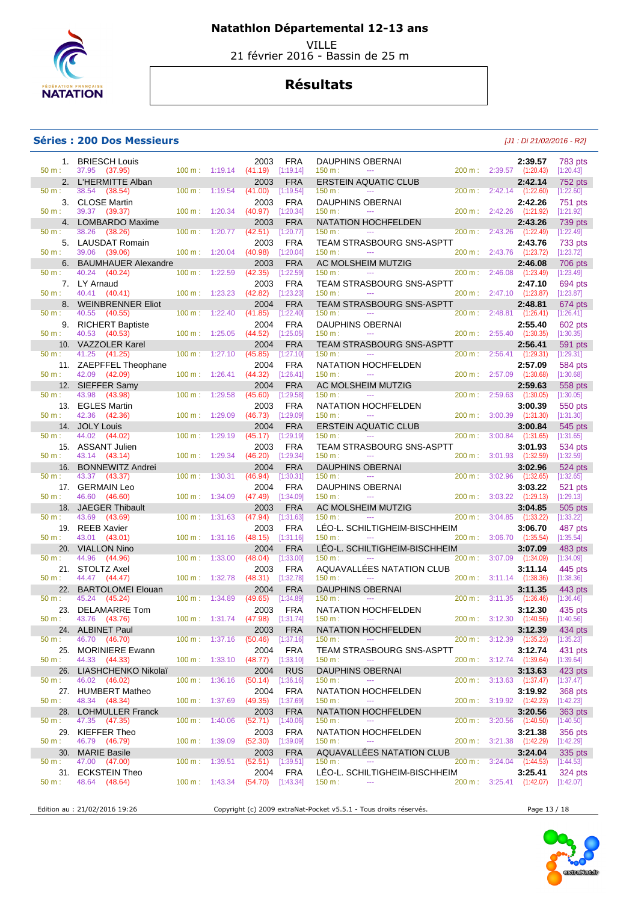# Natathlon Départemental 12-13 ans

VILLE
21 février 2016 - Bassin de 25 m

## Résultats

### Séries : 200 Dos Messieurs

*[J1 : Di 21/02/2016 - R2]*

| Pl. | Nom | Année | Nat. | Club | Temps | Points | 50 m | 100 m | 150 m | 200 m |
|---|---|---|---|---|---|---|---|---|---|---|
| 1. | BRIESCH Louis | 2003 | FRA | DAUPHINS OBERNAI | 2:39.57 | 783 pts | 37.95 (37.95) | 1:19.14 (41.19) [1:19.14] | --- | 2:39.57 (1:20.43) [1:20.43] |
| 2. | L'HERMITTE Alban | 2003 | FRA | ERSTEIN AQUATIC CLUB | 2:42.14 | 752 pts | 38.54 (38.54) | 1:19.54 (41.00) [1:19.54] | --- | 2:42.14 (1:22.60) [1:22.60] |
| 3. | CLOSE Martin | 2003 | FRA | DAUPHINS OBERNAI | 2:42.26 | 751 pts | 39.37 (39.37) | 1:20.34 (40.97) [1:20.34] | --- | 2:42.26 (1:21.92) [1:21.92] |
| 4. | LOMBARDO Maxime | 2003 | FRA | NATATION HOCHFELDEN | 2:43.26 | 739 pts | 38.26 (38.26) | 1:20.77 (42.51) [1:20.77] | --- | 2:43.26 (1:22.49) [1:22.49] |
| 5. | LAUSDAT Romain | 2003 | FRA | TEAM STRASBOURG SNS-ASPTT | 2:43.76 | 733 pts | 39.06 (39.06) | 1:20.04 (40.98) [1:20.04] | --- | 2:43.76 (1:23.72) [1:23.72] |
| 6. | BAUMHAUER Alexandre | 2003 | FRA | AC MOLSHEIM MUTZIG | 2:46.08 | 706 pts | 40.24 (40.24) | 1:22.59 (42.35) [1:22.59] | --- | 2:46.08 (1:23.49) [1:23.49] |
| 7. | LY Arnaud | 2003 | FRA | TEAM STRASBOURG SNS-ASPTT | 2:47.10 | 694 pts | 40.41 (40.41) | 1:23.23 (42.82) [1:23.23] | --- | 2:47.10 (1:23.87) [1:23.87] |
| 8. | WEINBRENNER Eliot | 2004 | FRA | TEAM STRASBOURG SNS-ASPTT | 2:48.81 | 674 pts | 40.55 (40.55) | 1:22.40 (41.85) [1:22.40] | --- | 2:48.81 (1:26.41) [1:26.41] |
| 9. | RICHERT Baptiste | 2004 | FRA | DAUPHINS OBERNAI | 2:55.40 | 602 pts | 40.53 (40.53) | 1:25.05 (44.52) [1:25.05] | --- | 2:55.40 (1:30.35) [1:30.35] |
| 10. | VAZZOLER Karel | 2004 | FRA | TEAM STRASBOURG SNS-ASPTT | 2:56.41 | 591 pts | 41.25 (41.25) | 1:27.10 (45.85) [1:27.10] | --- | 2:56.41 (1:29.31) [1:29.31] |
| 11. | ZAEPFFEL Theophane | 2004 | FRA | NATATION HOCHFELDEN | 2:57.09 | 584 pts | 42.09 (42.09) | 1:26.41 (44.32) [1:26.41] | --- | 2:57.09 (1:30.68) [1:30.68] |
| 12. | SIEFFER Samy | 2004 | FRA | AC MOLSHEIM MUTZIG | 2:59.63 | 558 pts | 43.98 (43.98) | 1:29.58 (45.60) [1:29.58] | --- | 2:59.63 (1:30.05) [1:30.05] |
| 13. | EGLES Martin | 2003 | FRA | NATATION HOCHFELDEN | 3:00.39 | 550 pts | 42.36 (42.36) | 1:29.09 (46.73) [1:29.09] | --- | 3:00.39 (1:31.30) [1:31.30] |
| 14. | JOLY Louis | 2004 | FRA | ERSTEIN AQUATIC CLUB | 3:00.84 | 545 pts | 44.02 (44.02) | 1:29.19 (45.17) [1:29.19] | --- | 3:00.84 (1:31.65) [1:31.65] |
| 15. | ASSANT Julien | 2003 | FRA | TEAM STRASBOURG SNS-ASPTT | 3:01.93 | 534 pts | 43.14 (43.14) | 1:29.34 (46.20) [1:29.34] | --- | 3:01.93 (1:32.59) [1:32.59] |
| 16. | BONNEWITZ Andrei | 2004 | FRA | DAUPHINS OBERNAI | 3:02.96 | 524 pts | 43.37 (43.37) | 1:30.31 (46.94) [1:30.31] | --- | 3:02.96 (1:32.65) [1:32.65] |
| 17. | GERMAIN Leo | 2004 | FRA | DAUPHINS OBERNAI | 3:03.22 | 521 pts | 46.60 (46.60) | 1:34.09 (47.49) [1:34.09] | --- | 3:03.22 (1:29.13) [1:29.13] |
| 18. | JAEGER Thibault | 2003 | FRA | AC MOLSHEIM MUTZIG | 3:04.85 | 505 pts | 43.69 (43.69) | 1:31.63 (47.94) [1:31.63] | --- | 3:04.85 (1:33.22) [1:33.22] |
| 19. | REEB Xavier | 2003 | FRA | LÉO-L. SCHILTIGHEIM-BISCHHEIM | 3:06.70 | 487 pts | 43.01 (43.01) | 1:31.16 (48.15) [1:31.16] | --- | 3:06.70 (1:35.54) [1:35.54] |
| 20. | VIALLON Nino | 2004 | FRA | LÉO-L. SCHILTIGHEIM-BISCHHEIM | 3:07.09 | 483 pts | 44.96 (44.96) | 1:33.00 (48.04) [1:33.00] | --- | 3:07.09 (1:34.09) [1:34.09] |
| 21. | STOLTZ Axel | 2003 | FRA | AQUAVALLÉES NATATION CLUB | 3:11.14 | 445 pts | 44.47 (44.47) | 1:32.78 (48.31) [1:32.78] | --- | 3:11.14 (1:38.36) [1:38.36] |
| 22. | BARTOLOMEI Elouan | 2004 | FRA | DAUPHINS OBERNAI | 3:11.35 | 443 pts | 45.24 (45.24) | 1:34.89 (49.65) [1:34.89] | --- | 3:11.35 (1:36.46) [1:36.46] |
| 23. | DELAMARRE Tom | 2003 | FRA | NATATION HOCHFELDEN | 3:12.30 | 435 pts | 43.76 (43.76) | 1:31.74 (47.98) [1:31.74] | --- | 3:12.30 (1:40.56) [1:40.56] |
| 24. | ALBINET Paul | 2003 | FRA | NATATION HOCHFELDEN | 3:12.39 | 434 pts | 46.70 (46.70) | 1:37.16 (50.46) [1:37.16] | --- | 3:12.39 (1:35.23) [1:35.23] |
| 25. | MORINIERE Ewann | 2004 | FRA | TEAM STRASBOURG SNS-ASPTT | 3:12.74 | 431 pts | 44.33 (44.33) | 1:33.10 (48.77) [1:33.10] | --- | 3:12.74 (1:39.64) [1:39.64] |
| 26. | LIASHCHENKO Nikolaï | 2004 | RUS | DAUPHINS OBERNAI | 3:13.63 | 423 pts | 46.02 (46.02) | 1:36.16 (50.14) [1:36.16] | --- | 3:13.63 (1:37.47) [1:37.47] |
| 27. | HUMBERT Matheo | 2004 | FRA | NATATION HOCHFELDEN | 3:19.92 | 368 pts | 48.34 (48.34) | 1:37.69 (49.35) [1:37.69] | --- | 3:19.92 (1:42.23) [1:42.23] |
| 28. | LOHMULLER Franck | 2003 | FRA | NATATION HOCHFELDEN | 3:20.56 | 363 pts | 47.35 (47.35) | 1:40.06 (52.71) [1:40.06] | --- | 3:20.56 (1:40.50) [1:40.50] |
| 29. | KIEFFER Theo | 2003 | FRA | NATATION HOCHFELDEN | 3:21.38 | 356 pts | 46.79 (46.79) | 1:39.09 (52.30) [1:39.09] | --- | 3:21.38 (1:42.29) [1:42.29] |
| 30. | MARIE Basile | 2003 | FRA | AQUAVALLÉES NATATION CLUB | 3:24.04 | 335 pts | 47.00 (47.00) | 1:39.51 (52.51) [1:39.51] | --- | 3:24.04 (1:44.53) [1:44.53] |
| 31. | ECKSTEIN Theo | 2004 | FRA | LÉO-L. SCHILTIGHEIM-BISCHHEIM | 3:25.41 | 324 pts | 48.64 (48.64) | 1:43.34 (54.70) [1:43.34] | --- | 3:25.41 (1:42.07) [1:42.07] |

Edition au : 21/02/2016 19:26 — Copyright (c) 2009 extraNat-Pocket v5.5.1 - Tous droits réservés.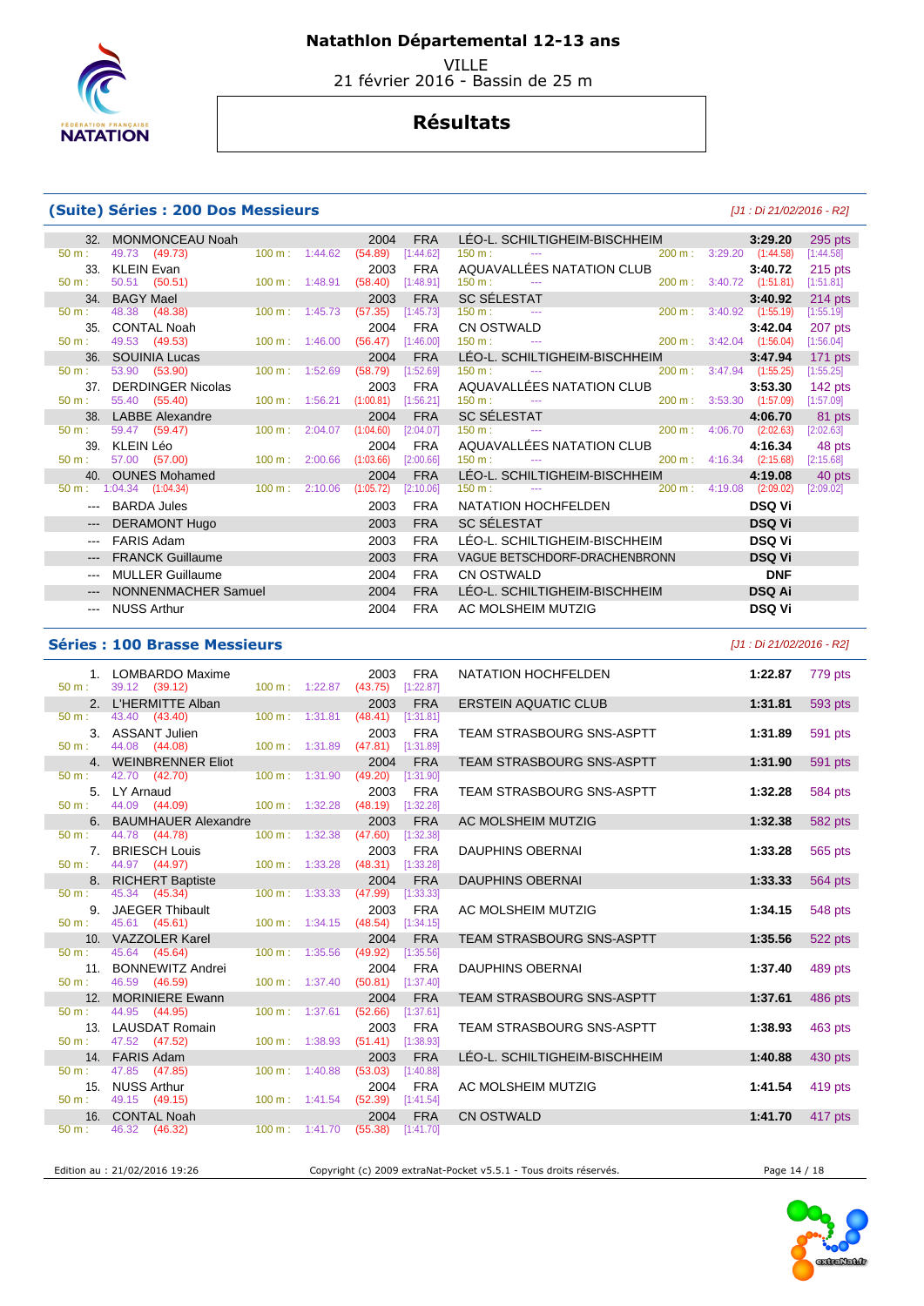# Natathlon Départemental 12-13 ans

VILLE
21 février 2016 - Bassin de 25 m

## Résultats

### (Suite) Séries : 200 Dos Messieurs

*[J1 : Di 21/02/2016 - R2]*

| Rang | Nom | Année | Nat. | Club | Temps | Points |
|---|---|---|---|---|---|---|
| 32. | MONMONCEAU Noah | 2004 | FRA | LÉO-L. SCHILTIGHEIM-BISCHHEIM | 3:29.20 | 295 pts |
| | 50 m : 49.73 (49.73) | 100 m : 1:44.62 (54.89) [1:44.62] | | 150 m : --- | 200 m : 3:29.20 (1:44.58) [1:44.58] | |
| 33. | KLEIN Evan | 2003 | FRA | AQUAVALLÉES NATATION CLUB | 3:40.72 | 215 pts |
| | 50 m : 50.51 (50.51) | 100 m : 1:48.91 (58.40) [1:48.91] | | 150 m : --- | 200 m : 3:40.72 (1:51.81) [1:51.81] | |
| 34. | BAGY Mael | 2003 | FRA | SC SÉLESTAT | 3:40.92 | 214 pts |
| | 50 m : 48.38 (48.38) | 100 m : 1:45.73 (57.35) [1:45.73] | | 150 m : --- | 200 m : 3:40.92 (1:55.19) [1:55.19] | |
| 35. | CONTAL Noah | 2004 | FRA | CN OSTWALD | 3:42.04 | 207 pts |
| | 50 m : 49.53 (49.53) | 100 m : 1:46.00 (56.47) [1:46.00] | | 150 m : --- | 200 m : 3:42.04 (1:56.04) [1:56.04] | |
| 36. | SOUINIA Lucas | 2004 | FRA | LÉO-L. SCHILTIGHEIM-BISCHHEIM | 3:47.94 | 171 pts |
| | 50 m : 53.90 (53.90) | 100 m : 1:52.69 (58.79) [1:52.69] | | 150 m : --- | 200 m : 3:47.94 (1:55.25) [1:55.25] | |
| 37. | DERDINGER Nicolas | 2003 | FRA | AQUAVALLÉES NATATION CLUB | 3:53.30 | 142 pts |
| | 50 m : 55.40 (55.40) | 100 m : 1:56.21 (1:00.81) [1:56.21] | | 150 m : --- | 200 m : 3:53.30 (1:57.09) [1:57.09] | |
| 38. | LABBE Alexandre | 2004 | FRA | SC SÉLESTAT | 4:06.70 | 81 pts |
| | 50 m : 59.47 (59.47) | 100 m : 2:04.07 (1:04.60) [2:04.07] | | 150 m : --- | 200 m : 4:06.70 (2:02.63) [2:02.63] | |
| 39. | KLEIN Léo | 2004 | FRA | AQUAVALLÉES NATATION CLUB | 4:16.34 | 48 pts |
| | 50 m : 57.00 (57.00) | 100 m : 2:00.66 (1:03.66) [2:00.66] | | 150 m : --- | 200 m : 4:16.34 (2:15.68) [2:15.68] | |
| 40. | OUNES Mohamed | 2004 | FRA | LÉO-L. SCHILTIGHEIM-BISCHHEIM | 4:19.08 | 40 pts |
| | 50 m : 1:04.34 (1:04.34) | 100 m : 2:10.06 (1:05.72) [2:10.06] | | 150 m : --- | 200 m : 4:19.08 (2:09.02) [2:09.02] | |
| --- | BARDA Jules | 2003 | FRA | NATATION HOCHFELDEN | DSQ Vi | |
| --- | DERAMONT Hugo | 2003 | FRA | SC SÉLESTAT | DSQ Vi | |
| --- | FARIS Adam | 2003 | FRA | LÉO-L. SCHILTIGHEIM-BISCHHEIM | DSQ Vi | |
| --- | FRANCK Guillaume | 2003 | FRA | VAGUE BETSCHDORF-DRACHENBRONN | DSQ Vi | |
| --- | MULLER Guillaume | 2004 | FRA | CN OSTWALD | DNF | |
| --- | NONNENMACHER Samuel | 2004 | FRA | LÉO-L. SCHILTIGHEIM-BISCHHEIM | DSQ Ai | |
| --- | NUSS Arthur | 2004 | FRA | AC MOLSHEIM MUTZIG | DSQ Vi | |

### Séries : 100 Brasse Messieurs

*[J1 : Di 21/02/2016 - R2]*

| Rang | Nom | Année | Nat. | Club | Temps | Points |
|---|---|---|---|---|---|---|
| 1. | LOMBARDO Maxime | 2003 | FRA | NATATION HOCHFELDEN | 1:22.87 | 779 pts |
| | 50 m : 39.12 (39.12) | 100 m : 1:22.87 (43.75) [1:22.87] | | | | |
| 2. | L'HERMITTE Alban | 2003 | FRA | ERSTEIN AQUATIC CLUB | 1:31.81 | 593 pts |
| | 50 m : 43.40 (43.40) | 100 m : 1:31.81 (48.41) [1:31.81] | | | | |
| 3. | ASSANT Julien | 2003 | FRA | TEAM STRASBOURG SNS-ASPTT | 1:31.89 | 591 pts |
| | 50 m : 44.08 (44.08) | 100 m : 1:31.89 (47.81) [1:31.89] | | | | |
| 4. | WEINBRENNER Eliot | 2004 | FRA | TEAM STRASBOURG SNS-ASPTT | 1:31.90 | 591 pts |
| | 50 m : 42.70 (42.70) | 100 m : 1:31.90 (49.20) [1:31.90] | | | | |
| 5. | LY Arnaud | 2003 | FRA | TEAM STRASBOURG SNS-ASPTT | 1:32.28 | 584 pts |
| | 50 m : 44.09 (44.09) | 100 m : 1:32.28 (48.19) [1:32.28] | | | | |
| 6. | BAUMHAUER Alexandre | 2003 | FRA | AC MOLSHEIM MUTZIG | 1:32.38 | 582 pts |
| | 50 m : 44.78 (44.78) | 100 m : 1:32.38 (47.60) [1:32.38] | | | | |
| 7. | BRIESCH Louis | 2003 | FRA | DAUPHINS OBERNAI | 1:33.28 | 565 pts |
| | 50 m : 44.97 (44.97) | 100 m : 1:33.28 (48.31) [1:33.28] | | | | |
| 8. | RICHERT Baptiste | 2004 | FRA | DAUPHINS OBERNAI | 1:33.33 | 564 pts |
| | 50 m : 45.34 (45.34) | 100 m : 1:33.33 (47.99) [1:33.33] | | | | |
| 9. | JAEGER Thibault | 2003 | FRA | AC MOLSHEIM MUTZIG | 1:34.15 | 548 pts |
| | 50 m : 45.61 (45.61) | 100 m : 1:34.15 (48.54) [1:34.15] | | | | |
| 10. | VAZZOLER Karel | 2004 | FRA | TEAM STRASBOURG SNS-ASPTT | 1:35.56 | 522 pts |
| | 50 m : 45.64 (45.64) | 100 m : 1:35.56 (49.92) [1:35.56] | | | | |
| 11. | BONNEWITZ Andrei | 2004 | FRA | DAUPHINS OBERNAI | 1:37.40 | 489 pts |
| | 50 m : 46.59 (46.59) | 100 m : 1:37.40 (50.81) [1:37.40] | | | | |
| 12. | MORINIERE Ewann | 2004 | FRA | TEAM STRASBOURG SNS-ASPTT | 1:37.61 | 486 pts |
| | 50 m : 44.95 (44.95) | 100 m : 1:37.61 (52.66) [1:37.61] | | | | |
| 13. | LAUSDAT Romain | 2003 | FRA | TEAM STRASBOURG SNS-ASPTT | 1:38.93 | 463 pts |
| | 50 m : 47.52 (47.52) | 100 m : 1:38.93 (51.41) [1:38.93] | | | | |
| 14. | FARIS Adam | 2003 | FRA | LÉO-L. SCHILTIGHEIM-BISCHHEIM | 1:40.88 | 430 pts |
| | 50 m : 47.85 (47.85) | 100 m : 1:40.88 (53.03) [1:40.88] | | | | |
| 15. | NUSS Arthur | 2004 | FRA | AC MOLSHEIM MUTZIG | 1:41.54 | 419 pts |
| | 50 m : 49.15 (49.15) | 100 m : 1:41.54 (52.39) [1:41.54] | | | | |
| 16. | CONTAL Noah | 2004 | FRA | CN OSTWALD | 1:41.70 | 417 pts |
| | 50 m : 46.32 (46.32) | 100 m : 1:41.70 (55.38) [1:41.70] | | | | |

Edition au : 21/02/2016 19:26 — Copyright (c) 2009 extraNat-Pocket v5.5.1 - Tous droits réservés.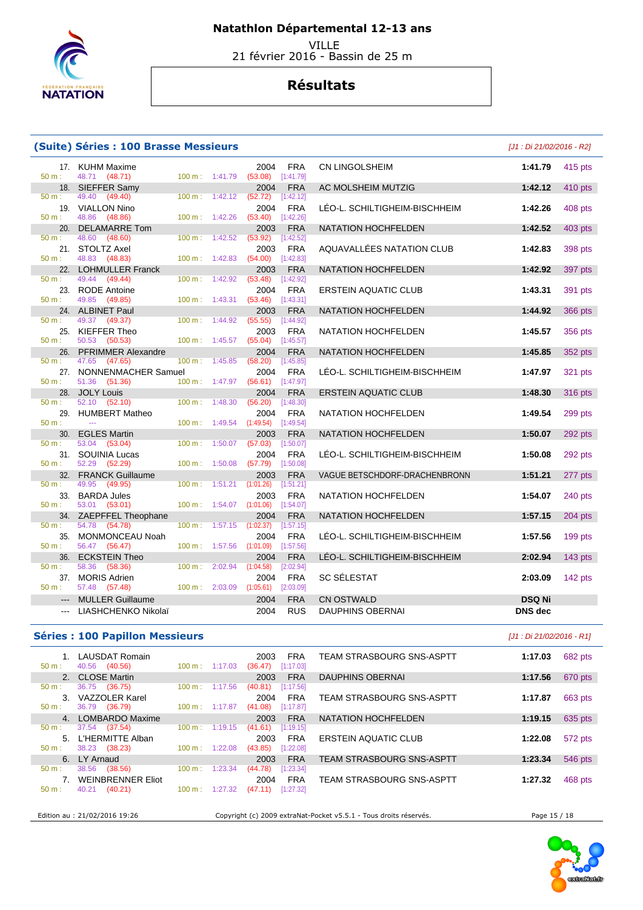# Natathlon Départemental 12-13 ans

VILLE
21 février 2016 - Bassin de 25 m

## Résultats

### (Suite) Séries : 100 Brasse Messieurs

*[J1 : Di 21/02/2016 - R2]*

| Rang | Nom | Année | Nat. | Club | Temps | Points |
|---|---|---|---|---|---|---|
| 17. | KUHM Maxime | 2004 | FRA | CN LINGOLSHEIM | **1:41.79** | 415 pts |
| | 50 m : 48.71 (48.71) — 100 m : 1:41.79 (53.08) [1:41.79] | | | | | |
| 18. | SIEFFER Samy | 2004 | FRA | AC MOLSHEIM MUTZIG | **1:42.12** | 410 pts |
| | 50 m : 49.40 (49.40) — 100 m : 1:42.12 (52.72) [1:42.12] | | | | | |
| 19. | VIALLON Nino | 2004 | FRA | LÉO-L. SCHILTIGHEIM-BISCHHEIM | **1:42.26** | 408 pts |
| | 50 m : 48.86 (48.86) — 100 m : 1:42.26 (53.40) [1:42.26] | | | | | |
| 20. | DELAMARRE Tom | 2003 | FRA | NATATION HOCHFELDEN | **1:42.52** | 403 pts |
| | 50 m : 48.60 (48.60) — 100 m : 1:42.52 (53.92) [1:42.52] | | | | | |
| 21. | STOLTZ Axel | 2003 | FRA | AQUAVALLÉES NATATION CLUB | **1:42.83** | 398 pts |
| | 50 m : 48.83 (48.83) — 100 m : 1:42.83 (54.00) [1:42.83] | | | | | |
| 22. | LOHMULLER Franck | 2003 | FRA | NATATION HOCHFELDEN | **1:42.92** | 397 pts |
| | 50 m : 49.44 (49.44) — 100 m : 1:42.92 (53.48) [1:42.92] | | | | | |
| 23. | RODE Antoine | 2004 | FRA | ERSTEIN AQUATIC CLUB | **1:43.31** | 391 pts |
| | 50 m : 49.85 (49.85) — 100 m : 1:43.31 (53.46) [1:43.31] | | | | | |
| 24. | ALBINET Paul | 2003 | FRA | NATATION HOCHFELDEN | **1:44.92** | 366 pts |
| | 50 m : 49.37 (49.37) — 100 m : 1:44.92 (55.55) [1:44.92] | | | | | |
| 25. | KIEFFER Theo | 2003 | FRA | NATATION HOCHFELDEN | **1:45.57** | 356 pts |
| | 50 m : 50.53 (50.53) — 100 m : 1:45.57 (55.04) [1:45.57] | | | | | |
| 26. | PFRIMMER Alexandre | 2004 | FRA | NATATION HOCHFELDEN | **1:45.85** | 352 pts |
| | 50 m : 47.65 (47.65) — 100 m : 1:45.85 (58.20) [1:45.85] | | | | | |
| 27. | NONNENMACHER Samuel | 2004 | FRA | LÉO-L. SCHILTIGHEIM-BISCHHEIM | **1:47.97** | 321 pts |
| | 50 m : 51.36 (51.36) — 100 m : 1:47.97 (56.61) [1:47.97] | | | | | |
| 28. | JOLY Louis | 2004 | FRA | ERSTEIN AQUATIC CLUB | **1:48.30** | 316 pts |
| | 50 m : 52.10 (52.10) — 100 m : 1:48.30 (56.20) [1:48.30] | | | | | |
| 29. | HUMBERT Matheo | 2004 | FRA | NATATION HOCHFELDEN | **1:49.54** | 299 pts |
| | 50 m : --- — 100 m : 1:49.54 (1:49.54) [1:49.54] | | | | | |
| 30. | EGLES Martin | 2003 | FRA | NATATION HOCHFELDEN | **1:50.07** | 292 pts |
| | 50 m : 53.04 (53.04) — 100 m : 1:50.07 (57.03) [1:50.07] | | | | | |
| 31. | SOUINIA Lucas | 2004 | FRA | LÉO-L. SCHILTIGHEIM-BISCHHEIM | **1:50.08** | 292 pts |
| | 50 m : 52.29 (52.29) — 100 m : 1:50.08 (57.79) [1:50.08] | | | | | |
| 32. | FRANCK Guillaume | 2003 | FRA | VAGUE BETSCHDORF-DRACHENBRONN | **1:51.21** | 277 pts |
| | 50 m : 49.95 (49.95) — 100 m : 1:51.21 (1:01.26) [1:51.21] | | | | | |
| 33. | BARDA Jules | 2003 | FRA | NATATION HOCHFELDEN | **1:54.07** | 240 pts |
| | 50 m : 53.01 (53.01) — 100 m : 1:54.07 (1:01.06) [1:54.07] | | | | | |
| 34. | ZAEPFFEL Theophane | 2004 | FRA | NATATION HOCHFELDEN | **1:57.15** | 204 pts |
| | 50 m : 54.78 (54.78) — 100 m : 1:57.15 (1:02.37) [1:57.15] | | | | | |
| 35. | MONMONCEAU Noah | 2004 | FRA | LÉO-L. SCHILTIGHEIM-BISCHHEIM | **1:57.56** | 199 pts |
| | 50 m : 56.47 (56.47) — 100 m : 1:57.56 (1:01.09) [1:57.56] | | | | | |
| 36. | ECKSTEIN Theo | 2004 | FRA | LÉO-L. SCHILTIGHEIM-BISCHHEIM | **2:02.94** | 143 pts |
| | 50 m : 58.36 (58.36) — 100 m : 2:02.94 (1:04.58) [2:02.94] | | | | | |
| 37. | MORIS Adrien | 2004 | FRA | SC SÉLESTAT | **2:03.09** | 142 pts |
| | 50 m : 57.48 (57.48) — 100 m : 2:03.09 (1:05.61) [2:03.09] | | | | | |
| --- | MULLER Guillaume | 2004 | FRA | CN OSTWALD | **DSQ Ni** | |
| --- | LIASHCHENKO Nikolaï | 2004 | RUS | DAUPHINS OBERNAI | **DNS dec** | |

### Séries : 100 Papillon Messieurs

*[J1 : Di 21/02/2016 - R1]*

| Rang | Nom | Année | Nat. | Club | Temps | Points |
|---|---|---|---|---|---|---|
| 1. | LAUSDAT Romain | 2003 | FRA | TEAM STRASBOURG SNS-ASPTT | **1:17.03** | 682 pts |
| | 50 m : 40.56 (40.56) — 100 m : 1:17.03 (36.47) [1:17.03] | | | | | |
| 2. | CLOSE Martin | 2003 | FRA | DAUPHINS OBERNAI | **1:17.56** | 670 pts |
| | 50 m : 36.75 (36.75) — 100 m : 1:17.56 (40.81) [1:17.56] | | | | | |
| 3. | VAZZOLER Karel | 2004 | FRA | TEAM STRASBOURG SNS-ASPTT | **1:17.87** | 663 pts |
| | 50 m : 36.79 (36.79) — 100 m : 1:17.87 (41.08) [1:17.87] | | | | | |
| 4. | LOMBARDO Maxime | 2003 | FRA | NATATION HOCHFELDEN | **1:19.15** | 635 pts |
| | 50 m : 37.54 (37.54) — 100 m : 1:19.15 (41.61) [1:19.15] | | | | | |
| 5. | L'HERMITTE Alban | 2003 | FRA | ERSTEIN AQUATIC CLUB | **1:22.08** | 572 pts |
| | 50 m : 38.23 (38.23) — 100 m : 1:22.08 (43.85) [1:22.08] | | | | | |
| 6. | LY Arnaud | 2003 | FRA | TEAM STRASBOURG SNS-ASPTT | **1:23.34** | 546 pts |
| | 50 m : 38.56 (38.56) — 100 m : 1:23.34 (44.78) [1:23.34] | | | | | |
| 7. | WEINBRENNER Eliot | 2004 | FRA | TEAM STRASBOURG SNS-ASPTT | **1:27.32** | 468 pts |
| | 50 m : 40.21 (40.21) — 100 m : 1:27.32 (47.11) [1:27.32] | | | | | |

Edition au : 21/02/2016 19:26 — Copyright (c) 2009 extraNat-Pocket v5.5.1 - Tous droits réservés.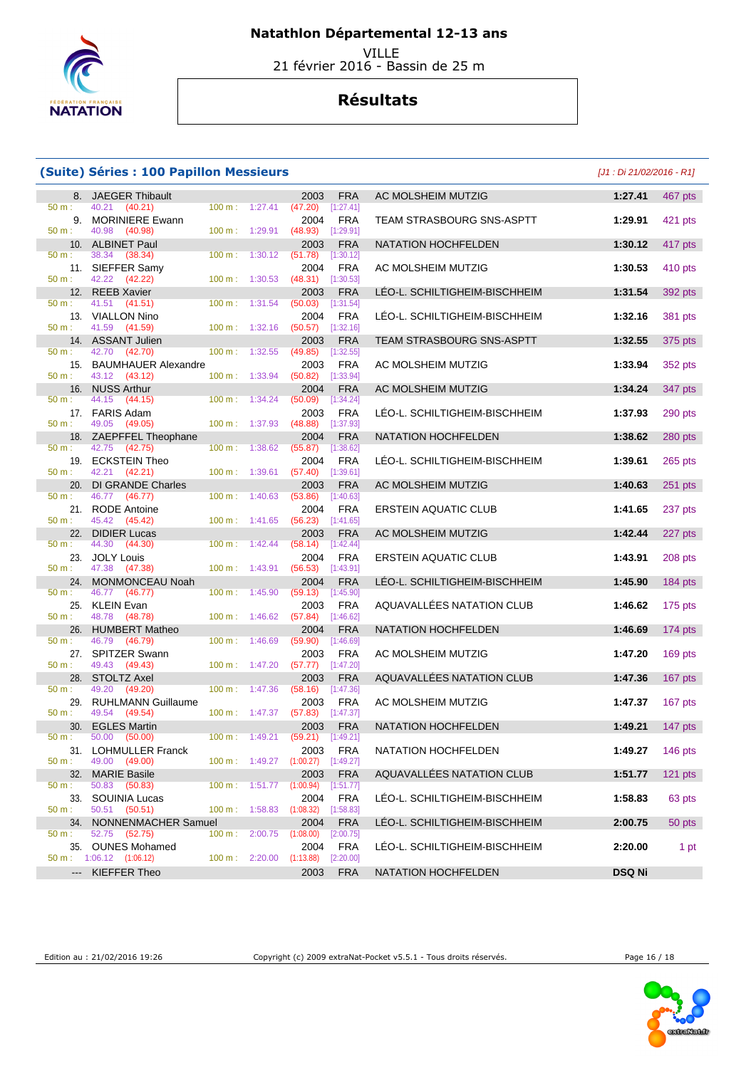# Natathlon Départemental 12-13 ans

VILLE
21 février 2016 - Bassin de 25 m

## Résultats

### (Suite) Séries : 100 Papillon Messieurs

*[J1 : Di 21/02/2016 - R1]*

| Rang | Nom | Année | Nat. | Club | Temps | Points |
|---|---|---|---|---|---|---|
| 8. | JAEGER Thibault | 2003 | FRA | AC MOLSHEIM MUTZIG | 1:27.41 | 467 pts |
| | 50 m : 40.21 (40.21) — 100 m : 1:27.41 (47.20) [1:27.41] | | | | | |
| 9. | MORINIERE Ewann | 2004 | FRA | TEAM STRASBOURG SNS-ASPTT | 1:29.91 | 421 pts |
| | 50 m : 40.98 (40.98) — 100 m : 1:29.91 (48.93) [1:29.91] | | | | | |
| 10. | ALBINET Paul | 2003 | FRA | NATATION HOCHFELDEN | 1:30.12 | 417 pts |
| | 50 m : 38.34 (38.34) — 100 m : 1:30.12 (51.78) [1:30.12] | | | | | |
| 11. | SIEFFER Samy | 2004 | FRA | AC MOLSHEIM MUTZIG | 1:30.53 | 410 pts |
| | 50 m : 42.22 (42.22) — 100 m : 1:30.53 (48.31) [1:30.53] | | | | | |
| 12. | REEB Xavier | 2003 | FRA | LÉO-L. SCHILTIGHEIM-BISCHHEIM | 1:31.54 | 392 pts |
| | 50 m : 41.51 (41.51) — 100 m : 1:31.54 (50.03) [1:31.54] | | | | | |
| 13. | VIALLON Nino | 2004 | FRA | LÉO-L. SCHILTIGHEIM-BISCHHEIM | 1:32.16 | 381 pts |
| | 50 m : 41.59 (41.59) — 100 m : 1:32.16 (50.57) [1:32.16] | | | | | |
| 14. | ASSANT Julien | 2003 | FRA | TEAM STRASBOURG SNS-ASPTT | 1:32.55 | 375 pts |
| | 50 m : 42.70 (42.70) — 100 m : 1:32.55 (49.85) [1:32.55] | | | | | |
| 15. | BAUMHAUER Alexandre | 2003 | FRA | AC MOLSHEIM MUTZIG | 1:33.94 | 352 pts |
| | 50 m : 43.12 (43.12) — 100 m : 1:33.94 (50.82) [1:33.94] | | | | | |
| 16. | NUSS Arthur | 2004 | FRA | AC MOLSHEIM MUTZIG | 1:34.24 | 347 pts |
| | 50 m : 44.15 (44.15) — 100 m : 1:34.24 (50.09) [1:34.24] | | | | | |
| 17. | FARIS Adam | 2003 | FRA | LÉO-L. SCHILTIGHEIM-BISCHHEIM | 1:37.93 | 290 pts |
| | 50 m : 49.05 (49.05) — 100 m : 1:37.93 (48.88) [1:37.93] | | | | | |
| 18. | ZAEPFFEL Theophane | 2004 | FRA | NATATION HOCHFELDEN | 1:38.62 | 280 pts |
| | 50 m : 42.75 (42.75) — 100 m : 1:38.62 (55.87) [1:38.62] | | | | | |
| 19. | ECKSTEIN Theo | 2004 | FRA | LÉO-L. SCHILTIGHEIM-BISCHHEIM | 1:39.61 | 265 pts |
| | 50 m : 42.21 (42.21) — 100 m : 1:39.61 (57.40) [1:39.61] | | | | | |
| 20. | DI GRANDE Charles | 2003 | FRA | AC MOLSHEIM MUTZIG | 1:40.63 | 251 pts |
| | 50 m : 46.77 (46.77) — 100 m : 1:40.63 (53.86) [1:40.63] | | | | | |
| 21. | RODE Antoine | 2004 | FRA | ERSTEIN AQUATIC CLUB | 1:41.65 | 237 pts |
| | 50 m : 45.42 (45.42) — 100 m : 1:41.65 (56.23) [1:41.65] | | | | | |
| 22. | DIDIER Lucas | 2003 | FRA | AC MOLSHEIM MUTZIG | 1:42.44 | 227 pts |
| | 50 m : 44.30 (44.30) — 100 m : 1:42.44 (58.14) [1:42.44] | | | | | |
| 23. | JOLY Louis | 2004 | FRA | ERSTEIN AQUATIC CLUB | 1:43.91 | 208 pts |
| | 50 m : 47.38 (47.38) — 100 m : 1:43.91 (56.53) [1:43.91] | | | | | |
| 24. | MONMONCEAU Noah | 2004 | FRA | LÉO-L. SCHILTIGHEIM-BISCHHEIM | 1:45.90 | 184 pts |
| | 50 m : 46.77 (46.77) — 100 m : 1:45.90 (59.13) [1:45.90] | | | | | |
| 25. | KLEIN Evan | 2003 | FRA | AQUAVALLÉES NATATION CLUB | 1:46.62 | 175 pts |
| | 50 m : 48.78 (48.78) — 100 m : 1:46.62 (57.84) [1:46.62] | | | | | |
| 26. | HUMBERT Matheo | 2004 | FRA | NATATION HOCHFELDEN | 1:46.69 | 174 pts |
| | 50 m : 46.79 (46.79) — 100 m : 1:46.69 (59.90) [1:46.69] | | | | | |
| 27. | SPITZER Swann | 2003 | FRA | AC MOLSHEIM MUTZIG | 1:47.20 | 169 pts |
| | 50 m : 49.43 (49.43) — 100 m : 1:47.20 (57.77) [1:47.20] | | | | | |
| 28. | STOLTZ Axel | 2003 | FRA | AQUAVALLÉES NATATION CLUB | 1:47.36 | 167 pts |
| | 50 m : 49.20 (49.20) — 100 m : 1:47.36 (58.16) [1:47.36] | | | | | |
| 29. | RUHLMANN Guillaume | 2003 | FRA | AC MOLSHEIM MUTZIG | 1:47.37 | 167 pts |
| | 50 m : 49.54 (49.54) — 100 m : 1:47.37 (57.83) [1:47.37] | | | | | |
| 30. | EGLES Martin | 2003 | FRA | NATATION HOCHFELDEN | 1:49.21 | 147 pts |
| | 50 m : 50.00 (50.00) — 100 m : 1:49.21 (59.21) [1:49.21] | | | | | |
| 31. | LOHMULLER Franck | 2003 | FRA | NATATION HOCHFELDEN | 1:49.27 | 146 pts |
| | 50 m : 49.00 (49.00) — 100 m : 1:49.27 (1:00.27) [1:49.27] | | | | | |
| 32. | MARIE Basile | 2003 | FRA | AQUAVALLÉES NATATION CLUB | 1:51.77 | 121 pts |
| | 50 m : 50.83 (50.83) — 100 m : 1:51.77 (1:00.94) [1:51.77] | | | | | |
| 33. | SOUINIA Lucas | 2004 | FRA | LÉO-L. SCHILTIGHEIM-BISCHHEIM | 1:58.83 | 63 pts |
| | 50 m : 50.51 (50.51) — 100 m : 1:58.83 (1:08.32) [1:58.83] | | | | | |
| 34. | NONNENMACHER Samuel | 2004 | FRA | LÉO-L. SCHILTIGHEIM-BISCHHEIM | 2:00.75 | 50 pts |
| | 50 m : 52.75 (52.75) — 100 m : 2:00.75 (1:08.00) [2:00.75] | | | | | |
| 35. | OUNES Mohamed | 2004 | FRA | LÉO-L. SCHILTIGHEIM-BISCHHEIM | 2:20.00 | 1 pt |
| | 50 m : 1:06.12 (1:06.12) — 100 m : 2:20.00 (1:13.88) [2:20.00] | | | | | |
| --- | KIEFFER Theo | 2003 | FRA | NATATION HOCHFELDEN | DSQ Ni | |

Edition au : 21/02/2016 19:26 — Copyright (c) 2009 extraNat-Pocket v5.5.1 - Tous droits réservés.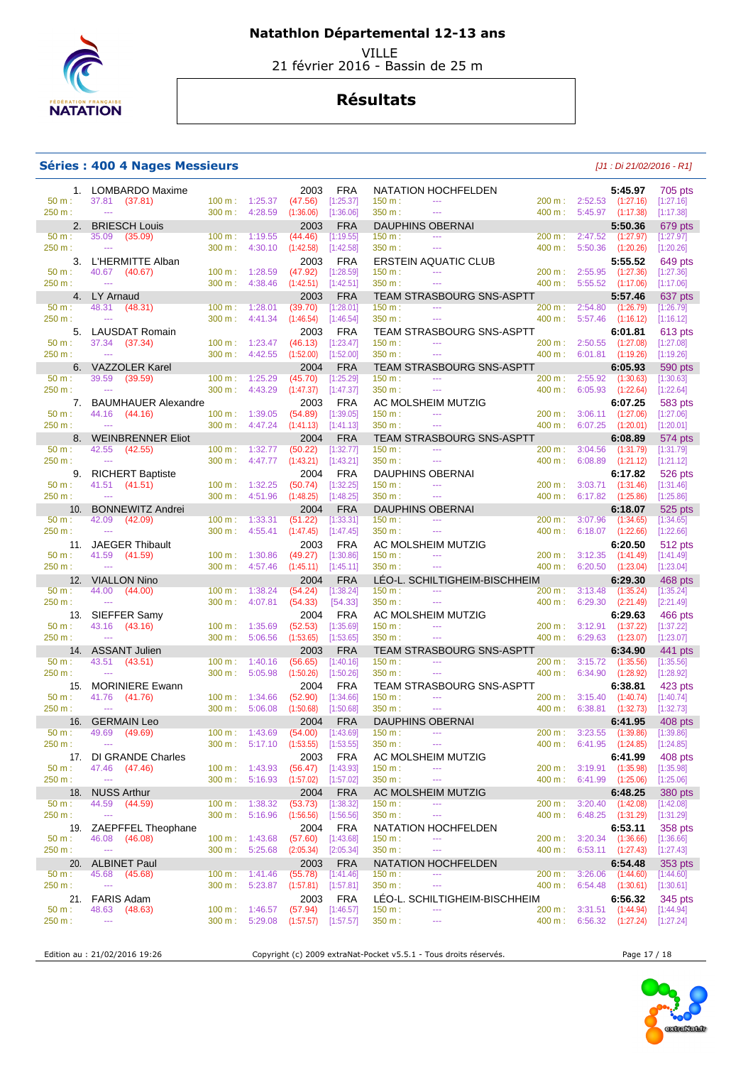# Natathlon Départemental 12-13 ans

VILLE
21 février 2016 - Bassin de 25 m

## Résultats

### Séries : 400 4 Nages Messieurs

*[J1 : Di 21/02/2016 - R1]*

| Rang | Nom | Année | Nat. | Club | Temps | Points |
|---|---|---|---|---|---|---|
| 1. | LOMBARDO Maxime | 2003 | FRA | NATATION HOCHFELDEN | 5:45.97 | 705 pts |
| | 50 m : 37.81 (37.81) | 100 m : 1:25.37 (47.56) [1:25.37] | 150 m : --- | 200 m : 2:52.53 (1:27.16) [1:27.16] | 250 m : --- | 300 m : 4:28.59 (1:36.06) [1:36.06] — 350 m : --- — 400 m : 5:45.97 (1:17.38) [1:17.38] |
| 2. | BRIESCH Louis | 2003 | FRA | DAUPHINS OBERNAI | 5:50.36 | 679 pts |
| | 50 m : 35.09 (35.09) | 100 m : 1:19.55 (44.46) [1:19.55] | 150 m : --- | 200 m : 2:47.52 (1:27.97) [1:27.97] | 250 m : --- | 300 m : 4:30.10 (1:42.58) [1:42.58] — 350 m : --- — 400 m : 5:50.36 (1:20.26) [1:20.26] |
| 3. | L'HERMITTE Alban | 2003 | FRA | ERSTEIN AQUATIC CLUB | 5:55.52 | 649 pts |
| | 50 m : 40.67 (40.67) | 100 m : 1:28.59 (47.92) [1:28.59] | 150 m : --- | 200 m : 2:55.95 (1:27.36) [1:27.36] | 250 m : --- | 300 m : 4:38.46 (1:42.51) [1:42.51] — 350 m : --- — 400 m : 5:55.52 (1:17.06) [1:17.06] |
| 4. | LY Arnaud | 2003 | FRA | TEAM STRASBOURG SNS-ASPTT | 5:57.46 | 637 pts |
| | 50 m : 48.31 (48.31) | 100 m : 1:28.01 (39.70) [1:28.01] | 150 m : --- | 200 m : 2:54.80 (1:26.79) [1:26.79] | 250 m : --- | 300 m : 4:41.34 (1:46.54) [1:46.54] — 350 m : --- — 400 m : 5:57.46 (1:16.12) [1:16.12] |
| 5. | LAUSDAT Romain | 2003 | FRA | TEAM STRASBOURG SNS-ASPTT | 6:01.81 | 613 pts |
| | 50 m : 37.34 (37.34) | 100 m : 1:23.47 (46.13) [1:23.47] | 150 m : --- | 200 m : 2:50.55 (1:27.08) [1:27.08] | 250 m : --- | 300 m : 4:42.55 (1:52.00) [1:52.00] — 350 m : --- — 400 m : 6:01.81 (1:19.26) [1:19.26] |
| 6. | VAZZOLER Karel | 2004 | FRA | TEAM STRASBOURG SNS-ASPTT | 6:05.93 | 590 pts |
| | 50 m : 39.59 (39.59) | 100 m : 1:25.29 (45.70) [1:25.29] | 150 m : --- | 200 m : 2:55.92 (1:30.63) [1:30.63] | 250 m : --- | 300 m : 4:43.29 (1:47.37) [1:47.37] — 350 m : --- — 400 m : 6:05.93 (1:22.64) [1:22.64] |
| 7. | BAUMHAUER Alexandre | 2003 | FRA | AC MOLSHEIM MUTZIG | 6:07.25 | 583 pts |
| | 50 m : 44.16 (44.16) | 100 m : 1:39.05 (54.89) [1:39.05] | 150 m : --- | 200 m : 3:06.11 (1:27.06) [1:27.06] | 250 m : --- | 300 m : 4:47.24 (1:41.13) [1:41.13] — 350 m : --- — 400 m : 6:07.25 (1:20.01) [1:20.01] |
| 8. | WEINBRENNER Eliot | 2004 | FRA | TEAM STRASBOURG SNS-ASPTT | 6:08.89 | 574 pts |
| | 50 m : 42.55 (42.55) | 100 m : 1:32.77 (50.22) [1:32.77] | 150 m : --- | 200 m : 3:04.56 (1:31.79) [1:31.79] | 250 m : --- | 300 m : 4:47.77 (1:43.21) [1:43.21] — 350 m : --- — 400 m : 6:08.89 (1:21.12) [1:21.12] |
| 9. | RICHERT Baptiste | 2004 | FRA | DAUPHINS OBERNAI | 6:17.82 | 526 pts |
| | 50 m : 41.51 (41.51) | 100 m : 1:32.25 (50.74) [1:32.25] | 150 m : --- | 200 m : 3:03.71 (1:31.46) [1:31.46] | 250 m : --- | 300 m : 4:51.96 (1:48.25) [1:48.25] — 350 m : --- — 400 m : 6:17.82 (1:25.86) [1:25.86] |
| 10. | BONNEWITZ Andrei | 2004 | FRA | DAUPHINS OBERNAI | 6:18.07 | 525 pts |
| | 50 m : 42.09 (42.09) | 100 m : 1:33.31 (51.22) [1:33.31] | 150 m : --- | 200 m : 3:07.96 (1:34.65) [1:34.65] | 250 m : --- | 300 m : 4:55.41 (1:47.45) [1:47.45] — 350 m : --- — 400 m : 6:18.07 (1:22.66) [1:22.66] |
| 11. | JAEGER Thibault | 2003 | FRA | AC MOLSHEIM MUTZIG | 6:20.50 | 512 pts |
| | 50 m : 41.59 (41.59) | 100 m : 1:30.86 (49.27) [1:30.86] | 150 m : --- | 200 m : 3:12.35 (1:41.49) [1:41.49] | 250 m : --- | 300 m : 4:57.46 (1:45.11) [1:45.11] — 350 m : --- — 400 m : 6:20.50 (1:23.04) [1:23.04] |
| 12. | VIALLON Nino | 2004 | FRA | LÉO-L. SCHILTIGHEIM-BISCHHEIM | 6:29.30 | 468 pts |
| | 50 m : 44.00 (44.00) | 100 m : 1:38.24 (54.24) [1:38.24] | 150 m : --- | 200 m : 3:13.48 (1:35.24) [1:35.24] | 250 m : --- | 300 m : 4:07.81 (54.33) [54.33] — 350 m : --- — 400 m : 6:29.30 (2:21.49) [2:21.49] |
| 13. | SIEFFER Samy | 2004 | FRA | AC MOLSHEIM MUTZIG | 6:29.63 | 466 pts |
| | 50 m : 43.16 (43.16) | 100 m : 1:35.69 (52.53) [1:35.69] | 150 m : --- | 200 m : 3:12.91 (1:37.22) [1:37.22] | 250 m : --- | 300 m : 5:06.56 (1:53.65) [1:53.65] — 350 m : --- — 400 m : 6:29.63 (1:23.07) [1:23.07] |
| 14. | ASSANT Julien | 2003 | FRA | TEAM STRASBOURG SNS-ASPTT | 6:34.90 | 441 pts |
| | 50 m : 43.51 (43.51) | 100 m : 1:40.16 (56.65) [1:40.16] | 150 m : --- | 200 m : 3:15.72 (1:35.56) [1:35.56] | 250 m : --- | 300 m : 5:05.98 (1:50.26) [1:50.26] — 350 m : --- — 400 m : 6:34.90 (1:28.92) [1:28.92] |
| 15. | MORINIERE Ewann | 2004 | FRA | TEAM STRASBOURG SNS-ASPTT | 6:38.81 | 423 pts |
| | 50 m : 41.76 (41.76) | 100 m : 1:34.66 (52.90) [1:34.66] | 150 m : --- | 200 m : 3:15.40 (1:40.74) [1:40.74] | 250 m : --- | 300 m : 5:06.08 (1:50.68) [1:50.68] — 350 m : --- — 400 m : 6:38.81 (1:32.73) [1:32.73] |
| 16. | GERMAIN Leo | 2004 | FRA | DAUPHINS OBERNAI | 6:41.95 | 408 pts |
| | 50 m : 49.69 (49.69) | 100 m : 1:43.69 (54.00) [1:43.69] | 150 m : --- | 200 m : 3:23.55 (1:39.86) [1:39.86] | 250 m : --- | 300 m : 5:17.10 (1:53.55) [1:53.55] — 350 m : --- — 400 m : 6:41.95 (1:24.85) [1:24.85] |
| 17. | DI GRANDE Charles | 2003 | FRA | AC MOLSHEIM MUTZIG | 6:41.99 | 408 pts |
| | 50 m : 47.46 (47.46) | 100 m : 1:43.93 (56.47) [1:43.93] | 150 m : --- | 200 m : 3:19.91 (1:35.98) [1:35.98] | 250 m : --- | 300 m : 5:16.93 (1:57.02) [1:57.02] — 350 m : --- — 400 m : 6:41.99 (1:25.06) [1:25.06] |
| 18. | NUSS Arthur | 2004 | FRA | AC MOLSHEIM MUTZIG | 6:48.25 | 380 pts |
| | 50 m : 44.59 (44.59) | 100 m : 1:38.32 (53.73) [1:38.32] | 150 m : --- | 200 m : 3:20.40 (1:42.08) [1:42.08] | 250 m : --- | 300 m : 5:16.96 (1:56.56) [1:56.56] — 350 m : --- — 400 m : 6:48.25 (1:31.29) [1:31.29] |
| 19. | ZAEPFFEL Theophane | 2004 | FRA | NATATION HOCHFELDEN | 6:53.11 | 358 pts |
| | 50 m : 46.08 (46.08) | 100 m : 1:43.68 (57.60) [1:43.68] | 150 m : --- | 200 m : 3:20.34 (1:36.66) [1:36.66] | 250 m : --- | 300 m : 5:25.68 (2:05.34) [2:05.34] — 350 m : --- — 400 m : 6:53.11 (1:27.43) [1:27.43] |
| 20. | ALBINET Paul | 2003 | FRA | NATATION HOCHFELDEN | 6:54.48 | 353 pts |
| | 50 m : 45.68 (45.68) | 100 m : 1:41.46 (55.78) [1:41.46] | 150 m : --- | 200 m : 3:26.06 (1:44.60) [1:44.60] | 250 m : --- | 300 m : 5:23.87 (1:57.81) [1:57.81] — 350 m : --- — 400 m : 6:54.48 (1:30.61) [1:30.61] |
| 21. | FARIS Adam | 2003 | FRA | LÉO-L. SCHILTIGHEIM-BISCHHEIM | 6:56.32 | 345 pts |
| | 50 m : 48.63 (48.63) | 100 m : 1:46.57 (57.94) [1:46.57] | 150 m : --- | 200 m : 3:31.51 (1:44.94) [1:44.94] | 250 m : --- | 300 m : 5:29.08 (1:57.57) [1:57.57] — 350 m : --- — 400 m : 6:56.32 (1:27.24) [1:27.24] |

Edition au : 21/02/2016 19:26 — Copyright (c) 2009 extraNat-Pocket v5.5.1 - Tous droits réservés.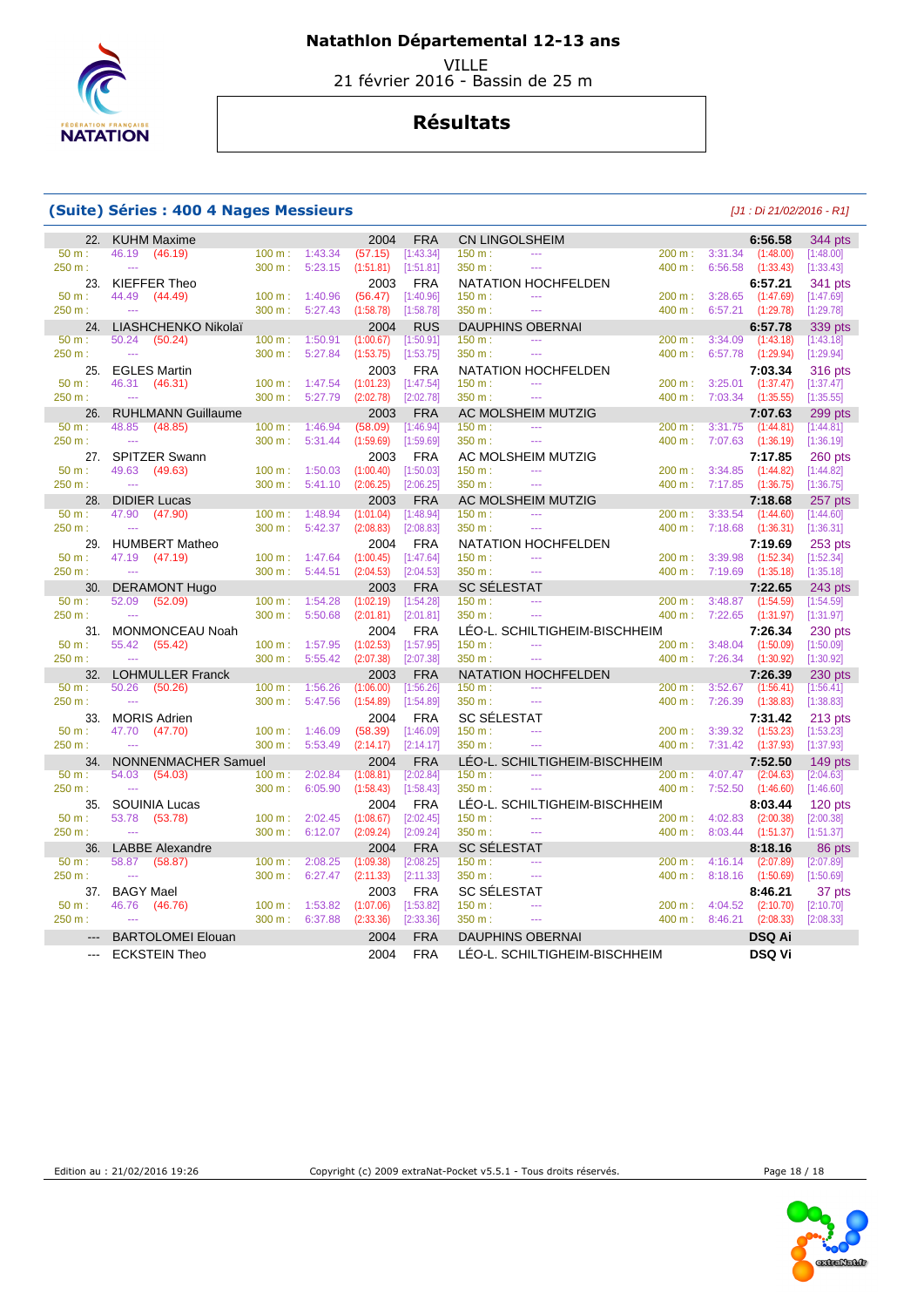# Natathlon Départemental 12-13 ans

VILLE
21 février 2016 - Bassin de 25 m

## Résultats

### (Suite) Séries : 400 4 Nages Messieurs

*[J1 : Di 21/02/2016 - R1]*

| Rang | Nom | Année | Nat. | Club | Temps | Points |
|---|---|---|---|---|---|---|
| 22. | KUHM Maxime | 2004 | FRA | CN LINGOLSHEIM | 6:56.58 | 344 pts |
| | 50 m : 46.19 (46.19) / 100 m : 1:43.34 (57.15) [1:43.34] / 150 m : --- / 200 m : 3:31.34 (1:48.00) [1:48.00] / 250 m : --- / 300 m : 5:23.15 (1:51.81) [1:51.81] / 350 m : --- / 400 m : 6:56.58 (1:33.43) [1:33.43] | | | | | |
| 23. | KIEFFER Theo | 2003 | FRA | NATATION HOCHFELDEN | 6:57.21 | 341 pts |
| | 50 m : 44.49 (44.49) / 100 m : 1:40.96 (56.47) [1:40.96] / 150 m : --- / 200 m : 3:28.65 (1:47.69) [1:47.69] / 250 m : --- / 300 m : 5:27.43 (1:58.78) [1:58.78] / 350 m : --- / 400 m : 6:57.21 (1:29.78) [1:29.78] | | | | | |
| 24. | LIASHCHENKO Nikolaï | 2004 | RUS | DAUPHINS OBERNAI | 6:57.78 | 339 pts |
| | 50 m : 50.24 (50.24) / 100 m : 1:50.91 (1:00.67) [1:50.91] / 150 m : --- / 200 m : 3:34.09 (1:43.18) [1:43.18] / 250 m : --- / 300 m : 5:27.84 (1:53.75) [1:53.75] / 350 m : --- / 400 m : 6:57.78 (1:29.94) [1:29.94] | | | | | |
| 25. | EGLES Martin | 2003 | FRA | NATATION HOCHFELDEN | 7:03.34 | 316 pts |
| | 50 m : 46.31 (46.31) / 100 m : 1:47.54 (1:01.23) [1:47.54] / 150 m : --- / 200 m : 3:25.01 (1:37.47) [1:37.47] / 250 m : --- / 300 m : 5:27.79 (2:02.78) [2:02.78] / 350 m : --- / 400 m : 7:03.34 (1:35.55) [1:35.55] | | | | | |
| 26. | RUHLMANN Guillaume | 2003 | FRA | AC MOLSHEIM MUTZIG | 7:07.63 | 299 pts |
| | 50 m : 48.85 (48.85) / 100 m : 1:46.94 (58.09) [1:46.94] / 150 m : --- / 200 m : 3:31.75 (1:44.81) [1:44.81] / 250 m : --- / 300 m : 5:31.44 (1:59.69) [1:59.69] / 350 m : --- / 400 m : 7:07.63 (1:36.19) [1:36.19] | | | | | |
| 27. | SPITZER Swann | 2003 | FRA | AC MOLSHEIM MUTZIG | 7:17.85 | 260 pts |
| | 50 m : 49.63 (49.63) / 100 m : 1:50.03 (1:00.40) [1:50.03] / 150 m : --- / 200 m : 3:34.85 (1:44.82) [1:44.82] / 250 m : --- / 300 m : 5:41.10 (2:06.25) [2:06.25] / 350 m : --- / 400 m : 7:17.85 (1:36.75) [1:36.75] | | | | | |
| 28. | DIDIER Lucas | 2003 | FRA | AC MOLSHEIM MUTZIG | 7:18.68 | 257 pts |
| | 50 m : 47.90 (47.90) / 100 m : 1:48.94 (1:01.04) [1:48.94] / 150 m : --- / 200 m : 3:33.54 (1:44.60) [1:44.60] / 250 m : --- / 300 m : 5:42.37 (2:08.83) [2:08.83] / 350 m : --- / 400 m : 7:18.68 (1:36.31) [1:36.31] | | | | | |
| 29. | HUMBERT Matheo | 2004 | FRA | NATATION HOCHFELDEN | 7:19.69 | 253 pts |
| | 50 m : 47.19 (47.19) / 100 m : 1:47.64 (1:00.45) [1:47.64] / 150 m : --- / 200 m : 3:39.98 (1:52.34) [1:52.34] / 250 m : --- / 300 m : 5:44.51 (2:04.53) [2:04.53] / 350 m : --- / 400 m : 7:19.69 (1:35.18) [1:35.18] | | | | | |
| 30. | DERAMONT Hugo | 2003 | FRA | SC SÉLESTAT | 7:22.65 | 243 pts |
| | 50 m : 52.09 (52.09) / 100 m : 1:54.28 (1:02.19) [1:54.28] / 150 m : --- / 200 m : 3:48.87 (1:54.59) [1:54.59] / 250 m : --- / 300 m : 5:50.68 (2:01.81) [2:01.81] / 350 m : --- / 400 m : 7:22.65 (1:31.97) [1:31.97] | | | | | |
| 31. | MONMONCEAU Noah | 2004 | FRA | LÉO-L. SCHILTIGHEIM-BISCHHEIM | 7:26.34 | 230 pts |
| | 50 m : 55.42 (55.42) / 100 m : 1:57.95 (1:02.53) [1:57.95] / 150 m : --- / 200 m : 3:48.04 (1:50.09) [1:50.09] / 250 m : --- / 300 m : 5:55.42 (2:07.38) [2:07.38] / 350 m : --- / 400 m : 7:26.34 (1:30.92) [1:30.92] | | | | | |
| 32. | LOHMULLER Franck | 2003 | FRA | NATATION HOCHFELDEN | 7:26.39 | 230 pts |
| | 50 m : 50.26 (50.26) / 100 m : 1:56.26 (1:06.00) [1:56.26] / 150 m : --- / 200 m : 3:52.67 (1:56.41) [1:56.41] / 250 m : --- / 300 m : 5:47.56 (1:54.89) [1:54.89] / 350 m : --- / 400 m : 7:26.39 (1:38.83) [1:38.83] | | | | | |
| 33. | MORIS Adrien | 2004 | FRA | SC SÉLESTAT | 7:31.42 | 213 pts |
| | 50 m : 47.70 (47.70) / 100 m : 1:46.09 (58.39) [1:46.09] / 150 m : --- / 200 m : 3:39.32 (1:53.23) [1:53.23] / 250 m : --- / 300 m : 5:53.49 (2:14.17) [2:14.17] / 350 m : --- / 400 m : 7:31.42 (1:37.93) [1:37.93] | | | | | |
| 34. | NONNENMACHER Samuel | 2004 | FRA | LÉO-L. SCHILTIGHEIM-BISCHHEIM | 7:52.50 | 149 pts |
| | 50 m : 54.03 (54.03) / 100 m : 2:02.84 (1:08.81) [2:02.84] / 150 m : --- / 200 m : 4:07.47 (2:04.63) [2:04.63] / 250 m : --- / 300 m : 6:05.90 (1:58.43) [1:58.43] / 350 m : --- / 400 m : 7:52.50 (1:46.60) [1:46.60] | | | | | |
| 35. | SOUINIA Lucas | 2004 | FRA | LÉO-L. SCHILTIGHEIM-BISCHHEIM | 8:03.44 | 120 pts |
| | 50 m : 53.78 (53.78) / 100 m : 2:02.45 (1:08.67) [2:02.45] / 150 m : --- / 200 m : 4:02.83 (2:00.38) [2:00.38] / 250 m : --- / 300 m : 6:12.07 (2:09.24) [2:09.24] / 350 m : --- / 400 m : 8:03.44 (1:51.37) [1:51.37] | | | | | |
| 36. | LABBE Alexandre | 2004 | FRA | SC SÉLESTAT | 8:18.16 | 86 pts |
| | 50 m : 58.87 (58.87) / 100 m : 2:08.25 (1:09.38) [2:08.25] / 150 m : --- / 200 m : 4:16.14 (2:07.89) [2:07.89] / 250 m : --- / 300 m : 6:27.47 (2:11.33) [2:11.33] / 350 m : --- / 400 m : 8:18.16 (1:50.69) [1:50.69] | | | | | |
| 37. | BAGY Mael | 2003 | FRA | SC SÉLESTAT | 8:46.21 | 37 pts |
| | 50 m : 46.76 (46.76) / 100 m : 1:53.82 (1:07.06) [1:53.82] / 150 m : --- / 200 m : 4:04.52 (2:10.70) [2:10.70] / 250 m : --- / 300 m : 6:37.88 (2:33.36) [2:33.36] / 350 m : --- / 400 m : 8:46.21 (2:08.33) [2:08.33] | | | | | |
| --- | BARTOLOMEI Elouan | 2004 | FRA | DAUPHINS OBERNAI | DSQ Ai | |
| --- | ECKSTEIN Theo | 2004 | FRA | LÉO-L. SCHILTIGHEIM-BISCHHEIM | DSQ Vi | |

Edition au : 21/02/2016 19:26 — Copyright (c) 2009 extraNat-Pocket v5.5.1 - Tous droits réservés.